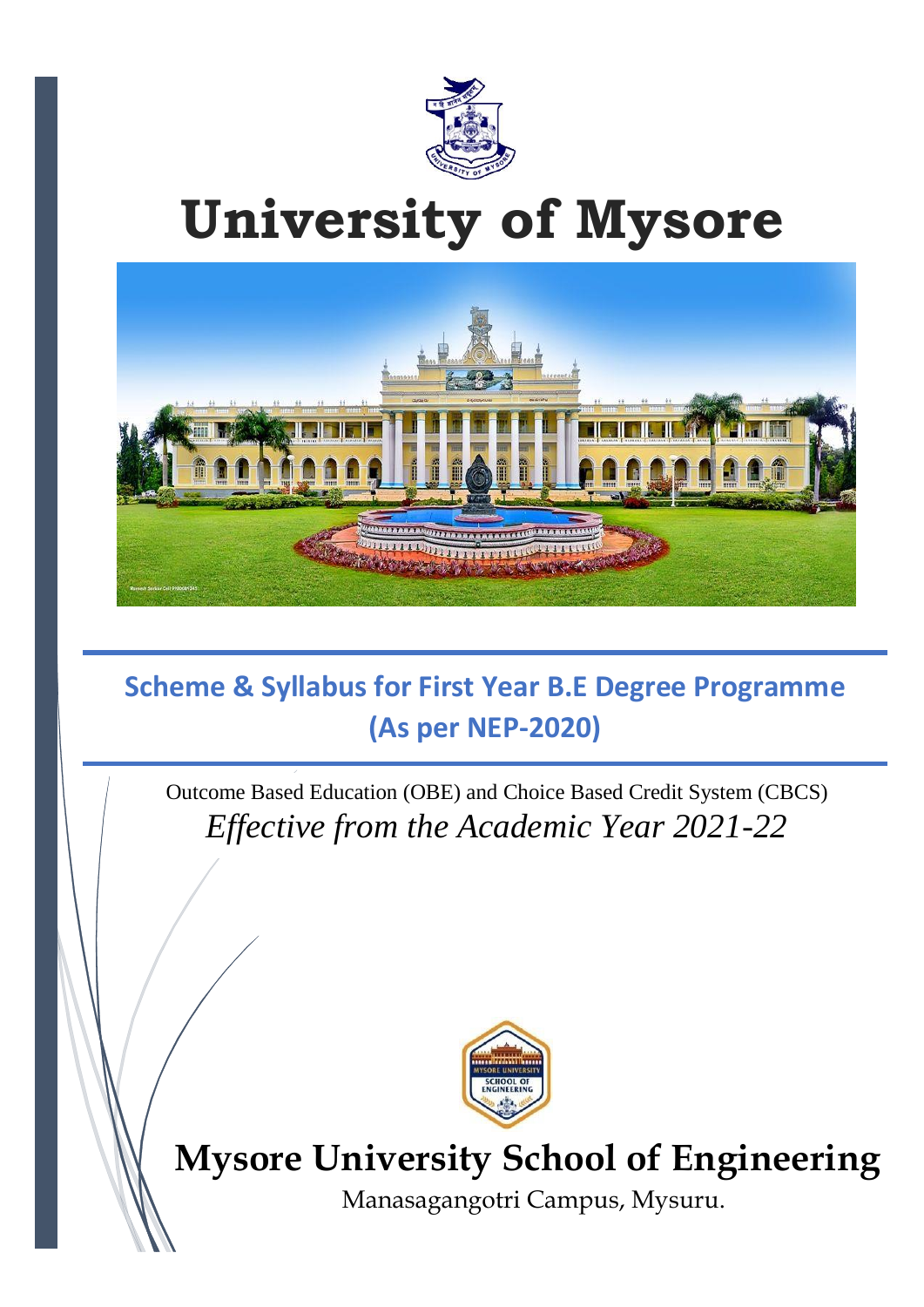# University of Mysore

## Scheme & Syllabus for First Year B.E Degree Programme (As per NEP-2020)

Outcome Based Education (OBE) and Choice Based Credit System (CBCS)

*Effective from the Academic Year 2021-22*

# Mysore University School of Engineering

Manasagangotri Campus, Mysuru.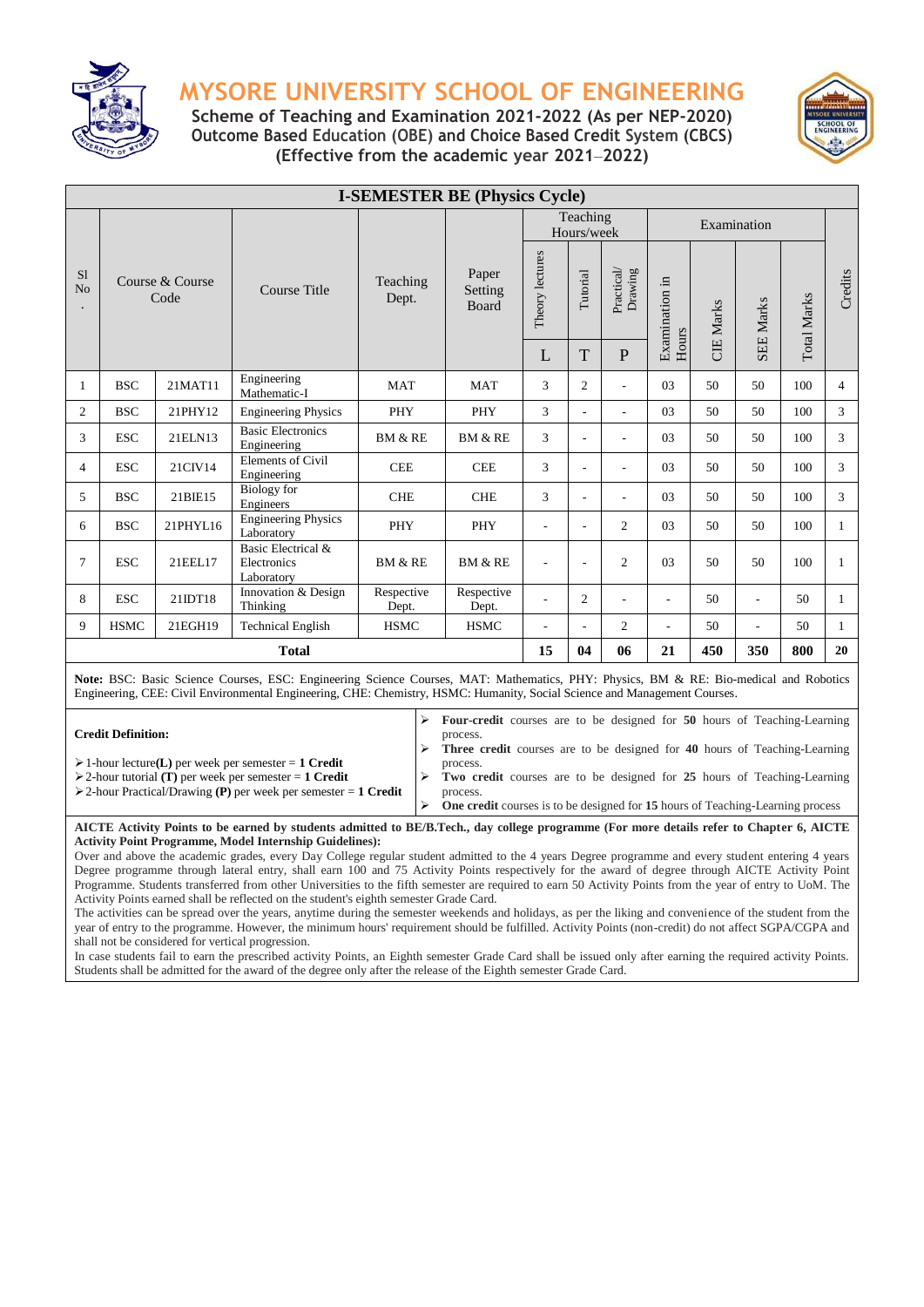# MYSORE UNIVERSITY SCHOOL OF ENGINEERING

**Scheme of Teaching and Examination 2021-2022 (As per NEP-2020)**
**Outcome Based Education (OBE) and Choice Based Credit System (CBCS)**
**(Effective from the academic year 2021–2022)**

## I-SEMESTER BE (Physics Cycle)

| Sl No. | Course & Course Code | | Course Title | Teaching Dept. | Paper Setting Board | Teaching Hours/week | | | Examination | | | | Credits |
|---|---|---|---|---|---|---|---|---|---|---|---|---|---|
| | | | | | | Theory lectures | Tutorial | Practical/ Drawing | Examination in Hours | CIE Marks | SEE Marks | Total Marks | |
| | | | | | | L | T | P | | | | | |
| 1 | BSC | 21MAT11 | Engineering Mathematic-I | MAT | MAT | 3 | 2 | - | 03 | 50 | 50 | 100 | 4 |
| 2 | BSC | 21PHY12 | Engineering Physics | PHY | PHY | 3 | - | - | 03 | 50 | 50 | 100 | 3 |
| 3 | ESC | 21ELN13 | Basic Electronics Engineering | BM & RE | BM & RE | 3 | - | - | 03 | 50 | 50 | 100 | 3 |
| 4 | ESC | 21CIV14 | Elements of Civil Engineering | CEE | CEE | 3 | - | - | 03 | 50 | 50 | 100 | 3 |
| 5 | BSC | 21BIE15 | Biology for Engineers | CHE | CHE | 3 | - | - | 03 | 50 | 50 | 100 | 3 |
| 6 | BSC | 21PHYL16 | Engineering Physics Laboratory | PHY | PHY | - | - | 2 | 03 | 50 | 50 | 100 | 1 |
| 7 | ESC | 21EEL17 | Basic Electrical & Electronics Laboratory | BM & RE | BM & RE | - | - | 2 | 03 | 50 | 50 | 100 | 1 |
| 8 | ESC | 21IDT18 | Innovation & Design Thinking | Respective Dept. | Respective Dept. | - | 2 | - | - | 50 | - | 50 | 1 |
| 9 | HSMC | 21EGH19 | Technical English | HSMC | HSMC | - | - | 2 | - | 50 | - | 50 | 1 |
| | | | **Total** | | | **15** | **04** | **06** | **21** | **450** | **350** | **800** | **20** |

**Note:** BSC: Basic Science Courses, ESC: Engineering Science Courses, MAT: Mathematics, PHY: Physics, BM & RE: Bio-medical and Robotics Engineering, CEE: Civil Environmental Engineering, CHE: Chemistry, HSMC: Humanity, Social Science and Management Courses.

**Credit Definition:**

- 1-hour lecture **(L)** per week per semester = **1 Credit**
- 2-hour tutorial **(T)** per week per semester = **1 Credit**
- 2-hour Practical/Drawing **(P)** per week per semester = **1 Credit**

- **Four-credit** courses are to be designed for **50** hours of Teaching-Learning process.
- **Three credit** courses are to be designed for **40** hours of Teaching-Learning process.
- **Two credit** courses are to be designed for **25** hours of Teaching-Learning process.
- **One credit** courses is to be designed for **15** hours of Teaching-Learning process

**AICTE Activity Points to be earned by students admitted to BE/B.Tech., day college programme (For more details refer to Chapter 6, AICTE Activity Point Programme, Model Internship Guidelines):**

Over and above the academic grades, every Day College regular student admitted to the 4 years Degree programme and every student entering 4 years Degree programme through lateral entry, shall earn 100 and 75 Activity Points respectively for the award of degree through AICTE Activity Point Programme. Students transferred from other Universities to the fifth semester are required to earn 50 Activity Points from the year of entry to UoM. The Activity Points earned shall be reflected on the student's eighth semester Grade Card.

The activities can be spread over the years, anytime during the semester weekends and holidays, as per the liking and convenience of the student from the year of entry to the programme. However, the minimum hours' requirement should be fulfilled. Activity Points (non-credit) do not affect SGPA/CGPA and shall not be considered for vertical progression.

In case students fail to earn the prescribed activity Points, an Eighth semester Grade Card shall be issued only after earning the required activity Points. Students shall be admitted for the award of the degree only after the release of the Eighth semester Grade Card.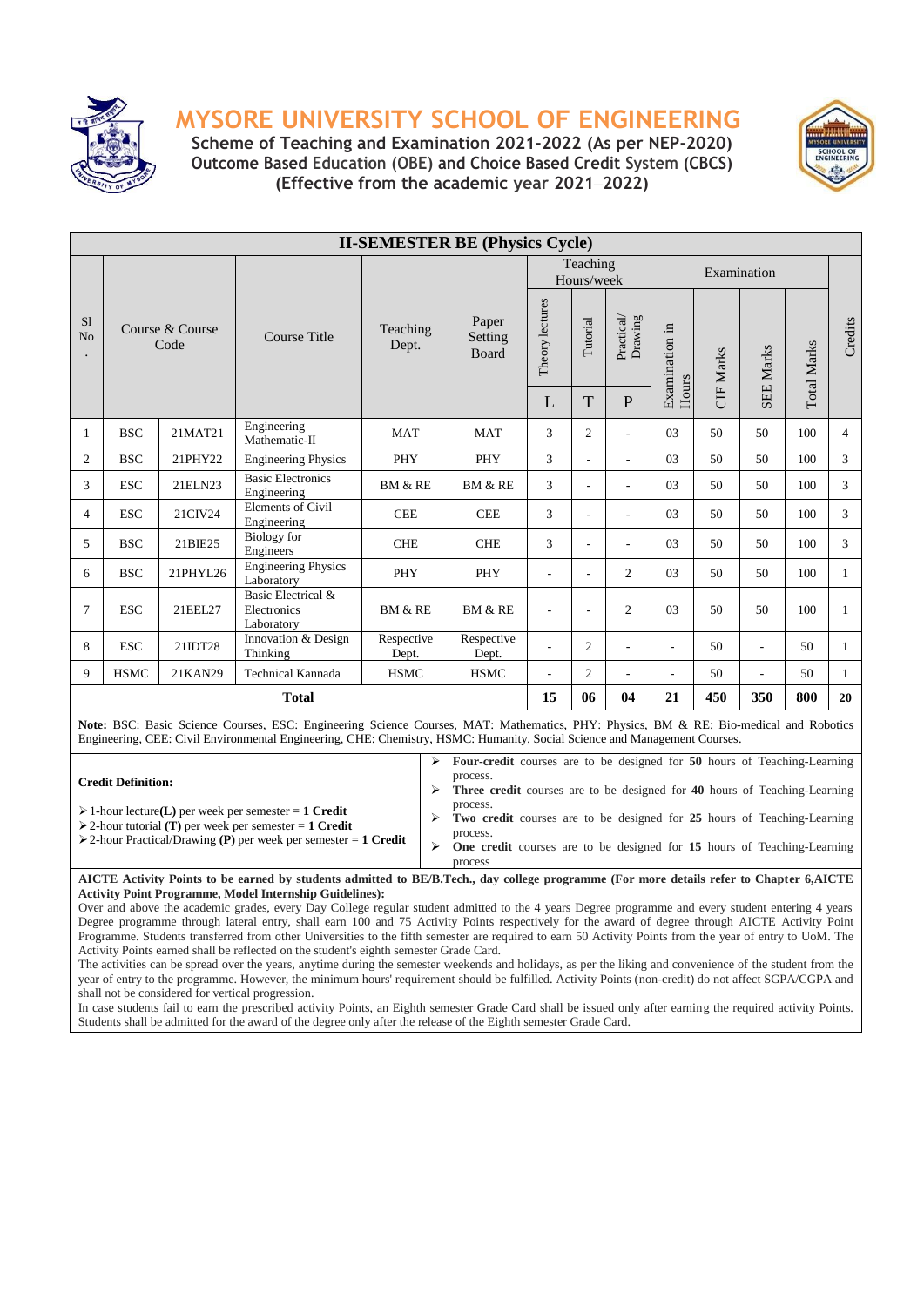# MYSORE UNIVERSITY SCHOOL OF ENGINEERING

**Scheme of Teaching and Examination 2021-2022 (As per NEP-2020)**
**Outcome Based Education (OBE) and Choice Based Credit System (CBCS)**
**(Effective from the academic year 2021–2022)**

## II-SEMESTER BE (Physics Cycle)

| Sl No. | Course & Course Code | | Course Title | Teaching Dept. | Paper Setting Board | Teaching Hours/week | | | Examination | | | | Credits |
|---|---|---|---|---|---|---|---|---|---|---|---|---|---|
| | | | | | | Theory lectures | Tutorial | Practical/ Drawing | Examination in Hours | CIE Marks | SEE Marks | Total Marks | |
| | | | | | | L | T | P | | | | | |
| 1 | BSC | 21MAT21 | Engineering Mathematic-II | MAT | MAT | 3 | 2 | - | 03 | 50 | 50 | 100 | 4 |
| 2 | BSC | 21PHY22 | Engineering Physics | PHY | PHY | 3 | - | - | 03 | 50 | 50 | 100 | 3 |
| 3 | ESC | 21ELN23 | Basic Electronics Engineering | BM & RE | BM & RE | 3 | - | - | 03 | 50 | 50 | 100 | 3 |
| 4 | ESC | 21CIV24 | Elements of Civil Engineering | CEE | CEE | 3 | - | - | 03 | 50 | 50 | 100 | 3 |
| 5 | BSC | 21BIE25 | Biology for Engineers | CHE | CHE | 3 | - | - | 03 | 50 | 50 | 100 | 3 |
| 6 | BSC | 21PHYL26 | Engineering Physics Laboratory | PHY | PHY | - | - | 2 | 03 | 50 | 50 | 100 | 1 |
| 7 | ESC | 21EEL27 | Basic Electrical & Electronics Laboratory | BM & RE | BM & RE | - | - | 2 | 03 | 50 | 50 | 100 | 1 |
| 8 | ESC | 21IDT28 | Innovation & Design Thinking | Respective Dept. | Respective Dept. | - | 2 | - | - | 50 | - | 50 | 1 |
| 9 | HSMC | 21KAN29 | Technical Kannada | HSMC | HSMC | - | 2 | - | - | 50 | - | 50 | 1 |
| | | | **Total** | | | **15** | **06** | **04** | **21** | **450** | **350** | **800** | **20** |

**Note:** BSC: Basic Science Courses, ESC: Engineering Science Courses, MAT: Mathematics, PHY: Physics, BM & RE: Bio-medical and Robotics Engineering, CEE: Civil Environmental Engineering, CHE: Chemistry, HSMC: Humanity, Social Science and Management Courses.

**Credit Definition:**

- 1-hour lecture**(L)** per week per semester = **1 Credit**
- 2-hour tutorial **(T)** per week per semester = **1 Credit**
- 2-hour Practical/Drawing **(P)** per week per semester = **1 Credit**

- **Four-credit** courses are to be designed for **50** hours of Teaching-Learning process.
- **Three credit** courses are to be designed for **40** hours of Teaching-Learning process.
- **Two credit** courses are to be designed for **25** hours of Teaching-Learning process.
- **One credit** courses are to be designed for **15** hours of Teaching-Learning process

**AICTE Activity Points to be earned by students admitted to BE/B.Tech., day college programme (For more details refer to Chapter 6,AICTE Activity Point Programme, Model Internship Guidelines):**

Over and above the academic grades, every Day College regular student admitted to the 4 years Degree programme and every student entering 4 years Degree programme through lateral entry, shall earn 100 and 75 Activity Points respectively for the award of degree through AICTE Activity Point Programme. Students transferred from other Universities to the fifth semester are required to earn 50 Activity Points from the year of entry to UoM. The Activity Points earned shall be reflected on the student's eighth semester Grade Card.

The activities can be spread over the years, anytime during the semester weekends and holidays, as per the liking and convenience of the student from the year of entry to the programme. However, the minimum hours' requirement should be fulfilled. Activity Points (non-credit) do not affect SGPA/CGPA and shall not be considered for vertical progression.

In case students fail to earn the prescribed activity Points, an Eighth semester Grade Card shall be issued only after earning the required activity Points. Students shall be admitted for the award of the degree only after the release of the Eighth semester Grade Card.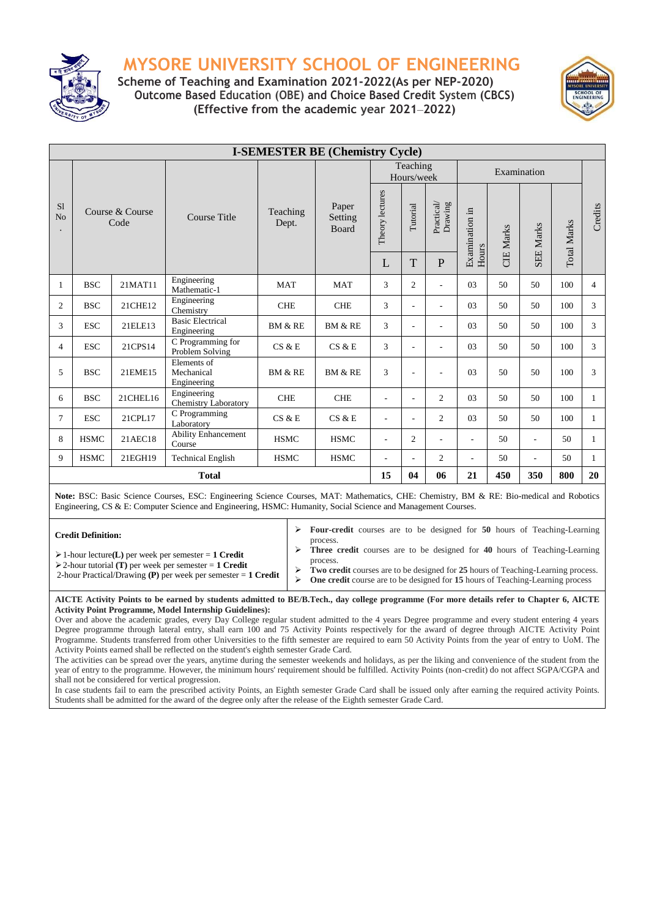# MYSORE UNIVERSITY SCHOOL OF ENGINEERING

**Scheme of Teaching and Examination 2021-2022(As per NEP-2020)**
**Outcome Based Education (OBE) and Choice Based Credit System (CBCS)**
**(Effective from the academic year 2021–2022)**

| I-SEMESTER BE (Chemistry Cycle) | | | | | | | | | | | | | |
|---|---|---|---|---|---|---|---|---|---|---|---|---|---|
| Sl No. | Course & Course Code | | Course Title | Teaching Dept. | Paper Setting Board | Teaching Hours/week | | | Examination | | | | Credits |
| | | | | | | Theory lectures | Tutorial | Practical/ Drawing | Examination in Hours | CIE Marks | SEE Marks | Total Marks | |
| | | | | | | L | T | P | | | | | |
| 1 | BSC | 21MAT11 | Engineering Mathematic-1 | MAT | MAT | 3 | 2 | - | 03 | 50 | 50 | 100 | 4 |
| 2 | BSC | 21CHE12 | Engineering Chemistry | CHE | CHE | 3 | - | - | 03 | 50 | 50 | 100 | 3 |
| 3 | ESC | 21ELE13 | Basic Electrical Engineering | BM & RE | BM & RE | 3 | - | - | 03 | 50 | 50 | 100 | 3 |
| 4 | ESC | 21CPS14 | C Programming for Problem Solving | CS & E | CS & E | 3 | - | - | 03 | 50 | 50 | 100 | 3 |
| 5 | BSC | 21EME15 | Elements of Mechanical Engineering | BM & RE | BM & RE | 3 | - | - | 03 | 50 | 50 | 100 | 3 |
| 6 | BSC | 21CHEL16 | Engineering Chemistry Laboratory | CHE | CHE | - | - | 2 | 03 | 50 | 50 | 100 | 1 |
| 7 | ESC | 21CPL17 | C Programming Laboratory | CS & E | CS & E | - | - | 2 | 03 | 50 | 50 | 100 | 1 |
| 8 | HSMC | 21AEC18 | Ability Enhancement Course | HSMC | HSMC | - | 2 | - | - | 50 | - | 50 | 1 |
| 9 | HSMC | 21EGH19 | Technical English | HSMC | HSMC | - | - | 2 | - | 50 | - | 50 | 1 |
| **Total** | | | | | | **15** | **04** | **06** | **21** | **450** | **350** | **800** | **20** |

**Note:** BSC: Basic Science Courses, ESC: Engineering Science Courses, MAT: Mathematics, CHE: Chemistry, BM & RE: Bio-medical and Robotics Engineering, CS & E: Computer Science and Engineering, HSMC: Humanity, Social Science and Management Courses.

**Credit Definition:**

- 1-hour lecture**(L)** per week per semester = **1 Credit**
- 2-hour tutorial **(T)** per week per semester = **1 Credit**
- 2-hour Practical/Drawing **(P)** per week per semester = **1 Credit**

- **Four-credit** courses are to be designed for **50** hours of Teaching-Learning process.
- **Three credit** courses are to be designed for **40** hours of Teaching-Learning process.
- **Two credit** courses are to be designed for **25** hours of Teaching-Learning process.
- **One credit** course are to be designed for **15** hours of Teaching-Learning process

**AICTE Activity Points to be earned by students admitted to BE/B.Tech., day college programme (For more details refer to Chapter 6, AICTE Activity Point Programme, Model Internship Guidelines):**

Over and above the academic grades, every Day College regular student admitted to the 4 years Degree programme and every student entering 4 years Degree programme through lateral entry, shall earn 100 and 75 Activity Points respectively for the award of degree through AICTE Activity Point Programme. Students transferred from other Universities to the fifth semester are required to earn 50 Activity Points from the year of entry to UoM. The Activity Points earned shall be reflected on the student's eighth semester Grade Card.

The activities can be spread over the years, anytime during the semester weekends and holidays, as per the liking and convenience of the student from the year of entry to the programme. However, the minimum hours' requirement should be fulfilled. Activity Points (non-credit) do not affect SGPA/CGPA and shall not be considered for vertical progression.

In case students fail to earn the prescribed activity Points, an Eighth semester Grade Card shall be issued only after earning the required activity Points. Students shall be admitted for the award of the degree only after the release of the Eighth semester Grade Card.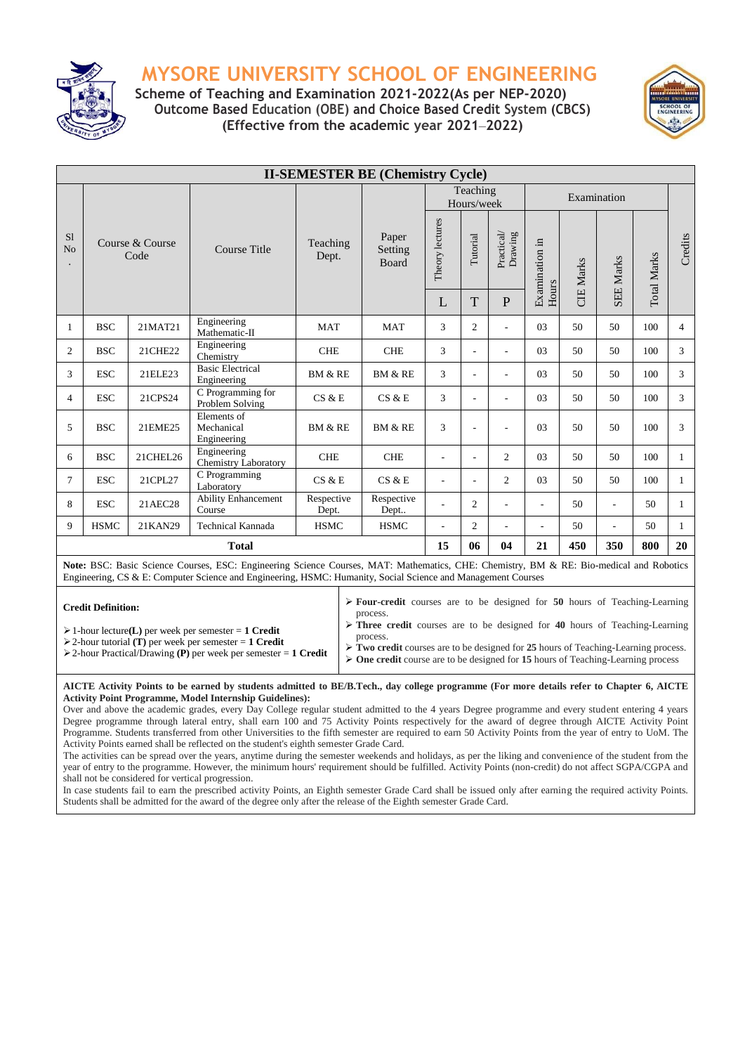# MYSORE UNIVERSITY SCHOOL OF ENGINEERING

**Scheme of Teaching and Examination 2021-2022(As per NEP-2020)**
**Outcome Based Education (OBE) and Choice Based Credit System (CBCS)**
**(Effective from the academic year 2021–2022)**

## II-SEMESTER BE (Chemistry Cycle)

| Sl No. | Course & Course Code | | Course Title | Teaching Dept. | Paper Setting Board | Teaching Hours/week | | | Examination | | | | Credits |
|---|---|---|---|---|---|---|---|---|---|---|---|---|---|
| | | | | | | Theory lectures | Tutorial | Practical/ Drawing | Examination in Hours | CIE Marks | SEE Marks | Total Marks | |
| | | | | | | L | T | P | | | | | |
| 1 | BSC | 21MAT21 | Engineering Mathematic-II | MAT | MAT | 3 | 2 | - | 03 | 50 | 50 | 100 | 4 |
| 2 | BSC | 21CHE22 | Engineering Chemistry | CHE | CHE | 3 | - | - | 03 | 50 | 50 | 100 | 3 |
| 3 | ESC | 21ELE23 | Basic Electrical Engineering | BM & RE | BM & RE | 3 | - | - | 03 | 50 | 50 | 100 | 3 |
| 4 | ESC | 21CPS24 | C Programming for Problem Solving | CS & E | CS & E | 3 | - | - | 03 | 50 | 50 | 100 | 3 |
| 5 | BSC | 21EME25 | Elements of Mechanical Engineering | BM & RE | BM & RE | 3 | - | - | 03 | 50 | 50 | 100 | 3 |
| 6 | BSC | 21CHEL26 | Engineering Chemistry Laboratory | CHE | CHE | - | - | 2 | 03 | 50 | 50 | 100 | 1 |
| 7 | ESC | 21CPL27 | C Programming Laboratory | CS & E | CS & E | - | - | 2 | 03 | 50 | 50 | 100 | 1 |
| 8 | ESC | 21AEC28 | Ability Enhancement Course | Respective Dept. | Respective Dept.. | - | 2 | - | - | 50 | - | 50 | 1 |
| 9 | HSMC | 21KAN29 | Technical Kannada | HSMC | HSMC | - | 2 | - | - | 50 | - | 50 | 1 |
| **Total** | | | | | | **15** | **06** | **04** | **21** | **450** | **350** | **800** | **20** |

**Note:** BSC: Basic Science Courses, ESC: Engineering Science Courses, MAT: Mathematics, CHE: Chemistry, BM & RE: Bio-medical and Robotics Engineering, CS & E: Computer Science and Engineering, HSMC: Humanity, Social Science and Management Courses

**Credit Definition:**

- 1-hour lecture**(L)** per week per semester = **1 Credit**
- 2-hour tutorial **(T)** per week per semester = **1 Credit**
- 2-hour Practical/Drawing **(P)** per week per semester = **1 Credit**

- **Four-credit** courses are to be designed for **50** hours of Teaching-Learning process.
- **Three credit** courses are to be designed for **40** hours of Teaching-Learning process.
- **Two credit** courses are to be designed for **25** hours of Teaching-Learning process.
- **One credit** course are to be designed for **15** hours of Teaching-Learning process

**AICTE Activity Points to be earned by students admitted to BE/B.Tech., day college programme (For more details refer to Chapter 6, AICTE Activity Point Programme, Model Internship Guidelines):**

Over and above the academic grades, every Day College regular student admitted to the 4 years Degree programme and every student entering 4 years Degree programme through lateral entry, shall earn 100 and 75 Activity Points respectively for the award of degree through AICTE Activity Point Programme. Students transferred from other Universities to the fifth semester are required to earn 50 Activity Points from the year of entry to UoM. The Activity Points earned shall be reflected on the student's eighth semester Grade Card.

The activities can be spread over the years, anytime during the semester weekends and holidays, as per the liking and convenience of the student from the year of entry to the programme. However, the minimum hours' requirement should be fulfilled. Activity Points (non-credit) do not affect SGPA/CGPA and shall not be considered for vertical progression.

In case students fail to earn the prescribed activity Points, an Eighth semester Grade Card shall be issued only after earning the required activity Points. Students shall be admitted for the award of the degree only after the release of the Eighth semester Grade Card.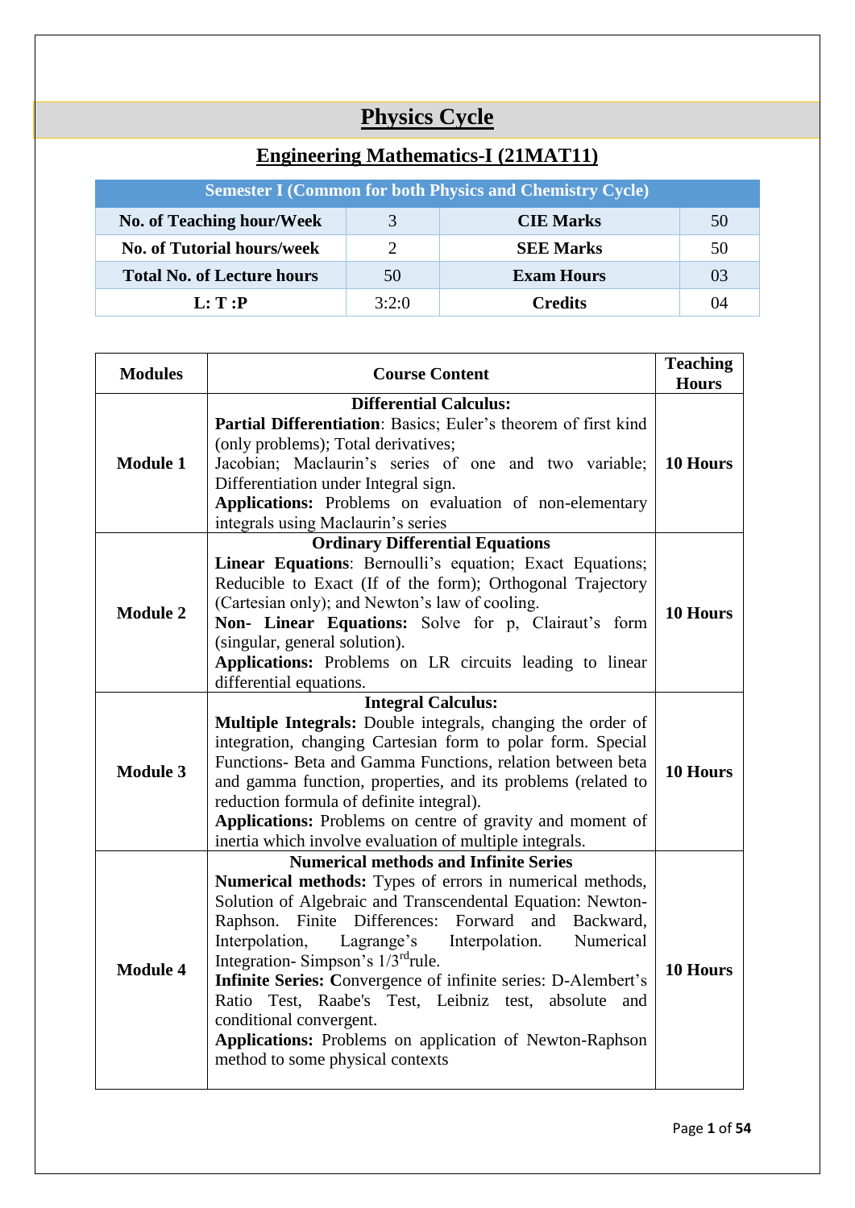# Physics Cycle

## Engineering Mathematics-I (21MAT11)

| Semester I (Common for both Physics and Chemistry Cycle) | | | |
|---|---|---|---|
| **No. of Teaching hour/Week** | 3 | **CIE Marks** | 50 |
| **No. of Tutorial hours/week** | 2 | **SEE Marks** | 50 |
| **Total No. of Lecture hours** | 50 | **Exam Hours** | 03 |
| **L: T :P** | 3:2:0 | **Credits** | 04 |

| Modules | Course Content | Teaching Hours |
|---|---|---|
| **Module 1** | **Differential Calculus:** **Partial Differentiation**: Basics; Euler's theorem of first kind (only problems); Total derivatives; Jacobian; Maclaurin's series of one and two variable; Differentiation under Integral sign. **Applications:** Problems on evaluation of non-elementary integrals using Maclaurin's series | **10 Hours** |
| **Module 2** | **Ordinary Differential Equations** **Linear Equations**: Bernoulli's equation; Exact Equations; Reducible to Exact (If of the form); Orthogonal Trajectory (Cartesian only); and Newton's law of cooling. **Non- Linear Equations:** Solve for p, Clairaut's form (singular, general solution). **Applications:** Problems on LR circuits leading to linear differential equations. | **10 Hours** |
| **Module 3** | **Integral Calculus:** **Multiple Integrals:** Double integrals, changing the order of integration, changing Cartesian form to polar form. Special Functions- Beta and Gamma Functions, relation between beta and gamma function, properties, and its problems (related to reduction formula of definite integral). **Applications:** Problems on centre of gravity and moment of inertia which involve evaluation of multiple integrals. | **10 Hours** |
| **Module 4** | **Numerical methods and Infinite Series** **Numerical methods:** Types of errors in numerical methods, Solution of Algebraic and Transcendental Equation: Newton-Raphson. Finite Differences: Forward and Backward, Interpolation, Lagrange's Interpolation. Numerical Integration- Simpson's 1/3rd rule. **Infinite Series:** **C**onvergence of infinite series: D-Alembert's Ratio Test, Raabe's Test, Leibniz test, absolute and conditional convergent. **Applications:** Problems on application of Newton-Raphson method to some physical contexts | **10 Hours** |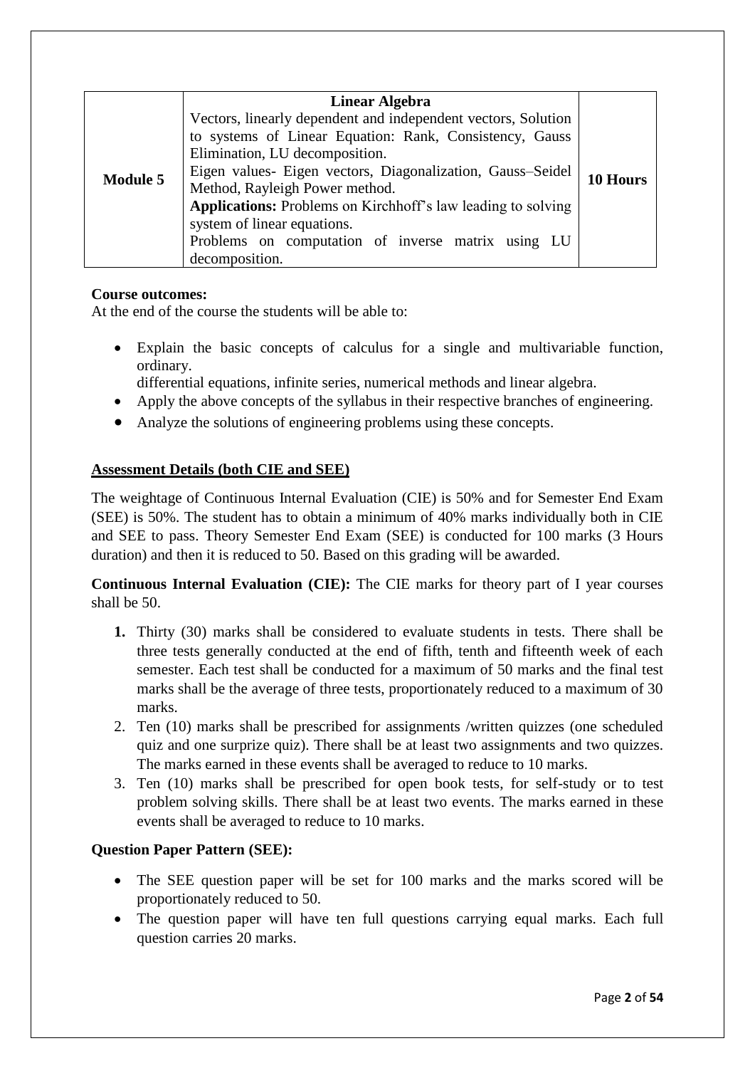| | | |
|---|---|---|
| **Module 5** | **Linear Algebra**<br>Vectors, linearly dependent and independent vectors, Solution to systems of Linear Equation: Rank, Consistency, Gauss Elimination, LU decomposition.<br>Eigen values- Eigen vectors, Diagonalization, Gauss–Seidel Method, Rayleigh Power method.<br>**Applications:** Problems on Kirchhoff's law leading to solving system of linear equations.<br>Problems on computation of inverse matrix using LU decomposition. | **10 Hours** |

**Course outcomes:**

At the end of the course the students will be able to:

- Explain the basic concepts of calculus for a single and multivariable function, ordinary.
  differential equations, infinite series, numerical methods and linear algebra.
- Apply the above concepts of the syllabus in their respective branches of engineering.
- Analyze the solutions of engineering problems using these concepts.

**Assessment Details (both CIE and SEE)**

The weightage of Continuous Internal Evaluation (CIE) is 50% and for Semester End Exam (SEE) is 50%. The student has to obtain a minimum of 40% marks individually both in CIE and SEE to pass. Theory Semester End Exam (SEE) is conducted for 100 marks (3 Hours duration) and then it is reduced to 50. Based on this grading will be awarded.

**Continuous Internal Evaluation (CIE):** The CIE marks for theory part of I year courses shall be 50.

1. Thirty (30) marks shall be considered to evaluate students in tests. There shall be three tests generally conducted at the end of fifth, tenth and fifteenth week of each semester. Each test shall be conducted for a maximum of 50 marks and the final test marks shall be the average of three tests, proportionately reduced to a maximum of 30 marks.
2. Ten (10) marks shall be prescribed for assignments /written quizzes (one scheduled quiz and one surprize quiz). There shall be at least two assignments and two quizzes. The marks earned in these events shall be averaged to reduce to 10 marks.
3. Ten (10) marks shall be prescribed for open book tests, for self-study or to test problem solving skills. There shall be at least two events. The marks earned in these events shall be averaged to reduce to 10 marks.

**Question Paper Pattern (SEE):**

- The SEE question paper will be set for 100 marks and the marks scored will be proportionately reduced to 50.
- The question paper will have ten full questions carrying equal marks. Each full question carries 20 marks.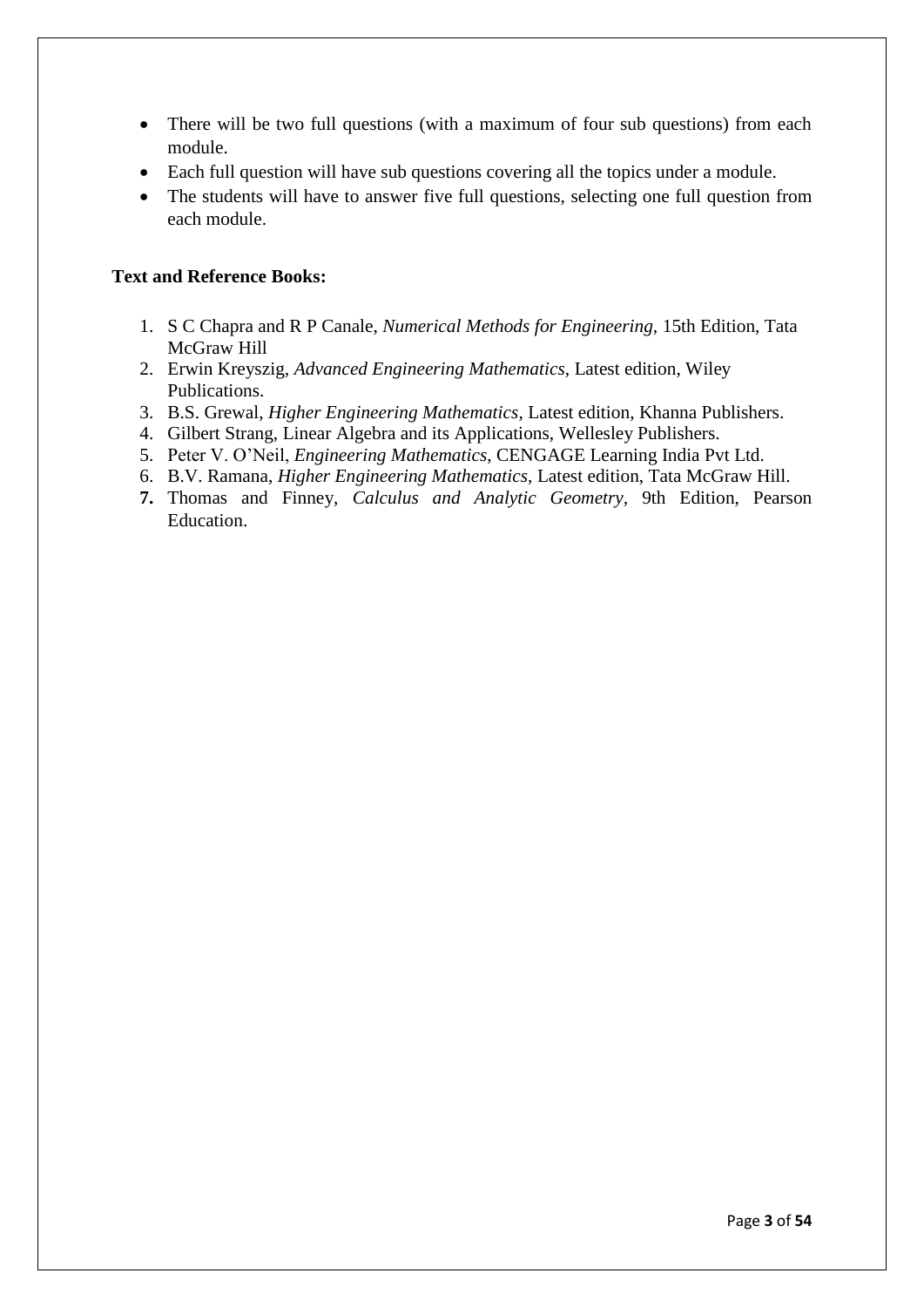- There will be two full questions (with a maximum of four sub questions) from each module.
- Each full question will have sub questions covering all the topics under a module.
- The students will have to answer five full questions, selecting one full question from each module.

**Text and Reference Books:**

1. S C Chapra and R P Canale, *Numerical Methods for Engineering*, 15th Edition, Tata McGraw Hill
2. Erwin Kreyszig, *Advanced Engineering Mathematics*, Latest edition, Wiley Publications.
3. B.S. Grewal, *Higher Engineering Mathematics*, Latest edition, Khanna Publishers.
4. Gilbert Strang, Linear Algebra and its Applications, Wellesley Publishers.
5. Peter V. O'Neil, *Engineering Mathematics*, CENGAGE Learning India Pvt Ltd.
6. B.V. Ramana, *Higher Engineering Mathematics*, Latest edition, Tata McGraw Hill.
7. Thomas and Finney, *Calculus and Analytic Geometry*, 9th Edition, Pearson Education.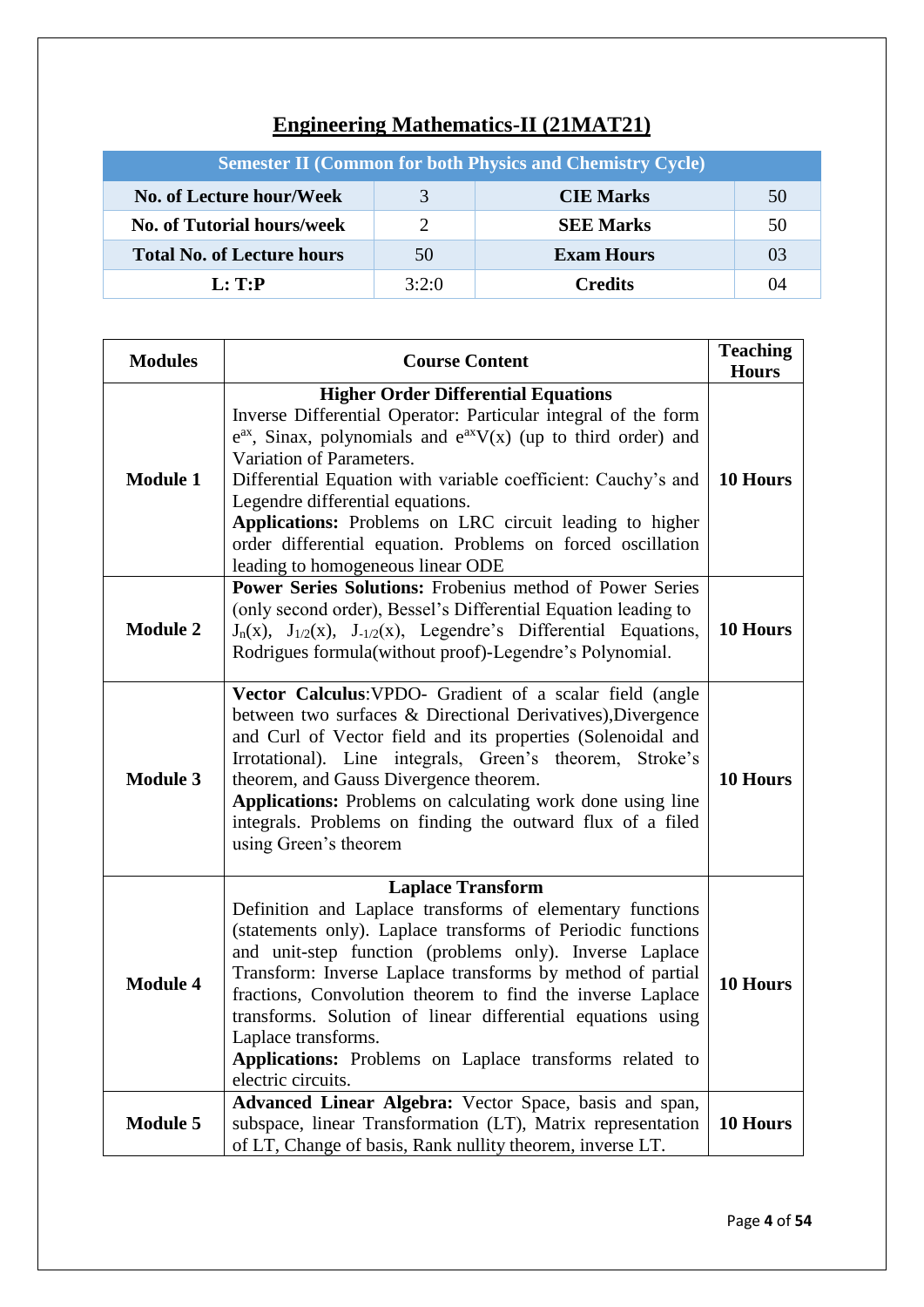# Engineering Mathematics-II (21MAT21)

| Semester II (Common for both Physics and Chemistry Cycle) | | | |
|---|---|---|---|
| **No. of Lecture hour/Week** | 3 | **CIE Marks** | 50 |
| **No. of Tutorial hours/week** | 2 | **SEE Marks** | 50 |
| **Total No. of Lecture hours** | 50 | **Exam Hours** | 03 |
| **L: T:P** | 3:2:0 | **Credits** | 04 |

| **Modules** | **Course Content** | **Teaching Hours** |
|---|---|---|
| **Module 1** | **Higher Order Differential Equations** Inverse Differential Operator: Particular integral of the form $e^{ax}$, Sinax, polynomials and $e^{ax}V(x)$ (up to third order) and Variation of Parameters. Differential Equation with variable coefficient: Cauchy's and Legendre differential equations. **Applications:** Problems on LRC circuit leading to higher order differential equation. Problems on forced oscillation leading to homogeneous linear ODE | **10 Hours** |
| **Module 2** | **Power Series Solutions:** Frobenius method of Power Series (only second order), Bessel's Differential Equation leading to $J_n(x)$, $J_{1/2}(x)$, $J_{-1/2}(x)$, Legendre's Differential Equations, Rodrigues formula(without proof)-Legendre's Polynomial. | **10 Hours** |
| **Module 3** | **Vector Calculus**:VPDO- Gradient of a scalar field (angle between two surfaces & Directional Derivatives),Divergence and Curl of Vector field and its properties (Solenoidal and Irrotational). Line integrals, Green's theorem, Stroke's theorem, and Gauss Divergence theorem. **Applications:** Problems on calculating work done using line integrals. Problems on finding the outward flux of a filed using Green's theorem | **10 Hours** |
| **Module 4** | **Laplace Transform** Definition and Laplace transforms of elementary functions (statements only). Laplace transforms of Periodic functions and unit-step function (problems only). Inverse Laplace Transform: Inverse Laplace transforms by method of partial fractions, Convolution theorem to find the inverse Laplace transforms. Solution of linear differential equations using Laplace transforms. **Applications:** Problems on Laplace transforms related to electric circuits. | **10 Hours** |
| **Module 5** | **Advanced Linear Algebra:** Vector Space, basis and span, subspace, linear Transformation (LT), Matrix representation of LT, Change of basis, Rank nullity theorem, inverse LT. | **10 Hours** |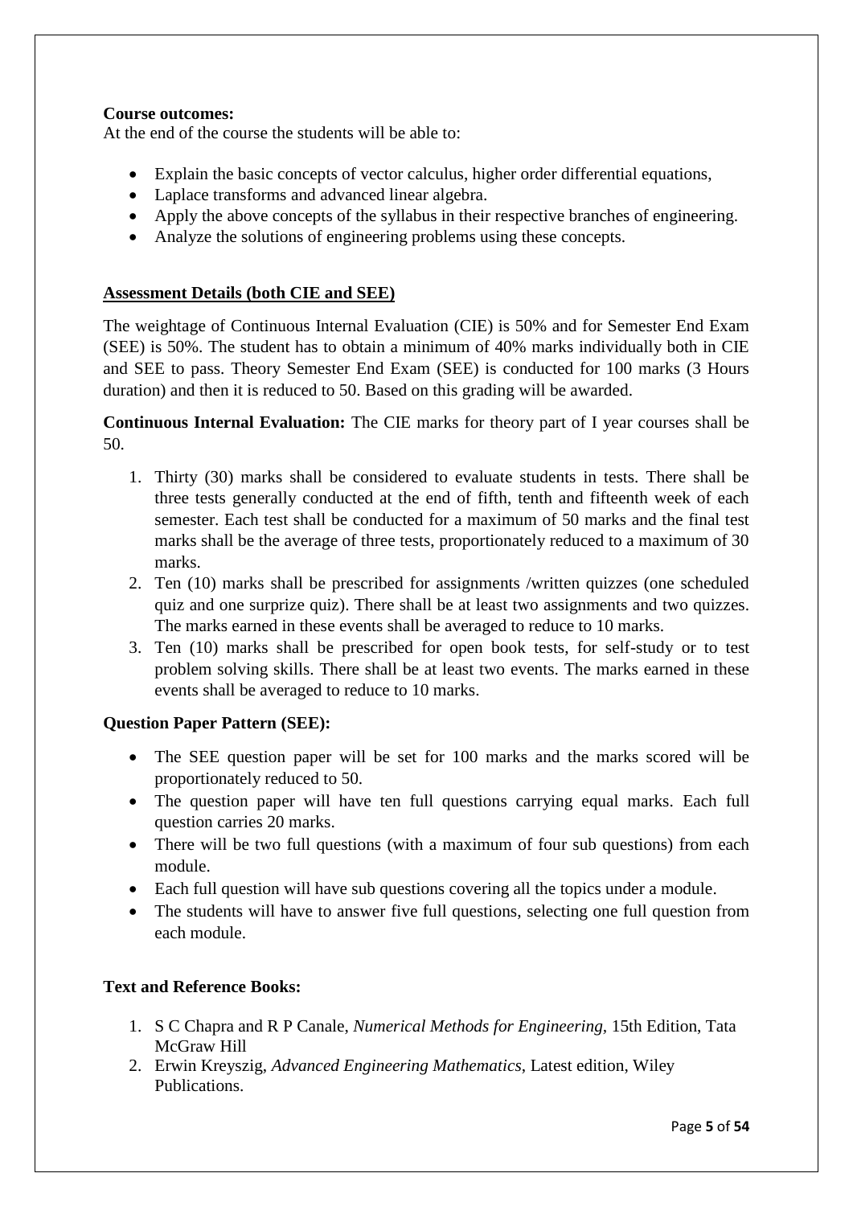**Course outcomes:**
At the end of the course the students will be able to:

- Explain the basic concepts of vector calculus, higher order differential equations,
- Laplace transforms and advanced linear algebra.
- Apply the above concepts of the syllabus in their respective branches of engineering.
- Analyze the solutions of engineering problems using these concepts.

**Assessment Details (both CIE and SEE)**

The weightage of Continuous Internal Evaluation (CIE) is 50% and for Semester End Exam (SEE) is 50%. The student has to obtain a minimum of 40% marks individually both in CIE and SEE to pass. Theory Semester End Exam (SEE) is conducted for 100 marks (3 Hours duration) and then it is reduced to 50. Based on this grading will be awarded.

**Continuous Internal Evaluation:** The CIE marks for theory part of I year courses shall be 50.

1. Thirty (30) marks shall be considered to evaluate students in tests. There shall be three tests generally conducted at the end of fifth, tenth and fifteenth week of each semester. Each test shall be conducted for a maximum of 50 marks and the final test marks shall be the average of three tests, proportionately reduced to a maximum of 30 marks.
2. Ten (10) marks shall be prescribed for assignments /written quizzes (one scheduled quiz and one surprize quiz). There shall be at least two assignments and two quizzes. The marks earned in these events shall be averaged to reduce to 10 marks.
3. Ten (10) marks shall be prescribed for open book tests, for self-study or to test problem solving skills. There shall be at least two events. The marks earned in these events shall be averaged to reduce to 10 marks.

**Question Paper Pattern (SEE):**

- The SEE question paper will be set for 100 marks and the marks scored will be proportionately reduced to 50.
- The question paper will have ten full questions carrying equal marks. Each full question carries 20 marks.
- There will be two full questions (with a maximum of four sub questions) from each module.
- Each full question will have sub questions covering all the topics under a module.
- The students will have to answer five full questions, selecting one full question from each module.

**Text and Reference Books:**

1. S C Chapra and R P Canale, *Numerical Methods for Engineering,* 15th Edition, Tata McGraw Hill
2. Erwin Kreyszig, *Advanced Engineering Mathematics*, Latest edition, Wiley Publications.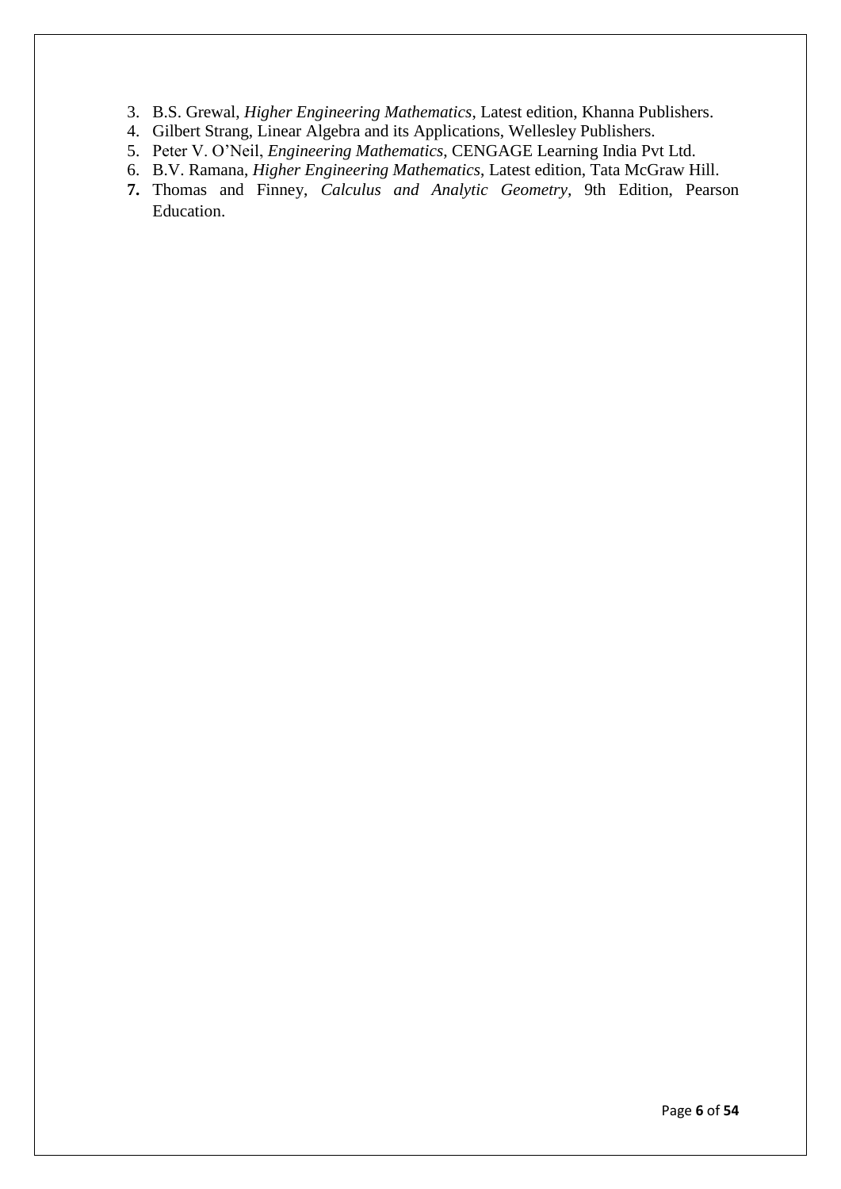3. B.S. Grewal, *Higher Engineering Mathematics*, Latest edition, Khanna Publishers.
4. Gilbert Strang, Linear Algebra and its Applications, Wellesley Publishers.
5. Peter V. O'Neil, *Engineering Mathematics*, CENGAGE Learning India Pvt Ltd.
6. B.V. Ramana, *Higher Engineering Mathematics*, Latest edition, Tata McGraw Hill.
7. Thomas and Finney, *Calculus and Analytic Geometry*, 9th Edition, Pearson Education.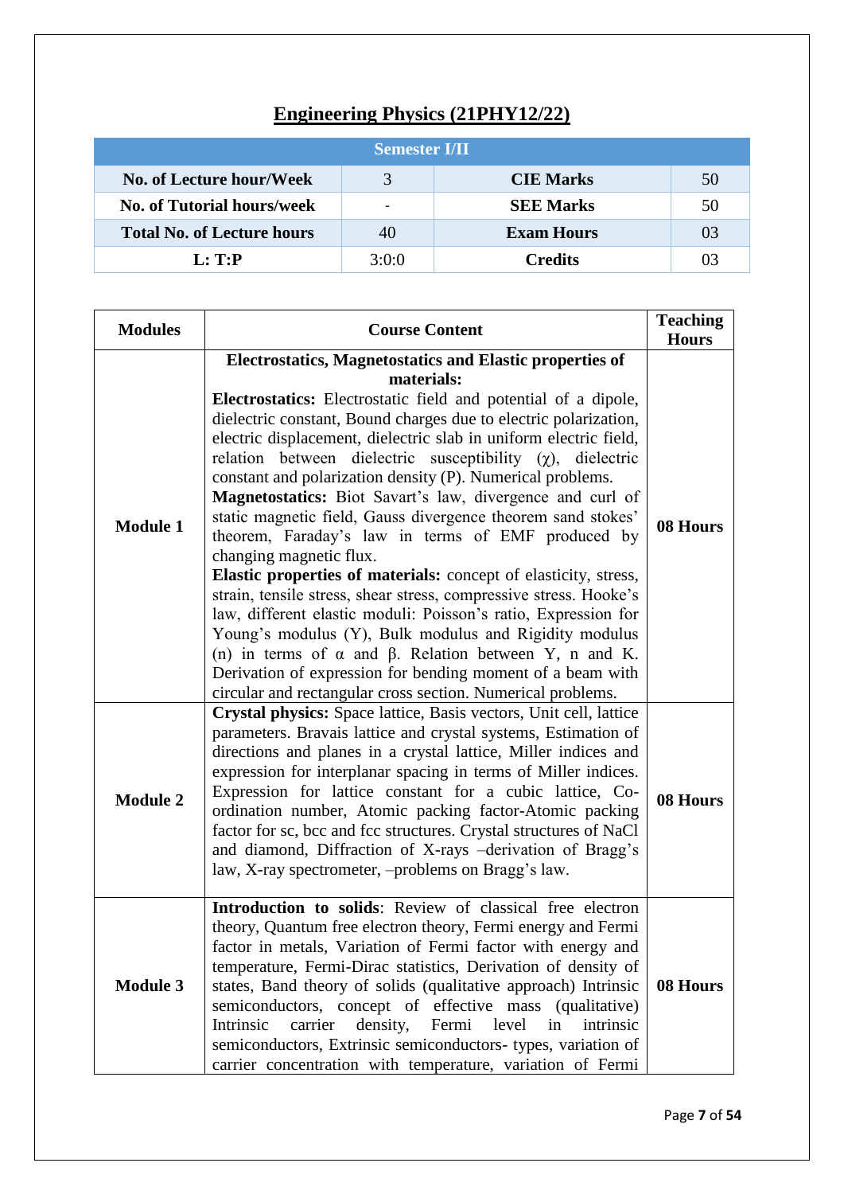# Engineering Physics (21PHY12/22)

| Semester I/II | | | |
|---|---|---|---|
| **No. of Lecture hour/Week** | 3 | **CIE Marks** | 50 |
| **No. of Tutorial hours/week** | - | **SEE Marks** | 50 |
| **Total No. of Lecture hours** | 40 | **Exam Hours** | 03 |
| **L: T:P** | 3:0:0 | **Credits** | 03 |

| Modules | Course Content | Teaching Hours |
|---|---|---|
| **Module 1** | **Electrostatics, Magnetostatics and Elastic properties of materials:** **Electrostatics:** Electrostatic field and potential of a dipole, dielectric constant, Bound charges due to electric polarization, electric displacement, dielectric slab in uniform electric field, relation between dielectric susceptibility ($\chi$), dielectric constant and polarization density (P). Numerical problems. **Magnetostatics:** Biot Savart's law, divergence and curl of static magnetic field, Gauss divergence theorem sand stokes' theorem, Faraday's law in terms of EMF produced by changing magnetic flux. **Elastic properties of materials:** concept of elasticity, stress, strain, tensile stress, shear stress, compressive stress. Hooke's law, different elastic moduli: Poisson's ratio, Expression for Young's modulus (Y), Bulk modulus and Rigidity modulus (n) in terms of $\alpha$ and $\beta$. Relation between Y, n and K. Derivation of expression for bending moment of a beam with circular and rectangular cross section. Numerical problems. | **08 Hours** |
| **Module 2** | **Crystal physics:** Space lattice, Basis vectors, Unit cell, lattice parameters. Bravais lattice and crystal systems, Estimation of directions and planes in a crystal lattice, Miller indices and expression for interplanar spacing in terms of Miller indices. Expression for lattice constant for a cubic lattice, Co-ordination number, Atomic packing factor-Atomic packing factor for sc, bcc and fcc structures. Crystal structures of NaCl and diamond, Diffraction of X-rays –derivation of Bragg's law, X-ray spectrometer, –problems on Bragg's law. | **08 Hours** |
| **Module 3** | **Introduction to solids**: Review of classical free electron theory, Quantum free electron theory, Fermi energy and Fermi factor in metals, Variation of Fermi factor with energy and temperature, Fermi-Dirac statistics, Derivation of density of states, Band theory of solids (qualitative approach) Intrinsic semiconductors, concept of effective mass (qualitative) Intrinsic carrier density, Fermi level in intrinsic semiconductors, Extrinsic semiconductors- types, variation of carrier concentration with temperature, variation of Fermi | **08 Hours** |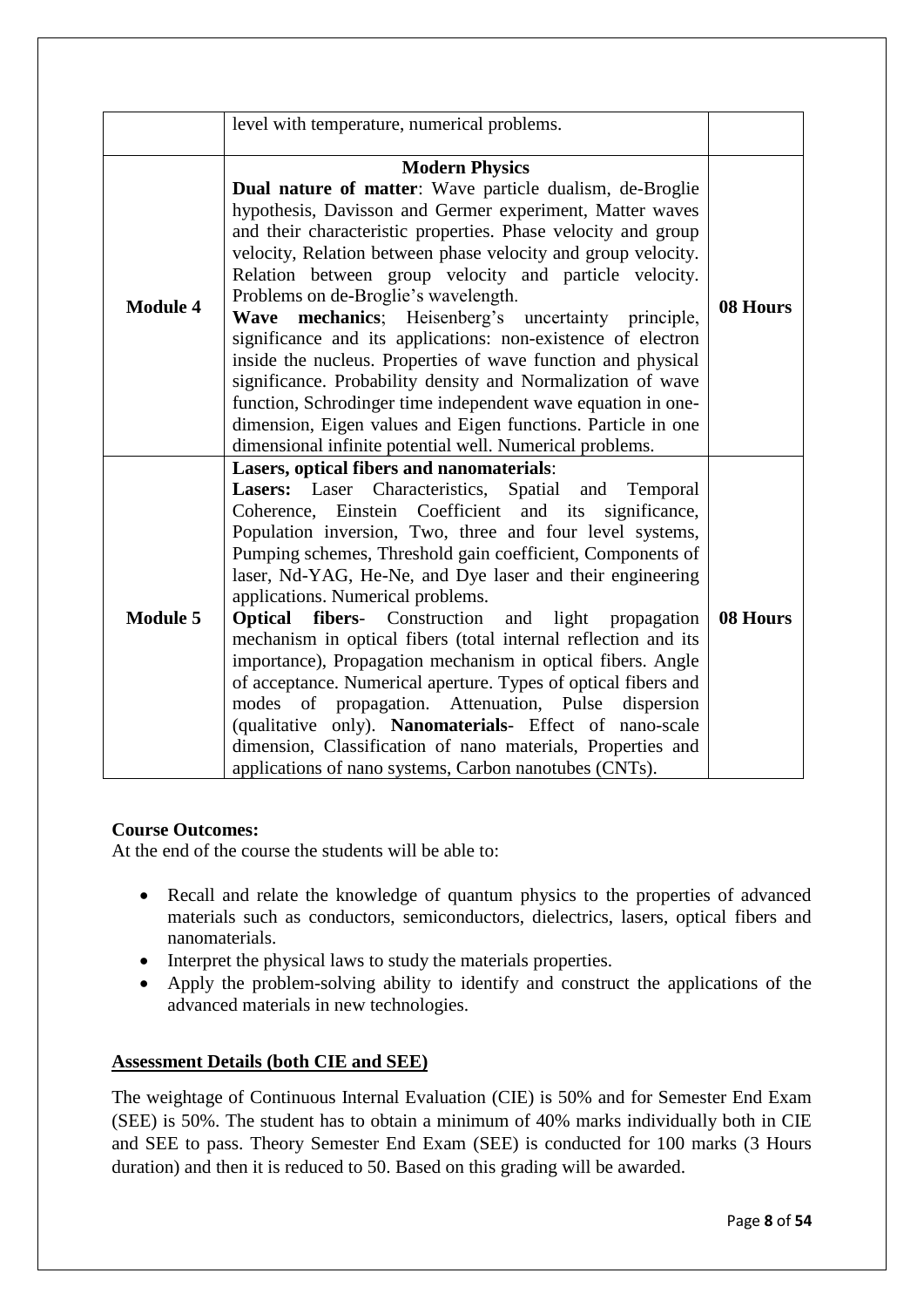|  | level with temperature, numerical problems. |  |
| --- | --- | --- |
| **Module 4** | **Modern Physics**<br>**Dual nature of matter**: Wave particle dualism, de-Broglie hypothesis, Davisson and Germer experiment, Matter waves and their characteristic properties. Phase velocity and group velocity, Relation between phase velocity and group velocity. Relation between group velocity and particle velocity. Problems on de-Broglie's wavelength.<br>**Wave mechanics**; Heisenberg's uncertainty principle, significance and its applications: non-existence of electron inside the nucleus. Properties of wave function and physical significance. Probability density and Normalization of wave function, Schrodinger time independent wave equation in one-dimension, Eigen values and Eigen functions. Particle in one dimensional infinite potential well. Numerical problems. | **08 Hours** |
| **Module 5** | **Lasers, optical fibers and nanomaterials**:<br>**Lasers:** Laser Characteristics, Spatial and Temporal Coherence, Einstein Coefficient and its significance, Population inversion, Two, three and four level systems, Pumping schemes, Threshold gain coefficient, Components of laser, Nd-YAG, He-Ne, and Dye laser and their engineering applications. Numerical problems.<br>**Optical fibers**- Construction and light propagation mechanism in optical fibers (total internal reflection and its importance), Propagation mechanism in optical fibers. Angle of acceptance. Numerical aperture. Types of optical fibers and modes of propagation. Attenuation, Pulse dispersion (qualitative only). **Nanomaterials**- Effect of nano-scale dimension, Classification of nano materials, Properties and applications of nano systems, Carbon nanotubes (CNTs). | **08 Hours** |

**Course Outcomes:**

At the end of the course the students will be able to:

- Recall and relate the knowledge of quantum physics to the properties of advanced materials such as conductors, semiconductors, dielectrics, lasers, optical fibers and nanomaterials.
- Interpret the physical laws to study the materials properties.
- Apply the problem-solving ability to identify and construct the applications of the advanced materials in new technologies.

**Assessment Details (both CIE and SEE)**

The weightage of Continuous Internal Evaluation (CIE) is 50% and for Semester End Exam (SEE) is 50%. The student has to obtain a minimum of 40% marks individually both in CIE and SEE to pass. Theory Semester End Exam (SEE) is conducted for 100 marks (3 Hours duration) and then it is reduced to 50. Based on this grading will be awarded.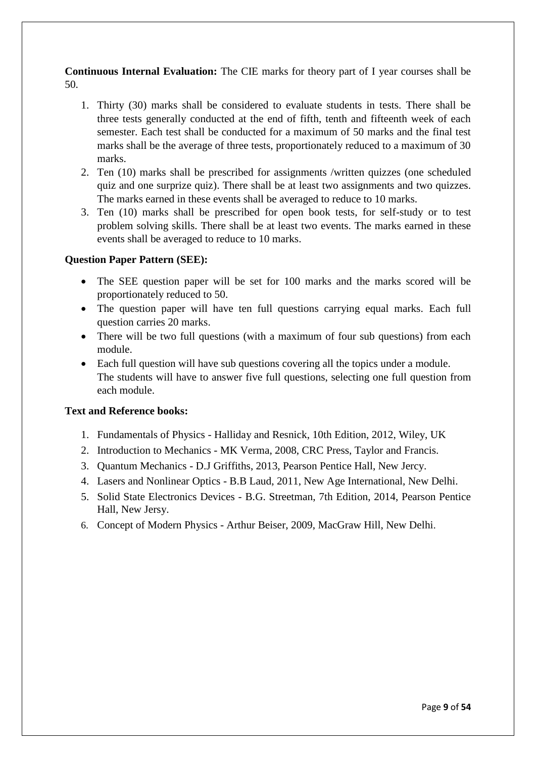**Continuous Internal Evaluation:** The CIE marks for theory part of I year courses shall be 50.

1. Thirty (30) marks shall be considered to evaluate students in tests. There shall be three tests generally conducted at the end of fifth, tenth and fifteenth week of each semester. Each test shall be conducted for a maximum of 50 marks and the final test marks shall be the average of three tests, proportionately reduced to a maximum of 30 marks.
2. Ten (10) marks shall be prescribed for assignments /written quizzes (one scheduled quiz and one surprize quiz). There shall be at least two assignments and two quizzes. The marks earned in these events shall be averaged to reduce to 10 marks.
3. Ten (10) marks shall be prescribed for open book tests, for self-study or to test problem solving skills. There shall be at least two events. The marks earned in these events shall be averaged to reduce to 10 marks.

**Question Paper Pattern (SEE):**

- The SEE question paper will be set for 100 marks and the marks scored will be proportionately reduced to 50.
- The question paper will have ten full questions carrying equal marks. Each full question carries 20 marks.
- There will be two full questions (with a maximum of four sub questions) from each module.
- Each full question will have sub questions covering all the topics under a module. The students will have to answer five full questions, selecting one full question from each module.

**Text and Reference books:**

1. Fundamentals of Physics - Halliday and Resnick, 10th Edition, 2012, Wiley, UK
2. Introduction to Mechanics - MK Verma, 2008, CRC Press, Taylor and Francis.
3. Quantum Mechanics - D.J Griffiths, 2013, Pearson Pentice Hall, New Jercy.
4. Lasers and Nonlinear Optics - B.B Laud, 2011, New Age International, New Delhi.
5. Solid State Electronics Devices - B.G. Streetman, 7th Edition, 2014, Pearson Pentice Hall, New Jersy.
6. Concept of Modern Physics - Arthur Beiser, 2009, MacGraw Hill, New Delhi.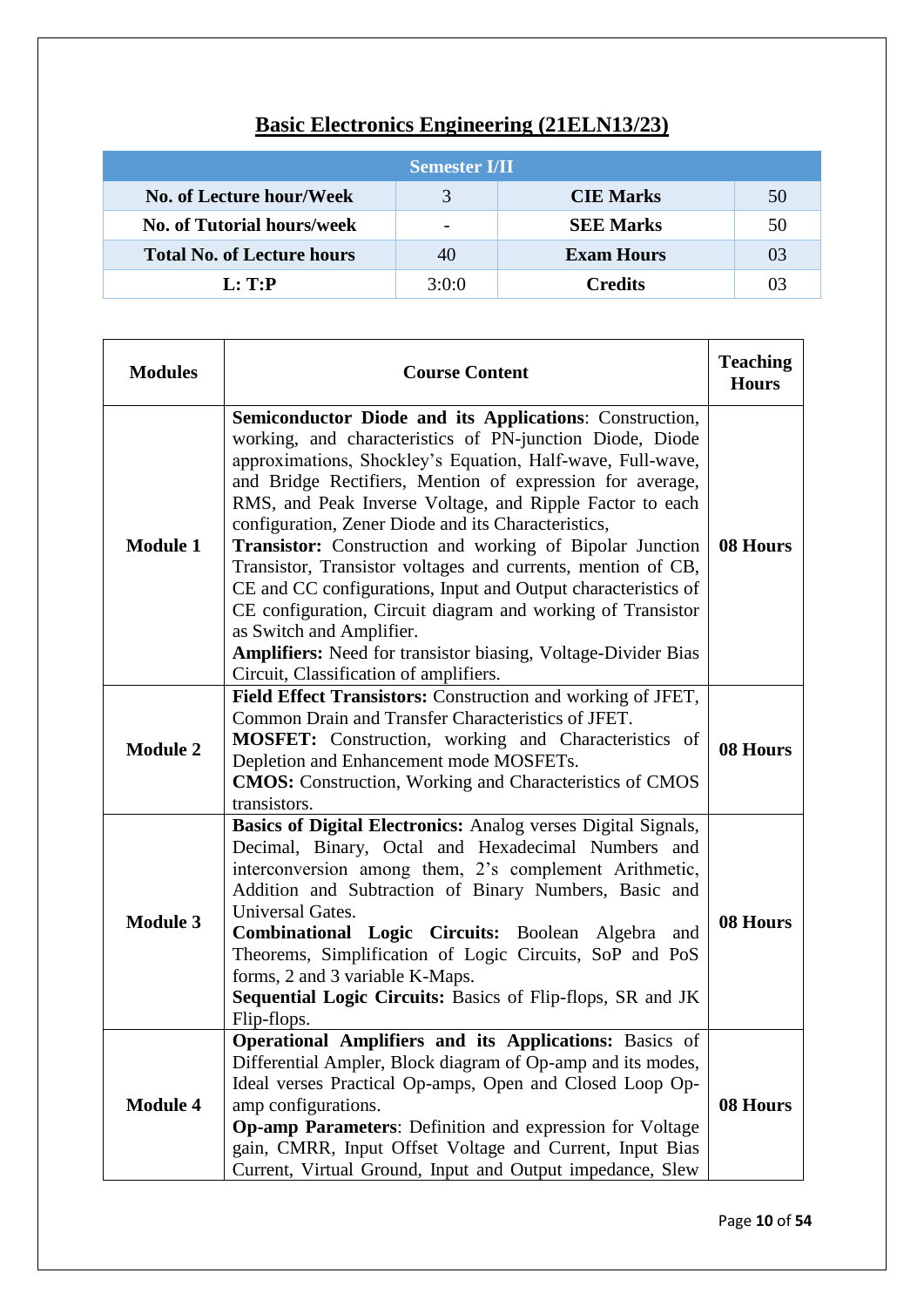# Basic Electronics Engineering (21ELN13/23)

| Semester I/II | | | |
|---|---|---|---|
| **No. of Lecture hour/Week** | 3 | **CIE Marks** | 50 |
| **No. of Tutorial hours/week** | - | **SEE Marks** | 50 |
| **Total No. of Lecture hours** | 40 | **Exam Hours** | 03 |
| **L: T:P** | 3:0:0 | **Credits** | 03 |

| Modules | Course Content | Teaching Hours |
|---|---|---|
| **Module 1** | **Semiconductor Diode and its Applications**: Construction, working, and characteristics of PN-junction Diode, Diode approximations, Shockley's Equation, Half-wave, Full-wave, and Bridge Rectifiers, Mention of expression for average, RMS, and Peak Inverse Voltage, and Ripple Factor to each configuration, Zener Diode and its Characteristics, **Transistor:** Construction and working of Bipolar Junction Transistor, Transistor voltages and currents, mention of CB, CE and CC configurations, Input and Output characteristics of CE configuration, Circuit diagram and working of Transistor as Switch and Amplifier. **Amplifiers:** Need for transistor biasing, Voltage-Divider Bias Circuit, Classification of amplifiers. | **08 Hours** |
| **Module 2** | **Field Effect Transistors:** Construction and working of JFET, Common Drain and Transfer Characteristics of JFET. **MOSFET:** Construction, working and Characteristics of Depletion and Enhancement mode MOSFETs. **CMOS:** Construction, Working and Characteristics of CMOS transistors. | **08 Hours** |
| **Module 3** | **Basics of Digital Electronics:** Analog verses Digital Signals, Decimal, Binary, Octal and Hexadecimal Numbers and interconversion among them, 2's complement Arithmetic, Addition and Subtraction of Binary Numbers, Basic and Universal Gates. **Combinational Logic Circuits:** Boolean Algebra and Theorems, Simplification of Logic Circuits, SoP and PoS forms, 2 and 3 variable K-Maps. **Sequential Logic Circuits:** Basics of Flip-flops, SR and JK Flip-flops. | **08 Hours** |
| **Module 4** | **Operational Amplifiers and its Applications:** Basics of Differential Ampler, Block diagram of Op-amp and its modes, Ideal verses Practical Op-amps, Open and Closed Loop Op-amp configurations. **Op-amp Parameters**: Definition and expression for Voltage gain, CMRR, Input Offset Voltage and Current, Input Bias Current, Virtual Ground, Input and Output impedance, Slew | **08 Hours** |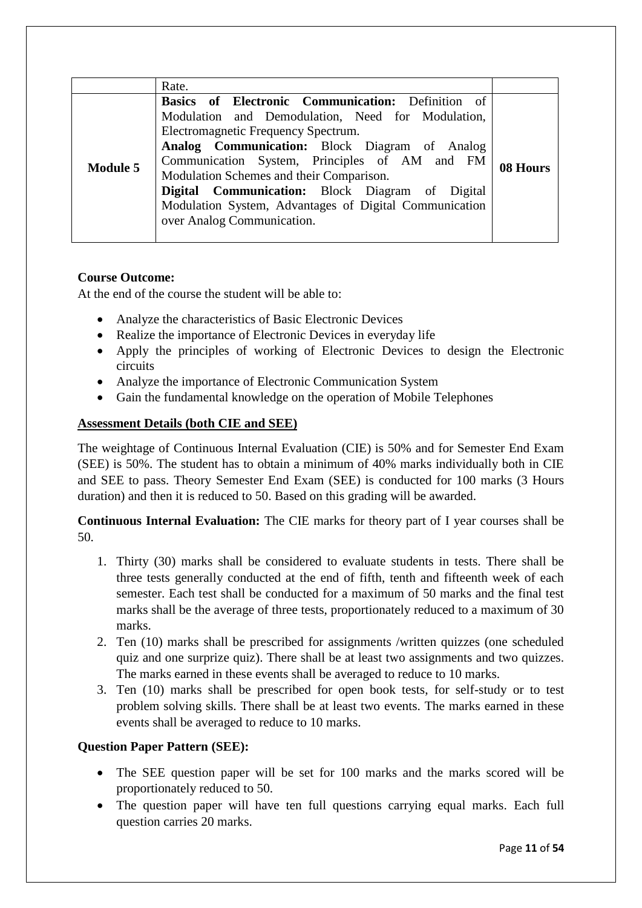|  | Rate. |  |
| --- | --- | --- |
| **Module 5** | **Basics of Electronic Communication:** Definition of Modulation and Demodulation, Need for Modulation, Electromagnetic Frequency Spectrum.<br>**Analog Communication:** Block Diagram of Analog Communication System, Principles of AM and FM Modulation Schemes and their Comparison.<br>**Digital Communication:** Block Diagram of Digital Modulation System, Advantages of Digital Communication over Analog Communication. | **08 Hours** |

**Course Outcome:**

At the end of the course the student will be able to:

- Analyze the characteristics of Basic Electronic Devices
- Realize the importance of Electronic Devices in everyday life
- Apply the principles of working of Electronic Devices to design the Electronic circuits
- Analyze the importance of Electronic Communication System
- Gain the fundamental knowledge on the operation of Mobile Telephones

**Assessment Details (both CIE and SEE)**

The weightage of Continuous Internal Evaluation (CIE) is 50% and for Semester End Exam (SEE) is 50%. The student has to obtain a minimum of 40% marks individually both in CIE and SEE to pass. Theory Semester End Exam (SEE) is conducted for 100 marks (3 Hours duration) and then it is reduced to 50. Based on this grading will be awarded.

**Continuous Internal Evaluation:** The CIE marks for theory part of I year courses shall be 50.

1. Thirty (30) marks shall be considered to evaluate students in tests. There shall be three tests generally conducted at the end of fifth, tenth and fifteenth week of each semester. Each test shall be conducted for a maximum of 50 marks and the final test marks shall be the average of three tests, proportionately reduced to a maximum of 30 marks.
2. Ten (10) marks shall be prescribed for assignments /written quizzes (one scheduled quiz and one surprize quiz). There shall be at least two assignments and two quizzes. The marks earned in these events shall be averaged to reduce to 10 marks.
3. Ten (10) marks shall be prescribed for open book tests, for self-study or to test problem solving skills. There shall be at least two events. The marks earned in these events shall be averaged to reduce to 10 marks.

**Question Paper Pattern (SEE):**

- The SEE question paper will be set for 100 marks and the marks scored will be proportionately reduced to 50.
- The question paper will have ten full questions carrying equal marks. Each full question carries 20 marks.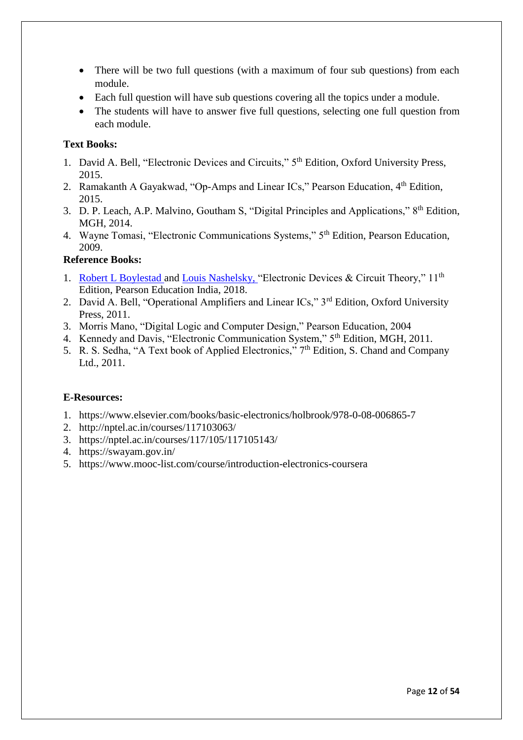- There will be two full questions (with a maximum of four sub questions) from each module.
- Each full question will have sub questions covering all the topics under a module.
- The students will have to answer five full questions, selecting one full question from each module.

**Text Books:**

1. David A. Bell, "Electronic Devices and Circuits," 5th Edition, Oxford University Press, 2015.
2. Ramakanth A Gayakwad, "Op-Amps and Linear ICs," Pearson Education, 4th Edition, 2015.
3. D. P. Leach, A.P. Malvino, Goutham S, "Digital Principles and Applications," 8th Edition, MGH, 2014.
4. Wayne Tomasi, "Electronic Communications Systems," 5th Edition, Pearson Education, 2009.

**Reference Books:**

1. Robert L Boylestad and Louis Nashelsky, "Electronic Devices & Circuit Theory," 11th Edition, Pearson Education India, 2018.
2. David A. Bell, "Operational Amplifiers and Linear ICs," 3rd Edition, Oxford University Press, 2011.
3. Morris Mano, "Digital Logic and Computer Design," Pearson Education, 2004
4. Kennedy and Davis, "Electronic Communication System," 5th Edition, MGH, 2011.
5. R. S. Sedha, "A Text book of Applied Electronics," 7th Edition, S. Chand and Company Ltd., 2011.

**E-Resources:**

1. https://www.elsevier.com/books/basic-electronics/holbrook/978-0-08-006865-7
2. http://nptel.ac.in/courses/117103063/
3. https://nptel.ac.in/courses/117/105/117105143/
4. https://swayam.gov.in/
5. https://www.mooc-list.com/course/introduction-electronics-coursera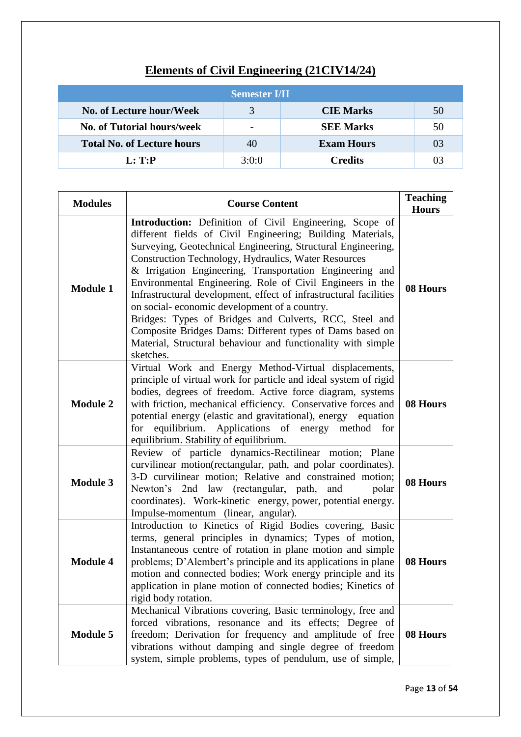# Elements of Civil Engineering (21CIV14/24)

| Semester I/II | | | |
|---|---|---|---|
| **No. of Lecture hour/Week** | 3 | **CIE Marks** | 50 |
| **No. of Tutorial hours/week** | - | **SEE Marks** | 50 |
| **Total No. of Lecture hours** | 40 | **Exam Hours** | 03 |
| **L: T:P** | 3:0:0 | **Credits** | 03 |

| Modules | Course Content | Teaching Hours |
|---|---|---|
| **Module 1** | **Introduction:** Definition of Civil Engineering, Scope of different fields of Civil Engineering; Building Materials, Surveying, Geotechnical Engineering, Structural Engineering, Construction Technology, Hydraulics, Water Resources & Irrigation Engineering, Transportation Engineering and Environmental Engineering. Role of Civil Engineers in the Infrastructural development, effect of infrastructural facilities on social- economic development of a country. Bridges: Types of Bridges and Culverts, RCC, Steel and Composite Bridges Dams: Different types of Dams based on Material, Structural behaviour and functionality with simple sketches. | **08 Hours** |
| **Module 2** | Virtual Work and Energy Method-Virtual displacements, principle of virtual work for particle and ideal system of rigid bodies, degrees of freedom. Active force diagram, systems with friction, mechanical efficiency. Conservative forces and potential energy (elastic and gravitational), energy equation for equilibrium. Applications of energy method for equilibrium. Stability of equilibrium. | **08 Hours** |
| **Module 3** | Review of particle dynamics-Rectilinear motion; Plane curvilinear motion(rectangular, path, and polar coordinates). 3-D curvilinear motion; Relative and constrained motion; Newton's 2nd law (rectangular, path, and polar coordinates). Work-kinetic energy, power, potential energy. Impulse-momentum (linear, angular). | **08 Hours** |
| **Module 4** | Introduction to Kinetics of Rigid Bodies covering, Basic terms, general principles in dynamics; Types of motion, Instantaneous centre of rotation in plane motion and simple problems; D'Alembert's principle and its applications in plane motion and connected bodies; Work energy principle and its application in plane motion of connected bodies; Kinetics of rigid body rotation. | **08 Hours** |
| **Module 5** | Mechanical Vibrations covering, Basic terminology, free and forced vibrations, resonance and its effects; Degree of freedom; Derivation for frequency and amplitude of free vibrations without damping and single degree of freedom system, simple problems, types of pendulum, use of simple, | **08 Hours** |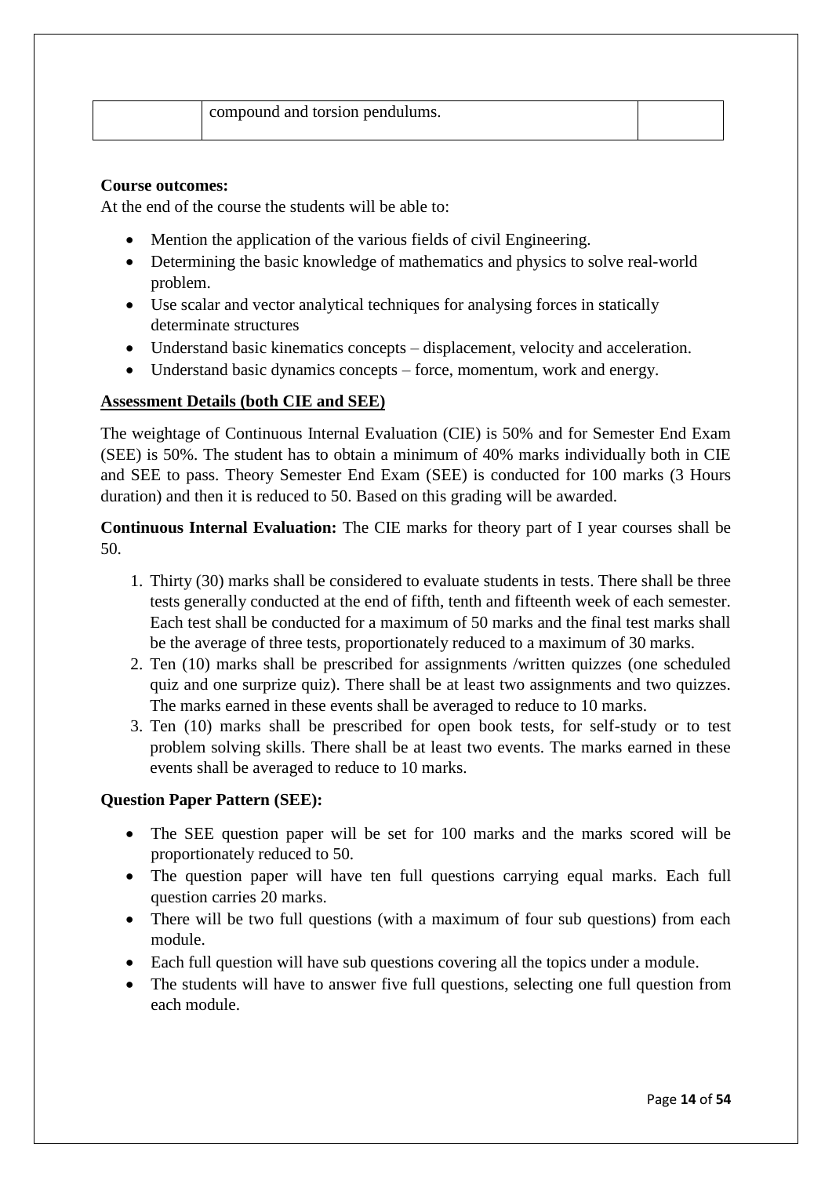| | compound and torsion pendulums. | |
|---|---|---|

**Course outcomes:**

At the end of the course the students will be able to:

- Mention the application of the various fields of civil Engineering.
- Determining the basic knowledge of mathematics and physics to solve real-world problem.
- Use scalar and vector analytical techniques for analysing forces in statically determinate structures
- Understand basic kinematics concepts – displacement, velocity and acceleration.
- Understand basic dynamics concepts – force, momentum, work and energy.

**Assessment Details (both CIE and SEE)**

The weightage of Continuous Internal Evaluation (CIE) is 50% and for Semester End Exam (SEE) is 50%. The student has to obtain a minimum of 40% marks individually both in CIE and SEE to pass. Theory Semester End Exam (SEE) is conducted for 100 marks (3 Hours duration) and then it is reduced to 50. Based on this grading will be awarded.

**Continuous Internal Evaluation:** The CIE marks for theory part of I year courses shall be 50.

1. Thirty (30) marks shall be considered to evaluate students in tests. There shall be three tests generally conducted at the end of fifth, tenth and fifteenth week of each semester. Each test shall be conducted for a maximum of 50 marks and the final test marks shall be the average of three tests, proportionately reduced to a maximum of 30 marks.
2. Ten (10) marks shall be prescribed for assignments /written quizzes (one scheduled quiz and one surprize quiz). There shall be at least two assignments and two quizzes. The marks earned in these events shall be averaged to reduce to 10 marks.
3. Ten (10) marks shall be prescribed for open book tests, for self-study or to test problem solving skills. There shall be at least two events. The marks earned in these events shall be averaged to reduce to 10 marks.

**Question Paper Pattern (SEE):**

- The SEE question paper will be set for 100 marks and the marks scored will be proportionately reduced to 50.
- The question paper will have ten full questions carrying equal marks. Each full question carries 20 marks.
- There will be two full questions (with a maximum of four sub questions) from each module.
- Each full question will have sub questions covering all the topics under a module.
- The students will have to answer five full questions, selecting one full question from each module.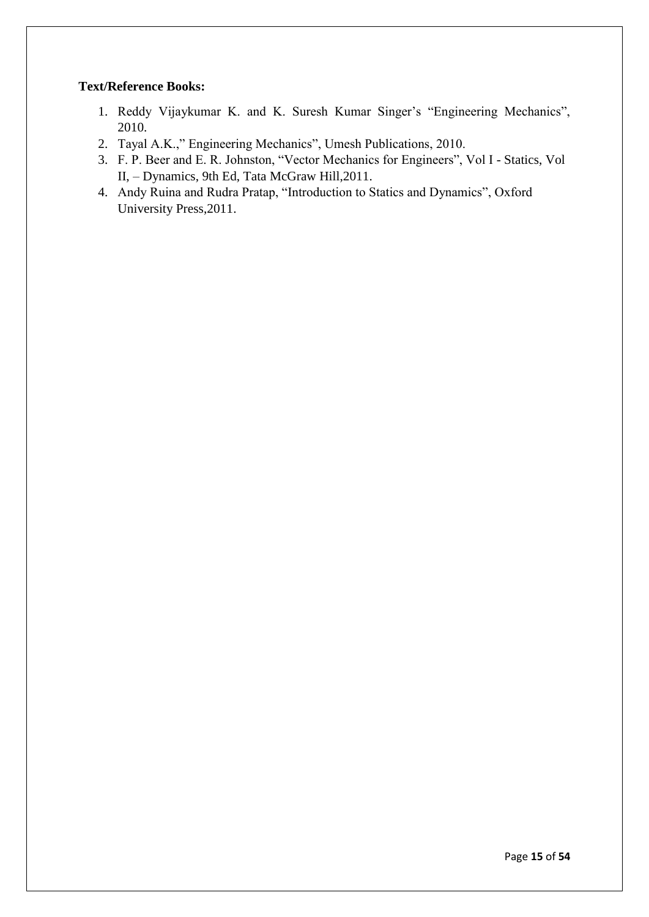**Text/Reference Books:**

1. Reddy Vijaykumar K. and K. Suresh Kumar Singer's "Engineering Mechanics", 2010.
2. Tayal A.K.," Engineering Mechanics", Umesh Publications, 2010.
3. F. P. Beer and E. R. Johnston, "Vector Mechanics for Engineers", Vol I - Statics, Vol II, – Dynamics, 9th Ed, Tata McGraw Hill,2011.
4. Andy Ruina and Rudra Pratap, "Introduction to Statics and Dynamics", Oxford University Press,2011.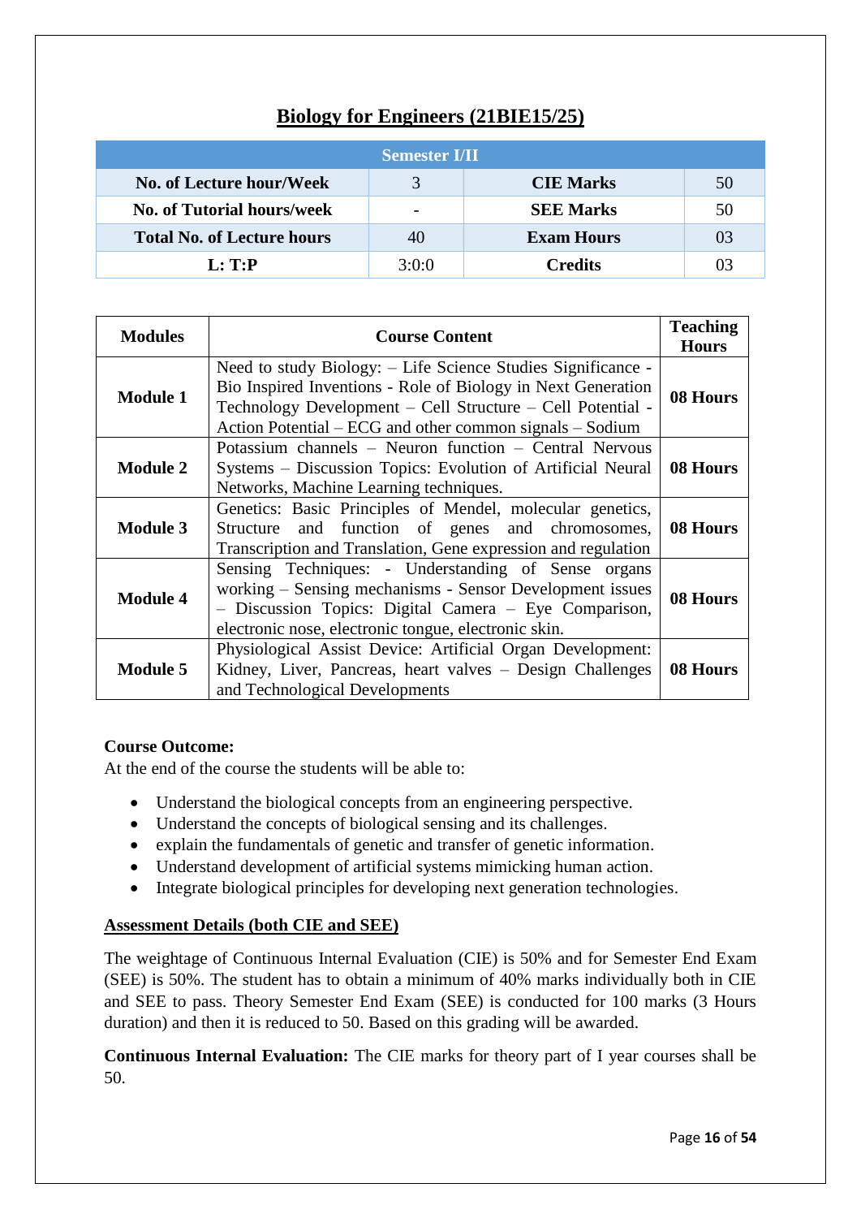# Biology for Engineers (21BIE15/25)

| Semester I/II | | | |
|---|---|---|---|
| **No. of Lecture hour/Week** | 3 | **CIE Marks** | 50 |
| **No. of Tutorial hours/week** | - | **SEE Marks** | 50 |
| **Total No. of Lecture hours** | 40 | **Exam Hours** | 03 |
| **L: T:P** | 3:0:0 | **Credits** | 03 |

| Modules | Course Content | Teaching Hours |
|---|---|---|
| **Module 1** | Need to study Biology: – Life Science Studies Significance - Bio Inspired Inventions - Role of Biology in Next Generation Technology Development – Cell Structure – Cell Potential - Action Potential – ECG and other common signals – Sodium | **08 Hours** |
| **Module 2** | Potassium channels – Neuron function – Central Nervous Systems – Discussion Topics: Evolution of Artificial Neural Networks, Machine Learning techniques. | **08 Hours** |
| **Module 3** | Genetics: Basic Principles of Mendel, molecular genetics, Structure and function of genes and chromosomes, Transcription and Translation, Gene expression and regulation | **08 Hours** |
| **Module 4** | Sensing Techniques: - Understanding of Sense organs working – Sensing mechanisms - Sensor Development issues – Discussion Topics: Digital Camera – Eye Comparison, electronic nose, electronic tongue, electronic skin. | **08 Hours** |
| **Module 5** | Physiological Assist Device: Artificial Organ Development: Kidney, Liver, Pancreas, heart valves – Design Challenges and Technological Developments | **08 Hours** |

**Course Outcome:**

At the end of the course the students will be able to:

- Understand the biological concepts from an engineering perspective.
- Understand the concepts of biological sensing and its challenges.
- explain the fundamentals of genetic and transfer of genetic information.
- Understand development of artificial systems mimicking human action.
- Integrate biological principles for developing next generation technologies.

**Assessment Details (both CIE and SEE)**

The weightage of Continuous Internal Evaluation (CIE) is 50% and for Semester End Exam (SEE) is 50%. The student has to obtain a minimum of 40% marks individually both in CIE and SEE to pass. Theory Semester End Exam (SEE) is conducted for 100 marks (3 Hours duration) and then it is reduced to 50. Based on this grading will be awarded.

**Continuous Internal Evaluation:** The CIE marks for theory part of I year courses shall be 50.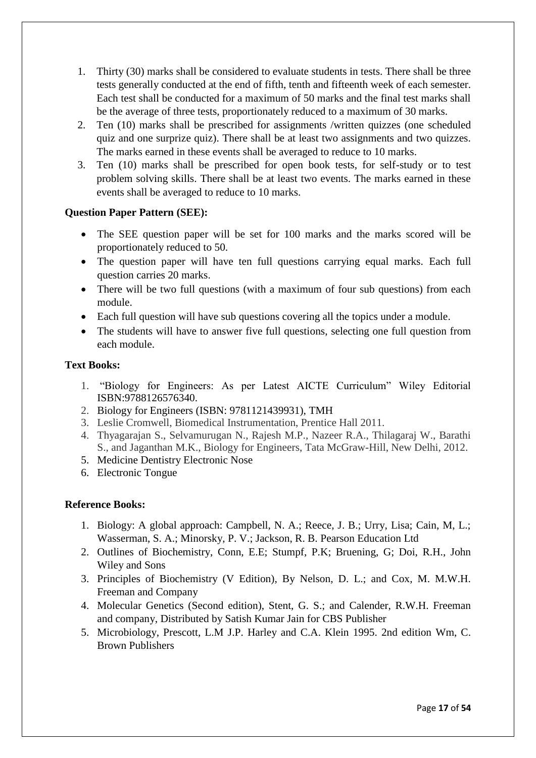1. Thirty (30) marks shall be considered to evaluate students in tests. There shall be three tests generally conducted at the end of fifth, tenth and fifteenth week of each semester. Each test shall be conducted for a maximum of 50 marks and the final test marks shall be the average of three tests, proportionately reduced to a maximum of 30 marks.
2. Ten (10) marks shall be prescribed for assignments /written quizzes (one scheduled quiz and one surprize quiz). There shall be at least two assignments and two quizzes. The marks earned in these events shall be averaged to reduce to 10 marks.
3. Ten (10) marks shall be prescribed for open book tests, for self-study or to test problem solving skills. There shall be at least two events. The marks earned in these events shall be averaged to reduce to 10 marks.

**Question Paper Pattern (SEE):**

- The SEE question paper will be set for 100 marks and the marks scored will be proportionately reduced to 50.
- The question paper will have ten full questions carrying equal marks. Each full question carries 20 marks.
- There will be two full questions (with a maximum of four sub questions) from each module.
- Each full question will have sub questions covering all the topics under a module.
- The students will have to answer five full questions, selecting one full question from each module.

**Text Books:**

1. "Biology for Engineers: As per Latest AICTE Curriculum" Wiley Editorial ISBN:9788126576340.
2. Biology for Engineers (ISBN: 9781121439931), TMH
3. Leslie Cromwell, Biomedical Instrumentation, Prentice Hall 2011.
4. Thyagarajan S., Selvamurugan N., Rajesh M.P., Nazeer R.A., Thilagaraj W., Barathi S., and Jaganthan M.K., Biology for Engineers, Tata McGraw-Hill, New Delhi, 2012.
5. Medicine Dentistry Electronic Nose
6. Electronic Tongue

**Reference Books:**

1. Biology: A global approach: Campbell, N. A.; Reece, J. B.; Urry, Lisa; Cain, M, L.; Wasserman, S. A.; Minorsky, P. V.; Jackson, R. B. Pearson Education Ltd
2. Outlines of Biochemistry, Conn, E.E; Stumpf, P.K; Bruening, G; Doi, R.H., John Wiley and Sons
3. Principles of Biochemistry (V Edition), By Nelson, D. L.; and Cox, M. M.W.H. Freeman and Company
4. Molecular Genetics (Second edition), Stent, G. S.; and Calender, R.W.H. Freeman and company, Distributed by Satish Kumar Jain for CBS Publisher
5. Microbiology, Prescott, L.M J.P. Harley and C.A. Klein 1995. 2nd edition Wm, C. Brown Publishers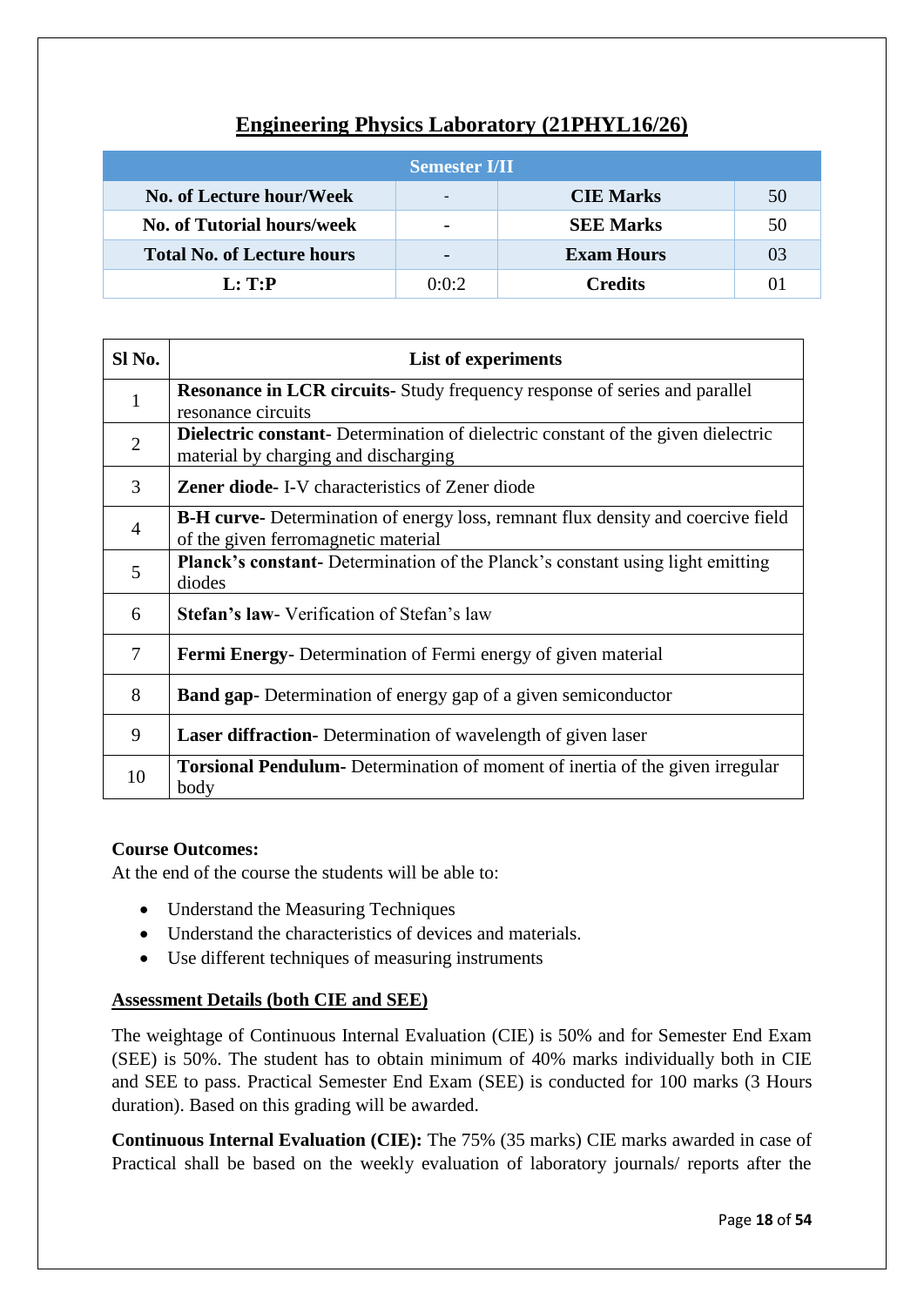## Engineering Physics Laboratory (21PHYL16/26)

| Semester I/II | | | |
|---|---|---|---|
| **No. of Lecture hour/Week** | - | **CIE Marks** | 50 |
| **No. of Tutorial hours/week** | - | **SEE Marks** | 50 |
| **Total No. of Lecture hours** | - | **Exam Hours** | 03 |
| **L: T:P** | 0:0:2 | **Credits** | 01 |

| Sl No. | List of experiments |
|---|---|
| 1 | **Resonance in LCR circuits**- Study frequency response of series and parallel resonance circuits |
| 2 | **Dielectric constant**- Determination of dielectric constant of the given dielectric material by charging and discharging |
| 3 | **Zener diode**- I-V characteristics of Zener diode |
| 4 | **B-H curve**- Determination of energy loss, remnant flux density and coercive field of the given ferromagnetic material |
| 5 | **Planck's constant**- Determination of the Planck's constant using light emitting diodes |
| 6 | **Stefan's law**- Verification of Stefan's law |
| 7 | **Fermi Energy**- Determination of Fermi energy of given material |
| 8 | **Band gap**- Determination of energy gap of a given semiconductor |
| 9 | **Laser diffraction**- Determination of wavelength of given laser |
| 10 | **Torsional Pendulum**- Determination of moment of inertia of the given irregular body |

**Course Outcomes:**

At the end of the course the students will be able to:

- Understand the Measuring Techniques
- Understand the characteristics of devices and materials.
- Use different techniques of measuring instruments

**Assessment Details (both CIE and SEE)**

The weightage of Continuous Internal Evaluation (CIE) is 50% and for Semester End Exam (SEE) is 50%. The student has to obtain minimum of 40% marks individually both in CIE and SEE to pass. Practical Semester End Exam (SEE) is conducted for 100 marks (3 Hours duration). Based on this grading will be awarded.

**Continuous Internal Evaluation (CIE):** The 75% (35 marks) CIE marks awarded in case of Practical shall be based on the weekly evaluation of laboratory journals/ reports after the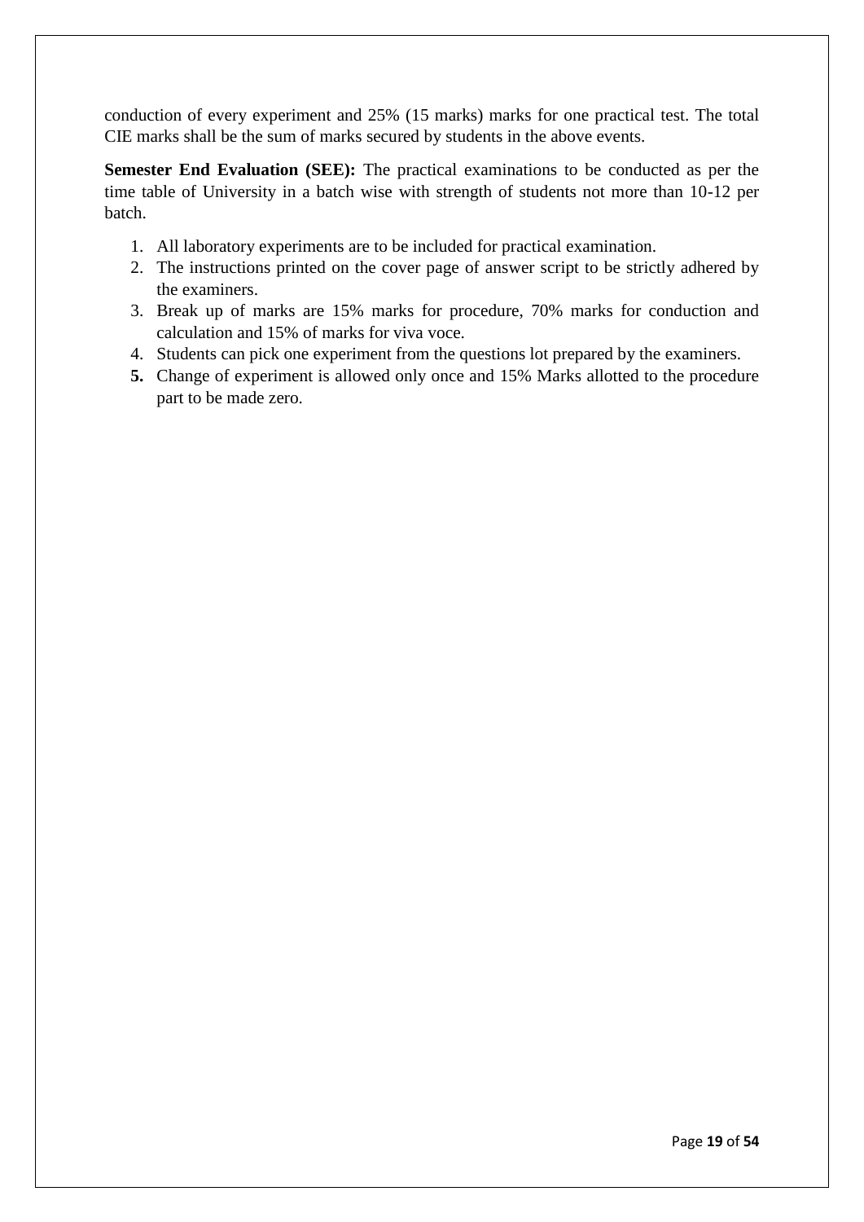conduction of every experiment and 25% (15 marks) marks for one practical test. The total CIE marks shall be the sum of marks secured by students in the above events.

**Semester End Evaluation (SEE):** The practical examinations to be conducted as per the time table of University in a batch wise with strength of students not more than 10-12 per batch.

1. All laboratory experiments are to be included for practical examination.
2. The instructions printed on the cover page of answer script to be strictly adhered by the examiners.
3. Break up of marks are 15% marks for procedure, 70% marks for conduction and calculation and 15% of marks for viva voce.
4. Students can pick one experiment from the questions lot prepared by the examiners.
5. Change of experiment is allowed only once and 15% Marks allotted to the procedure part to be made zero.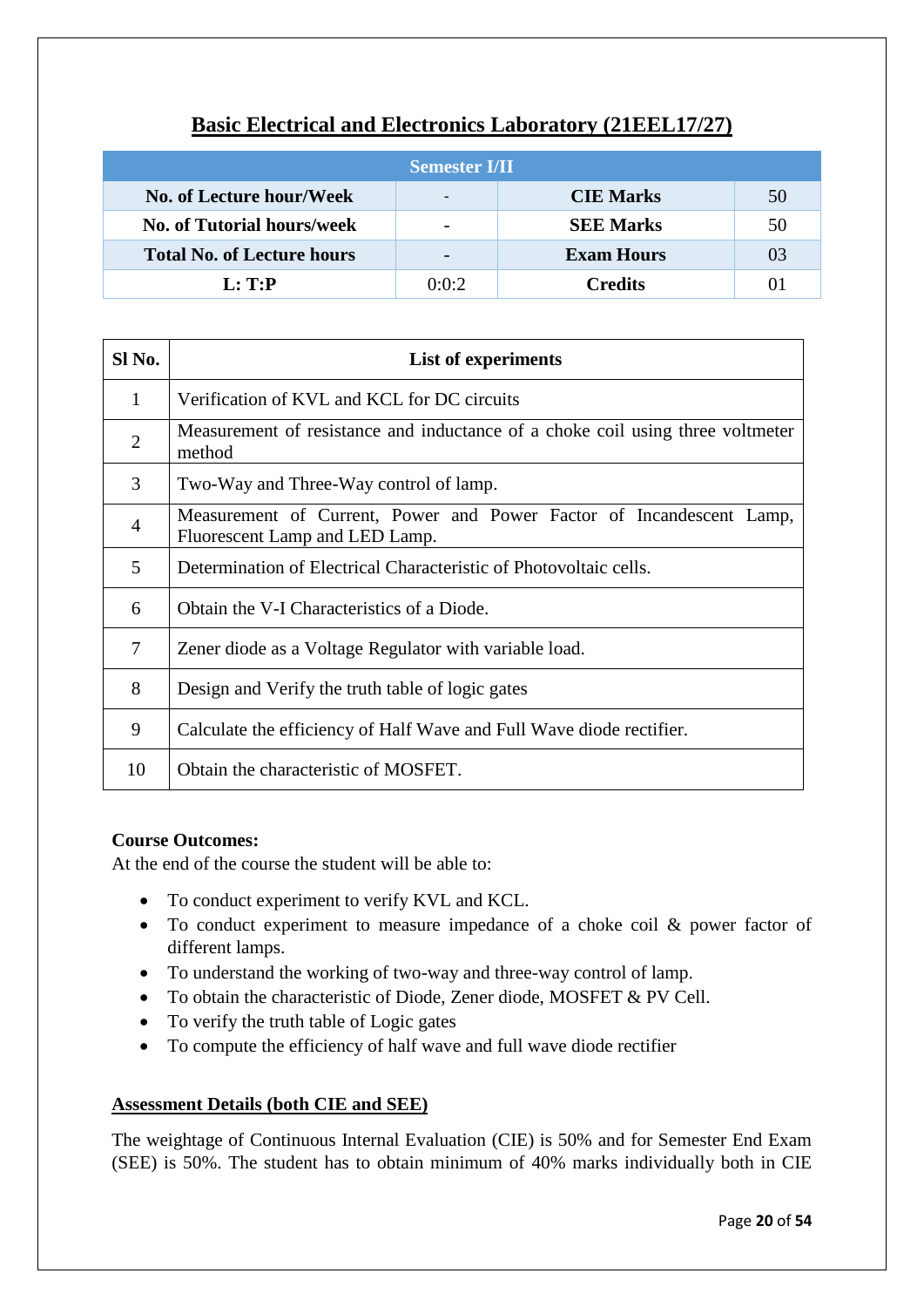# Basic Electrical and Electronics Laboratory (21EEL17/27)

| Semester I/II | | | |
|---|---|---|---|
| **No. of Lecture hour/Week** | - | **CIE Marks** | 50 |
| **No. of Tutorial hours/week** | - | **SEE Marks** | 50 |
| **Total No. of Lecture hours** | - | **Exam Hours** | 03 |
| **L: T:P** | 0:0:2 | **Credits** | 01 |

| Sl No. | List of experiments |
|---|---|
| 1 | Verification of KVL and KCL for DC circuits |
| 2 | Measurement of resistance and inductance of a choke coil using three voltmeter method |
| 3 | Two-Way and Three-Way control of lamp. |
| 4 | Measurement of Current, Power and Power Factor of Incandescent Lamp, Fluorescent Lamp and LED Lamp. |
| 5 | Determination of Electrical Characteristic of Photovoltaic cells. |
| 6 | Obtain the V-I Characteristics of a Diode. |
| 7 | Zener diode as a Voltage Regulator with variable load. |
| 8 | Design and Verify the truth table of logic gates |
| 9 | Calculate the efficiency of Half Wave and Full Wave diode rectifier. |
| 10 | Obtain the characteristic of MOSFET. |

**Course Outcomes:**

At the end of the course the student will be able to:

- To conduct experiment to verify KVL and KCL.
- To conduct experiment to measure impedance of a choke coil & power factor of different lamps.
- To understand the working of two-way and three-way control of lamp.
- To obtain the characteristic of Diode, Zener diode, MOSFET & PV Cell.
- To verify the truth table of Logic gates
- To compute the efficiency of half wave and full wave diode rectifier

**Assessment Details (both CIE and SEE)**

The weightage of Continuous Internal Evaluation (CIE) is 50% and for Semester End Exam (SEE) is 50%. The student has to obtain minimum of 40% marks individually both in CIE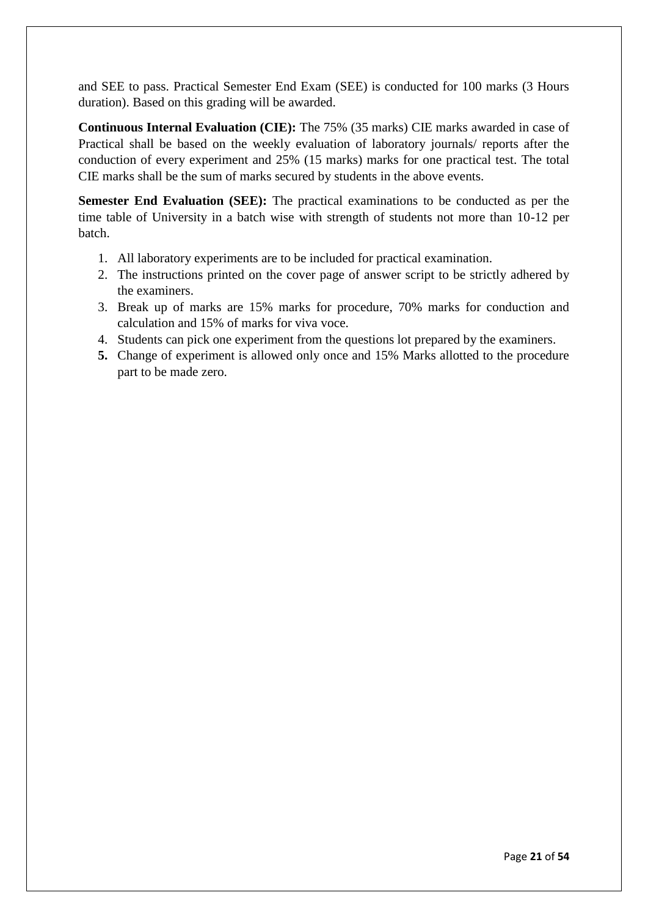and SEE to pass. Practical Semester End Exam (SEE) is conducted for 100 marks (3 Hours duration). Based on this grading will be awarded.

**Continuous Internal Evaluation (CIE):** The 75% (35 marks) CIE marks awarded in case of Practical shall be based on the weekly evaluation of laboratory journals/ reports after the conduction of every experiment and 25% (15 marks) marks for one practical test. The total CIE marks shall be the sum of marks secured by students in the above events.

**Semester End Evaluation (SEE):** The practical examinations to be conducted as per the time table of University in a batch wise with strength of students not more than 10-12 per batch.

1. All laboratory experiments are to be included for practical examination.
2. The instructions printed on the cover page of answer script to be strictly adhered by the examiners.
3. Break up of marks are 15% marks for procedure, 70% marks for conduction and calculation and 15% of marks for viva voce.
4. Students can pick one experiment from the questions lot prepared by the examiners.
5. Change of experiment is allowed only once and 15% Marks allotted to the procedure part to be made zero.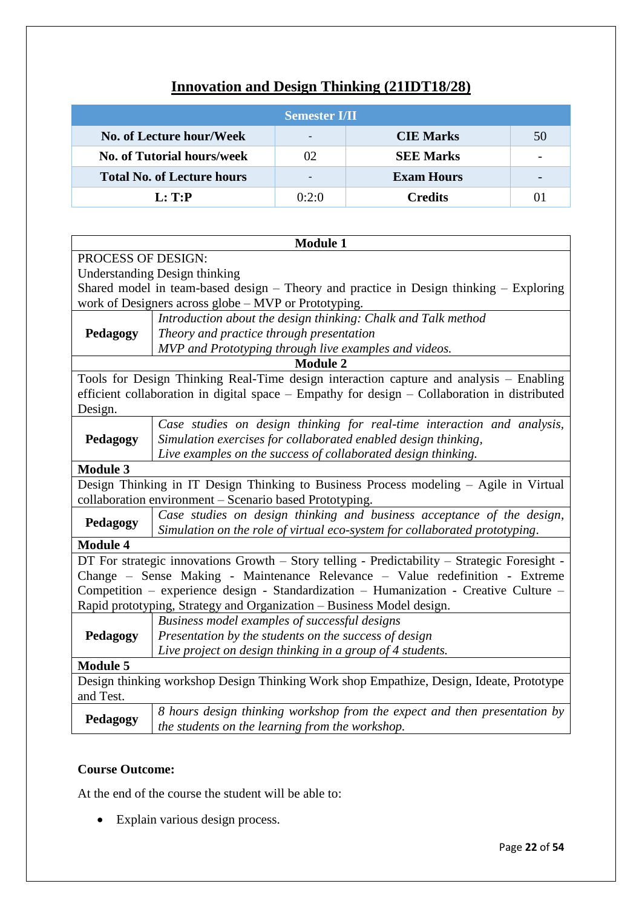# Innovation and Design Thinking (21IDT18/28)

| Semester I/II | | | |
|---|---|---|---|
| **No. of Lecture hour/Week** | - | **CIE Marks** | 50 |
| **No. of Tutorial hours/week** | 02 | **SEE Marks** | - |
| **Total No. of Lecture hours** | - | **Exam Hours** | - |
| **L: T:P** | 0:2:0 | **Credits** | 01 |

| **Module 1** | |
|---|---|
| PROCESS OF DESIGN:<br>Understanding Design thinking<br>Shared model in team-based design – Theory and practice in Design thinking – Exploring work of Designers across globe – MVP or Prototyping. | |
| **Pedagogy** | *Introduction about the design thinking: Chalk and Talk method*<br>*Theory and practice through presentation*<br>*MVP and Prototyping through live examples and videos.* |
| **Module 2** | |
| Tools for Design Thinking Real-Time design interaction capture and analysis – Enabling efficient collaboration in digital space – Empathy for design – Collaboration in distributed Design. | |
| **Pedagogy** | *Case studies on design thinking for real-time interaction and analysis,*<br>*Simulation exercises for collaborated enabled design thinking,*<br>*Live examples on the success of collaborated design thinking.* |
| **Module 3** | |
| Design Thinking in IT Design Thinking to Business Process modeling – Agile in Virtual collaboration environment – Scenario based Prototyping. | |
| **Pedagogy** | *Case studies on design thinking and business acceptance of the design,*<br>*Simulation on the role of virtual eco-system for collaborated prototyping.* |
| **Module 4** | |
| DT For strategic innovations Growth – Story telling - Predictability – Strategic Foresight - Change – Sense Making - Maintenance Relevance – Value redefinition - Extreme Competition – experience design - Standardization – Humanization - Creative Culture – Rapid prototyping, Strategy and Organization – Business Model design. | |
| **Pedagogy** | *Business model examples of successful designs*<br>*Presentation by the students on the success of design*<br>*Live project on design thinking in a group of 4 students.* |
| **Module 5** | |
| Design thinking workshop Design Thinking Work shop Empathize, Design, Ideate, Prototype and Test. | |
| **Pedagogy** | *8 hours design thinking workshop from the expect and then presentation by the students on the learning from the workshop.* |

**Course Outcome:**

At the end of the course the student will be able to:

- Explain various design process.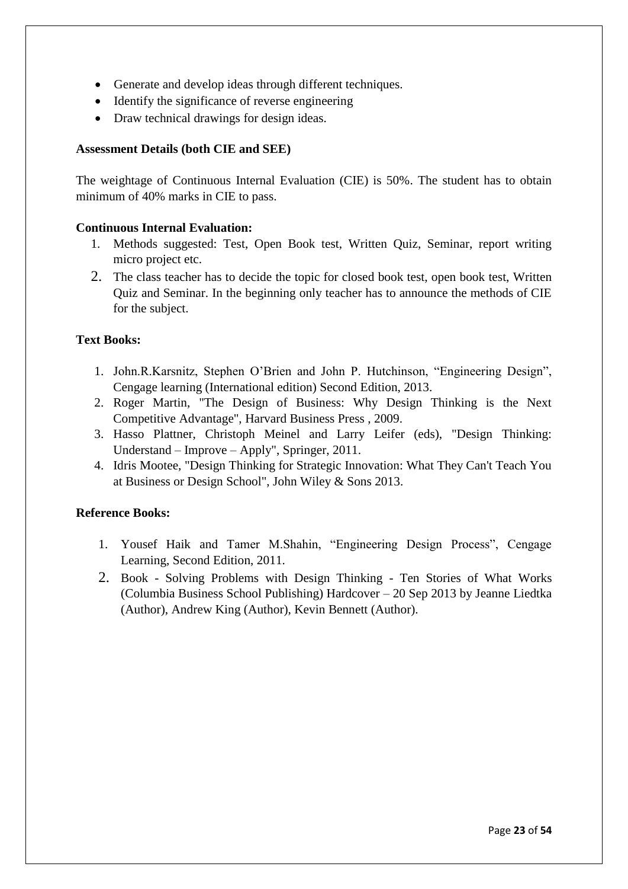- Generate and develop ideas through different techniques.
- Identify the significance of reverse engineering
- Draw technical drawings for design ideas.

**Assessment Details (both CIE and SEE)**

The weightage of Continuous Internal Evaluation (CIE) is 50%. The student has to obtain minimum of 40% marks in CIE to pass.

**Continuous Internal Evaluation:**

1. Methods suggested: Test, Open Book test, Written Quiz, Seminar, report writing micro project etc.
2. The class teacher has to decide the topic for closed book test, open book test, Written Quiz and Seminar. In the beginning only teacher has to announce the methods of CIE for the subject.

**Text Books:**

1. John.R.Karsnitz, Stephen O'Brien and John P. Hutchinson, "Engineering Design", Cengage learning (International edition) Second Edition, 2013.
2. Roger Martin, "The Design of Business: Why Design Thinking is the Next Competitive Advantage", Harvard Business Press , 2009.
3. Hasso Plattner, Christoph Meinel and Larry Leifer (eds), "Design Thinking: Understand – Improve – Apply", Springer, 2011.
4. Idris Mootee, "Design Thinking for Strategic Innovation: What They Can't Teach You at Business or Design School", John Wiley & Sons 2013.

**Reference Books:**

1. Yousef Haik and Tamer M.Shahin, "Engineering Design Process", Cengage Learning, Second Edition, 2011.
2. Book - Solving Problems with Design Thinking - Ten Stories of What Works (Columbia Business School Publishing) Hardcover – 20 Sep 2013 by Jeanne Liedtka (Author), Andrew King (Author), Kevin Bennett (Author).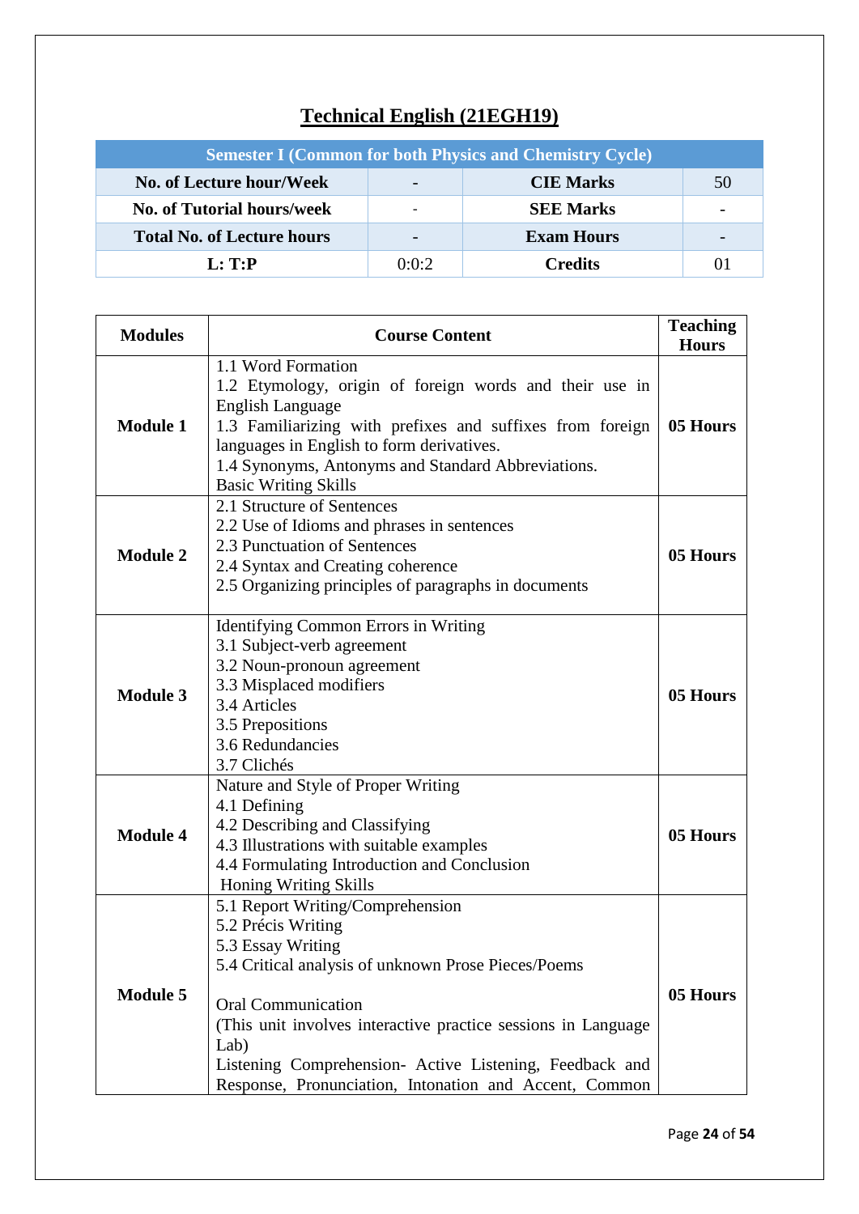# Technical English (21EGH19)

| Semester I (Common for both Physics and Chemistry Cycle) | | | |
|---|---|---|---|
| **No. of Lecture hour/Week** | - | **CIE Marks** | 50 |
| **No. of Tutorial hours/week** | - | **SEE Marks** | - |
| **Total No. of Lecture hours** | - | **Exam Hours** | - |
| **L: T:P** | 0:0:2 | **Credits** | 01 |

| Modules | Course Content | Teaching Hours |
|---|---|---|
| **Module 1** | 1.1 Word Formation<br>1.2 Etymology, origin of foreign words and their use in English Language<br>1.3 Familiarizing with prefixes and suffixes from foreign languages in English to form derivatives.<br>1.4 Synonyms, Antonyms and Standard Abbreviations.<br>Basic Writing Skills | **05 Hours** |
| **Module 2** | 2.1 Structure of Sentences<br>2.2 Use of Idioms and phrases in sentences<br>2.3 Punctuation of Sentences<br>2.4 Syntax and Creating coherence<br>2.5 Organizing principles of paragraphs in documents | **05 Hours** |
| **Module 3** | Identifying Common Errors in Writing<br>3.1 Subject-verb agreement<br>3.2 Noun-pronoun agreement<br>3.3 Misplaced modifiers<br>3.4 Articles<br>3.5 Prepositions<br>3.6 Redundancies<br>3.7 Clichés | **05 Hours** |
| **Module 4** | Nature and Style of Proper Writing<br>4.1 Defining<br>4.2 Describing and Classifying<br>4.3 Illustrations with suitable examples<br>4.4 Formulating Introduction and Conclusion<br>Honing Writing Skills | **05 Hours** |
| **Module 5** | 5.1 Report Writing/Comprehension<br>5.2 Précis Writing<br>5.3 Essay Writing<br>5.4 Critical analysis of unknown Prose Pieces/Poems<br><br>Oral Communication<br>(This unit involves interactive practice sessions in Language Lab)<br>Listening Comprehension- Active Listening, Feedback and Response, Pronunciation, Intonation and Accent, Common | **05 Hours** |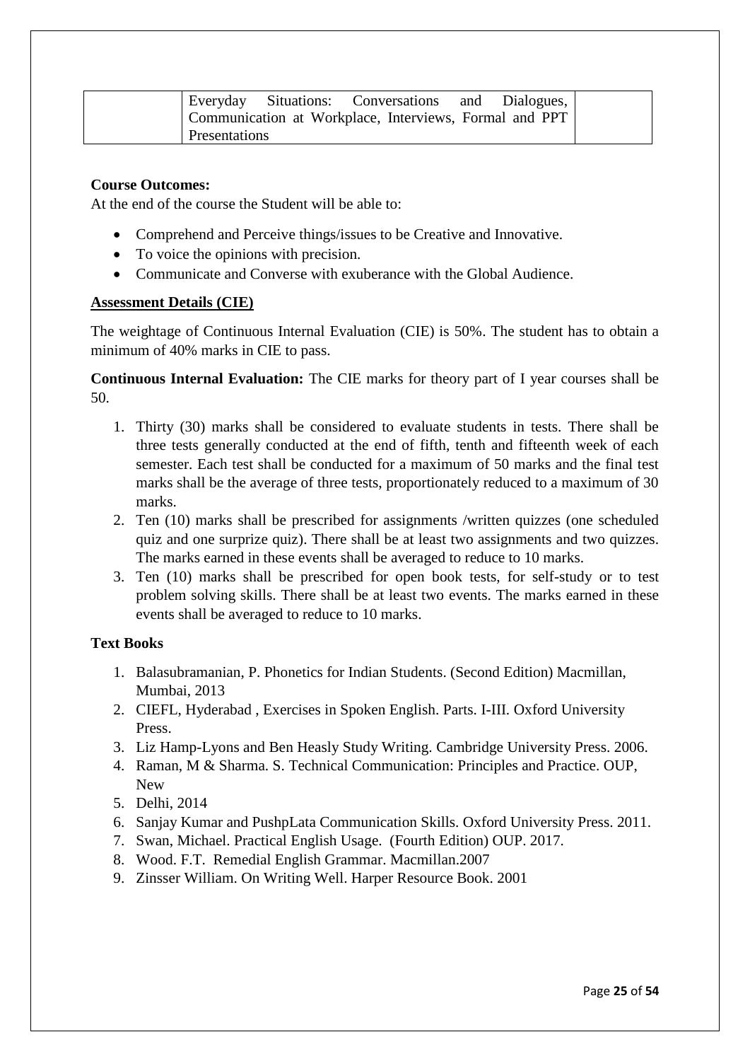| | Everyday Situations: Conversations and Dialogues, Communication at Workplace, Interviews, Formal and PPT Presentations | |
|---|---|---|

**Course Outcomes:**

At the end of the course the Student will be able to:

- Comprehend and Perceive things/issues to be Creative and Innovative.
- To voice the opinions with precision.
- Communicate and Converse with exuberance with the Global Audience.

**Assessment Details (CIE)**

The weightage of Continuous Internal Evaluation (CIE) is 50%. The student has to obtain a minimum of 40% marks in CIE to pass.

**Continuous Internal Evaluation:** The CIE marks for theory part of I year courses shall be 50.

1. Thirty (30) marks shall be considered to evaluate students in tests. There shall be three tests generally conducted at the end of fifth, tenth and fifteenth week of each semester. Each test shall be conducted for a maximum of 50 marks and the final test marks shall be the average of three tests, proportionately reduced to a maximum of 30 marks.
2. Ten (10) marks shall be prescribed for assignments /written quizzes (one scheduled quiz and one surprize quiz). There shall be at least two assignments and two quizzes. The marks earned in these events shall be averaged to reduce to 10 marks.
3. Ten (10) marks shall be prescribed for open book tests, for self-study or to test problem solving skills. There shall be at least two events. The marks earned in these events shall be averaged to reduce to 10 marks.

**Text Books**

1. Balasubramanian, P. Phonetics for Indian Students. (Second Edition) Macmillan, Mumbai, 2013
2. CIEFL, Hyderabad , Exercises in Spoken English. Parts. I-III. Oxford University Press.
3. Liz Hamp-Lyons and Ben Heasly Study Writing. Cambridge University Press. 2006.
4. Raman, M & Sharma. S. Technical Communication: Principles and Practice. OUP, New
5. Delhi, 2014
6. Sanjay Kumar and PushpLata Communication Skills. Oxford University Press. 2011.
7. Swan, Michael. Practical English Usage. (Fourth Edition) OUP. 2017.
8. Wood. F.T. Remedial English Grammar. Macmillan.2007
9. Zinsser William. On Writing Well. Harper Resource Book. 2001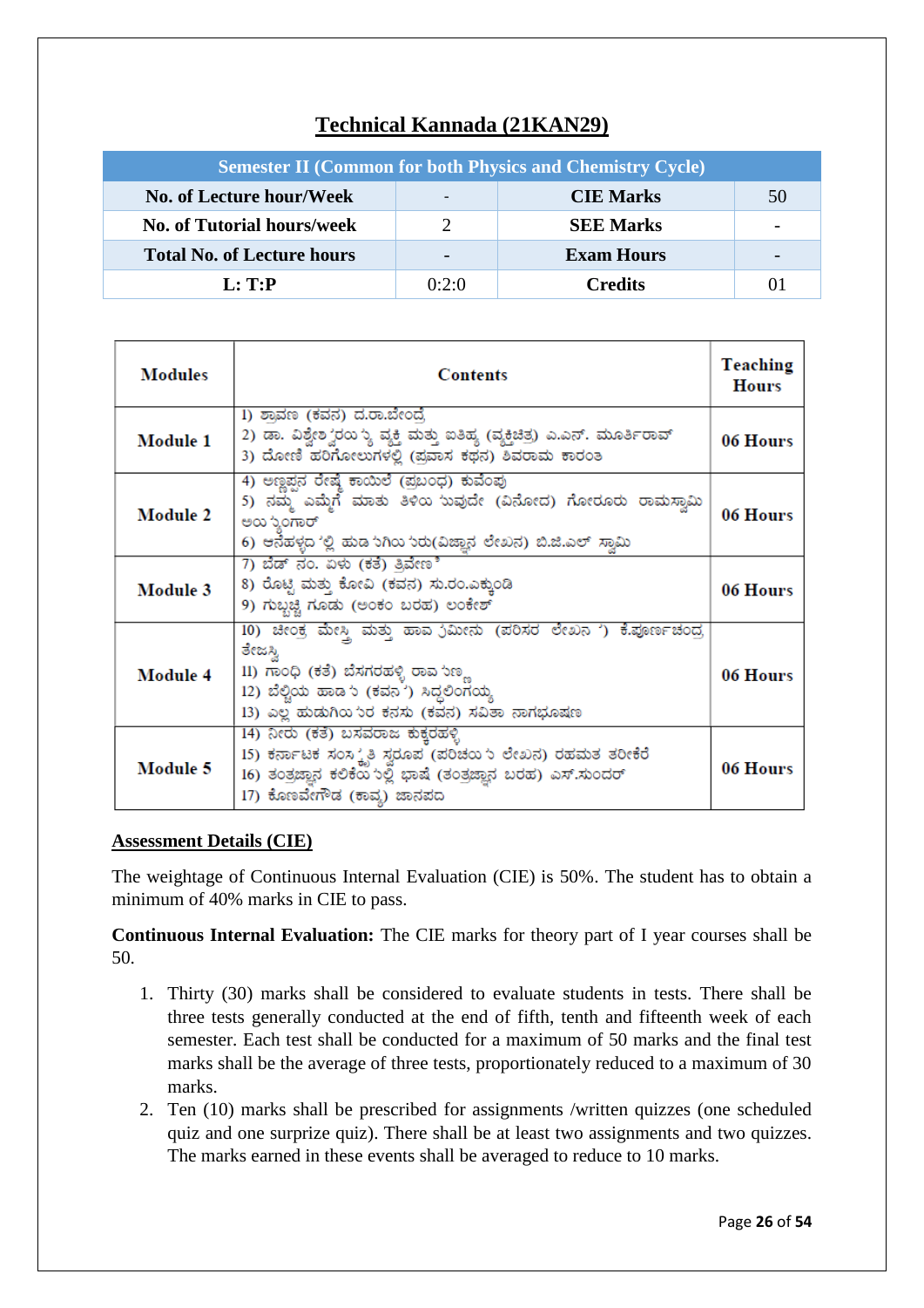# Technical Kannada (21KAN29)

| Semester II (Common for both Physics and Chemistry Cycle) | | | |
|---|---|---|---|
| **No. of Lecture hour/Week** | - | **CIE Marks** | 50 |
| **No. of Tutorial hours/week** | 2 | **SEE Marks** | - |
| **Total No. of Lecture hours** | - | **Exam Hours** | - |
| **L: T:P** | 0:2:0 | **Credits** | 01 |

| Modules | Contents | Teaching Hours |
|---|---|---|
| **Module 1** | 1) ಶ್ರಾವಣ (ಕವನ) ದ.ರಾ.ಬೇಂದ್ರೆ<br>2) ಡಾ. ವಿಶ್ವೇಶ್ವರಯ್ಯ ವ್ಯಕ್ತಿ ಮತ್ತು ಐತಿಹ್ಯ (ವ್ಯಕ್ತಿಚಿತ್ರ) ಎ.ಎನ್. ಮೂರ್ತಿರಾವ್<br>3) ದೋಣಿ ಹರಿಗೋಲುಗಳಲ್ಲಿ (ಪ್ರವಾಸ ಕಥನ) ಶಿವರಾಮ ಕಾರಂತ | **06 Hours** |
| **Module 2** | 4) ಅಣ್ಣಪ್ಪನ ರೇಷ್ಮೆ ಕಾಯಿಲೆ (ಪ್ರಬಂಧ) ಕುವೆಂಪು<br>5) ನಮ್ಮ ಎಮ್ಮೆಗೆ ಮಾತು ತಿಳಿಯುವುದೇ (ವಿನೋದ) ಗೋರೂರು ರಾಮಸ್ವಾಮಿ ಅಯ್ಯಂಗಾರ್<br>6) ಆನೆಹಳ್ಳದಲ್ಲಿ ಹುಡುಗಿಯರು(ವಿಜ್ಞಾನ ಲೇಖನ) ಬಿ.ಜಿ.ಎಲ್ ಸ್ವಾಮಿ | **06 Hours** |
| **Module 3** | 7) ಬೆಡ್ ನಂ. ಏಳು (ಕತೆ) ತ್ರಿವೇಣಿ<br>8) ರೊಟ್ಟಿ ಮತ್ತು ಕೋವಿ (ಕವನ) ಸು.ರಂ.ಎಕ್ಕುಂಡಿ<br>9) ಗುಬ್ಬಚ್ಚಿ ಗೂಡು (ಅಂಕಣ ಬರಹ) ಲಂಕೇಶ್ | **06 Hours** |
| **Module 4** | 10) ಚೀಂಕ್ರ ಮೇಸ್ತ್ರಿ ಮತ್ತು ಹಾವು ಮೀನು (ಪರಿಸರ ಲೇಖನ) ಕೆ.ಪೂರ್ಣಚಂದ್ರ ತೇಜಸ್ವಿ<br>11) ಗಾಂಧಿ (ಕತೆ) ಬೆಸಗರಹಳ್ಳಿ ರಾಮಣ್ಣ<br>12) ಬೆಳ್ಳಿಯ ಹಾಡು (ಕವನ) ಸಿದ್ಧಲಿಂಗಯ್ಯ<br>13) ಎಲ್ಲ ಹುಡುಗಿಯರ ಕನಸು (ಕವನ) ಸವಿತಾ ನಾಗಭೂಷಣ | **06 Hours** |
| **Module 5** | 14) ನೀರು (ಕತೆ) ಬಸವರಾಜ ಕುಕ್ಕರಹಳ್ಳಿ<br>15) ಕರ್ನಾಟಕ ಸಂಸ್ಕೃತಿ ಸ್ವರೂಪ (ಪರಿಚಯ ಲೇಖನ) ರಹಮತ ತರೀಕೆರೆ<br>16) ತಂತ್ರಜ್ಞಾನ ಕಲಿಕೆಯಲ್ಲಿ ಭಾಷೆ (ತಂತ್ರಜ್ಞಾನ ಬರಹ) ಎಸ್.ಸುಂದರ್<br>17) ಕೊಣವೇಗೌಡ (ಕಾವ್ಯ) ಜಾನಪದ | **06 Hours** |

**Assessment Details (CIE)**

The weightage of Continuous Internal Evaluation (CIE) is 50%. The student has to obtain a minimum of 40% marks in CIE to pass.

**Continuous Internal Evaluation:** The CIE marks for theory part of I year courses shall be 50.

1. Thirty (30) marks shall be considered to evaluate students in tests. There shall be three tests generally conducted at the end of fifth, tenth and fifteenth week of each semester. Each test shall be conducted for a maximum of 50 marks and the final test marks shall be the average of three tests, proportionately reduced to a maximum of 30 marks.
2. Ten (10) marks shall be prescribed for assignments /written quizzes (one scheduled quiz and one surprize quiz). There shall be at least two assignments and two quizzes. The marks earned in these events shall be averaged to reduce to 10 marks.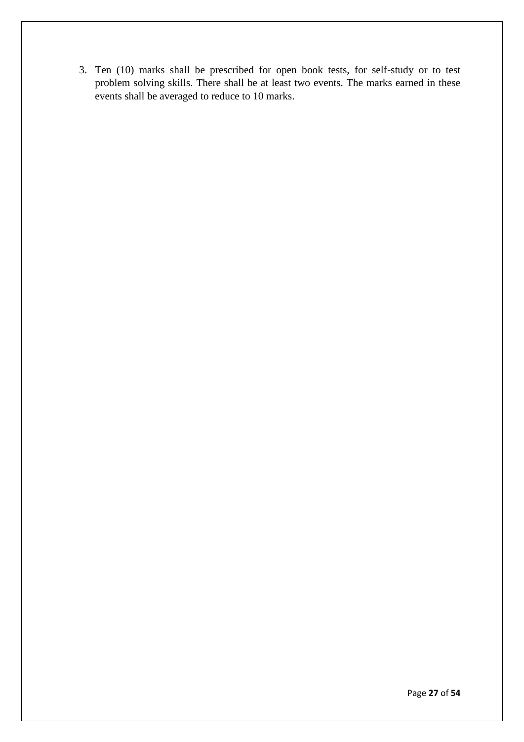3. Ten (10) marks shall be prescribed for open book tests, for self-study or to test problem solving skills. There shall be at least two events. The marks earned in these events shall be averaged to reduce to 10 marks.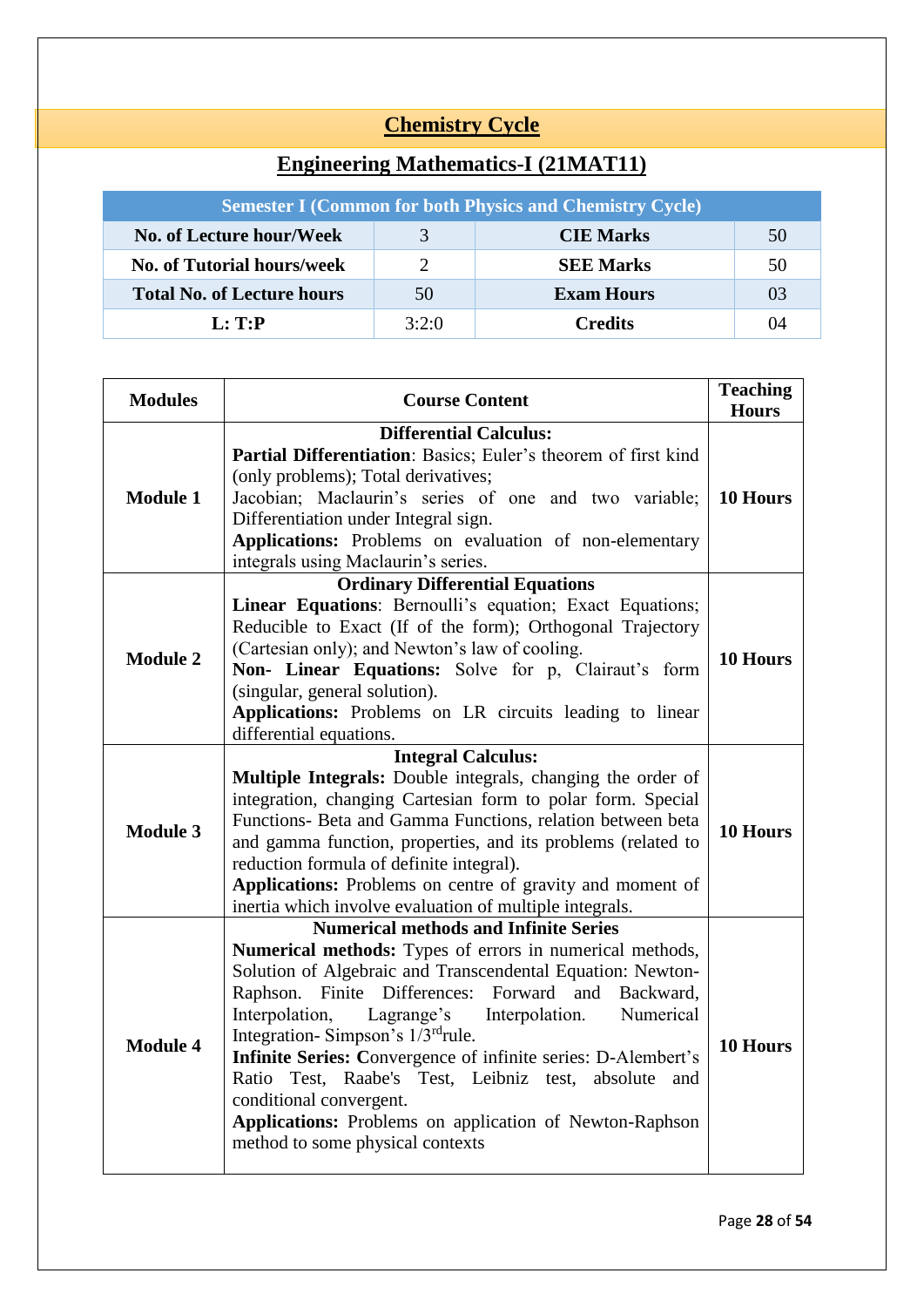# Chemistry Cycle

## Engineering Mathematics-I (21MAT11)

| Semester I (Common for both Physics and Chemistry Cycle) | | | |
|---|---|---|---|
| **No. of Lecture hour/Week** | 3 | **CIE Marks** | 50 |
| **No. of Tutorial hours/week** | 2 | **SEE Marks** | 50 |
| **Total No. of Lecture hours** | 50 | **Exam Hours** | 03 |
| **L: T:P** | 3:2:0 | **Credits** | 04 |

| Modules | Course Content | Teaching Hours |
|---|---|---|
| **Module 1** | **Differential Calculus:** **Partial Differentiation**: Basics; Euler's theorem of first kind (only problems); Total derivatives; Jacobian; Maclaurin's series of one and two variable; Differentiation under Integral sign. **Applications:** Problems on evaluation of non-elementary integrals using Maclaurin's series. | **10 Hours** |
| **Module 2** | **Ordinary Differential Equations** **Linear Equations**: Bernoulli's equation; Exact Equations; Reducible to Exact (If of the form); Orthogonal Trajectory (Cartesian only); and Newton's law of cooling. **Non- Linear Equations:** Solve for p, Clairaut's form (singular, general solution). **Applications:** Problems on LR circuits leading to linear differential equations. | **10 Hours** |
| **Module 3** | **Integral Calculus:** **Multiple Integrals:** Double integrals, changing the order of integration, changing Cartesian form to polar form. Special Functions- Beta and Gamma Functions, relation between beta and gamma function, properties, and its problems (related to reduction formula of definite integral). **Applications:** Problems on centre of gravity and moment of inertia which involve evaluation of multiple integrals. | **10 Hours** |
| **Module 4** | **Numerical methods and Infinite Series** **Numerical methods:** Types of errors in numerical methods, Solution of Algebraic and Transcendental Equation: Newton-Raphson. Finite Differences: Forward and Backward, Interpolation, Lagrange's Interpolation. Numerical Integration- Simpson's $1/3^{rd}$ rule. **Infinite Series: C**onvergence of infinite series: D-Alembert's Ratio Test, Raabe's Test, Leibniz test, absolute and conditional convergent. **Applications:** Problems on application of Newton-Raphson method to some physical contexts | **10 Hours** |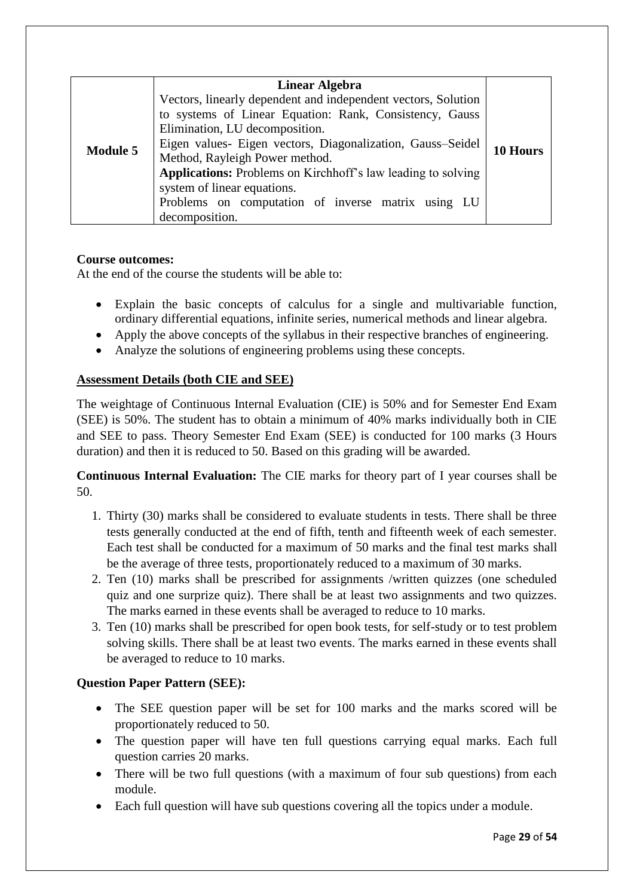| Module 5 | **Linear Algebra**<br>Vectors, linearly dependent and independent vectors, Solution to systems of Linear Equation: Rank, Consistency, Gauss Elimination, LU decomposition.<br>Eigen values- Eigen vectors, Diagonalization, Gauss–Seidel Method, Rayleigh Power method.<br>**Applications:** Problems on Kirchhoff's law leading to solving system of linear equations.<br>Problems on computation of inverse matrix using LU decomposition. | 10 Hours |
|---|---|---|

**Course outcomes:**

At the end of the course the students will be able to:

- Explain the basic concepts of calculus for a single and multivariable function, ordinary differential equations, infinite series, numerical methods and linear algebra.
- Apply the above concepts of the syllabus in their respective branches of engineering.
- Analyze the solutions of engineering problems using these concepts.

**Assessment Details (both CIE and SEE)**

The weightage of Continuous Internal Evaluation (CIE) is 50% and for Semester End Exam (SEE) is 50%. The student has to obtain a minimum of 40% marks individually both in CIE and SEE to pass. Theory Semester End Exam (SEE) is conducted for 100 marks (3 Hours duration) and then it is reduced to 50. Based on this grading will be awarded.

**Continuous Internal Evaluation:** The CIE marks for theory part of I year courses shall be 50.

1. Thirty (30) marks shall be considered to evaluate students in tests. There shall be three tests generally conducted at the end of fifth, tenth and fifteenth week of each semester. Each test shall be conducted for a maximum of 50 marks and the final test marks shall be the average of three tests, proportionately reduced to a maximum of 30 marks.
2. Ten (10) marks shall be prescribed for assignments /written quizzes (one scheduled quiz and one surprize quiz). There shall be at least two assignments and two quizzes. The marks earned in these events shall be averaged to reduce to 10 marks.
3. Ten (10) marks shall be prescribed for open book tests, for self-study or to test problem solving skills. There shall be at least two events. The marks earned in these events shall be averaged to reduce to 10 marks.

**Question Paper Pattern (SEE):**

- The SEE question paper will be set for 100 marks and the marks scored will be proportionately reduced to 50.
- The question paper will have ten full questions carrying equal marks. Each full question carries 20 marks.
- There will be two full questions (with a maximum of four sub questions) from each module.
- Each full question will have sub questions covering all the topics under a module.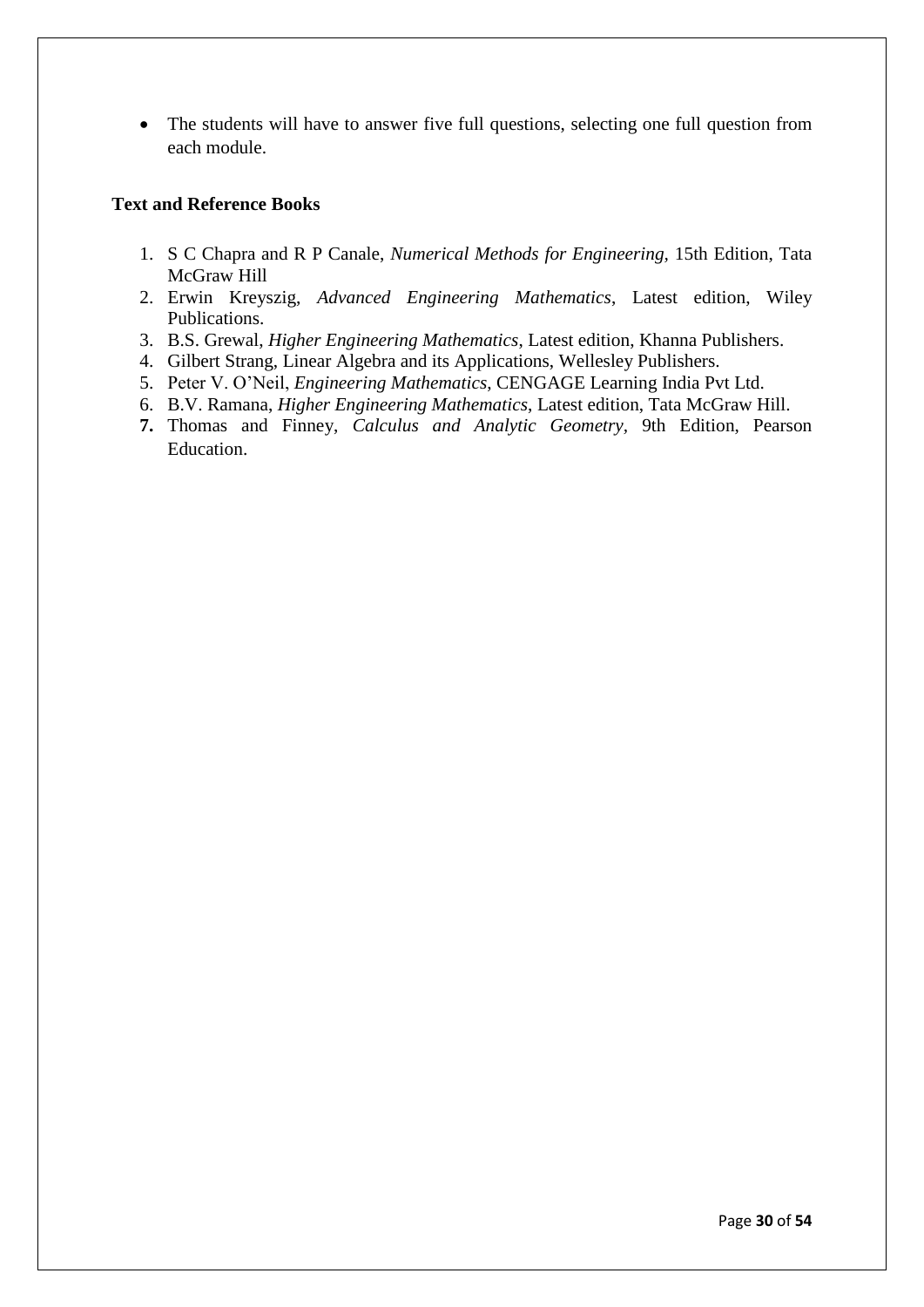- The students will have to answer five full questions, selecting one full question from each module.

**Text and Reference Books**

1. S C Chapra and R P Canale, *Numerical Methods for Engineering*, 15th Edition, Tata McGraw Hill
2. Erwin Kreyszig, *Advanced Engineering Mathematics*, Latest edition, Wiley Publications.
3. B.S. Grewal, *Higher Engineering Mathematics*, Latest edition, Khanna Publishers.
4. Gilbert Strang, Linear Algebra and its Applications, Wellesley Publishers.
5. Peter V. O'Neil, *Engineering Mathematics*, CENGAGE Learning India Pvt Ltd.
6. B.V. Ramana, *Higher Engineering Mathematics*, Latest edition, Tata McGraw Hill.
7. Thomas and Finney, *Calculus and Analytic Geometry*, 9th Edition, Pearson Education.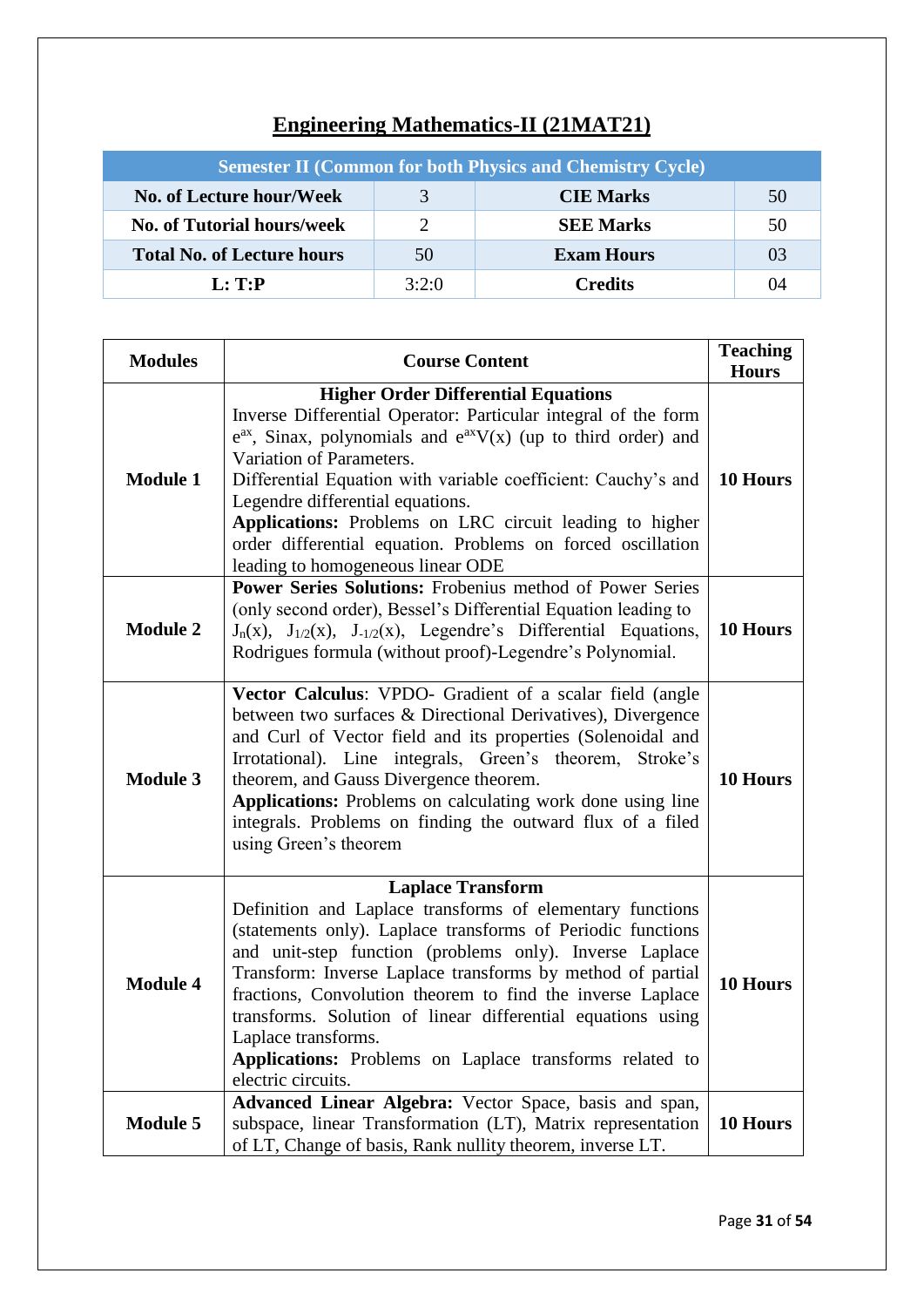# Engineering Mathematics-II (21MAT21)

| Semester II (Common for both Physics and Chemistry Cycle) | | | |
|---|---|---|---|
| **No. of Lecture hour/Week** | 3 | **CIE Marks** | 50 |
| **No. of Tutorial hours/week** | 2 | **SEE Marks** | 50 |
| **Total No. of Lecture hours** | 50 | **Exam Hours** | 03 |
| **L: T:P** | 3:2:0 | **Credits** | 04 |

| Modules | Course Content | Teaching Hours |
|---|---|---|
| **Module 1** | **Higher Order Differential Equations** Inverse Differential Operator: Particular integral of the form $e^{ax}$, Sinax, polynomials and $e^{ax}V(x)$ (up to third order) and Variation of Parameters. Differential Equation with variable coefficient: Cauchy's and Legendre differential equations. **Applications:** Problems on LRC circuit leading to higher order differential equation. Problems on forced oscillation leading to homogeneous linear ODE | **10 Hours** |
| **Module 2** | **Power Series Solutions:** Frobenius method of Power Series (only second order), Bessel's Differential Equation leading to $J_n(x)$, $J_{1/2}(x)$, $J_{-1/2}(x)$, Legendre's Differential Equations, Rodrigues formula (without proof)-Legendre's Polynomial. | **10 Hours** |
| **Module 3** | **Vector Calculus**: VPDO- Gradient of a scalar field (angle between two surfaces & Directional Derivatives), Divergence and Curl of Vector field and its properties (Solenoidal and Irrotational). Line integrals, Green's theorem, Stroke's theorem, and Gauss Divergence theorem. **Applications:** Problems on calculating work done using line integrals. Problems on finding the outward flux of a filed using Green's theorem | **10 Hours** |
| **Module 4** | **Laplace Transform** Definition and Laplace transforms of elementary functions (statements only). Laplace transforms of Periodic functions and unit-step function (problems only). Inverse Laplace Transform: Inverse Laplace transforms by method of partial fractions, Convolution theorem to find the inverse Laplace transforms. Solution of linear differential equations using Laplace transforms. **Applications:** Problems on Laplace transforms related to electric circuits. | **10 Hours** |
| **Module 5** | **Advanced Linear Algebra:** Vector Space, basis and span, subspace, linear Transformation (LT), Matrix representation of LT, Change of basis, Rank nullity theorem, inverse LT. | **10 Hours** |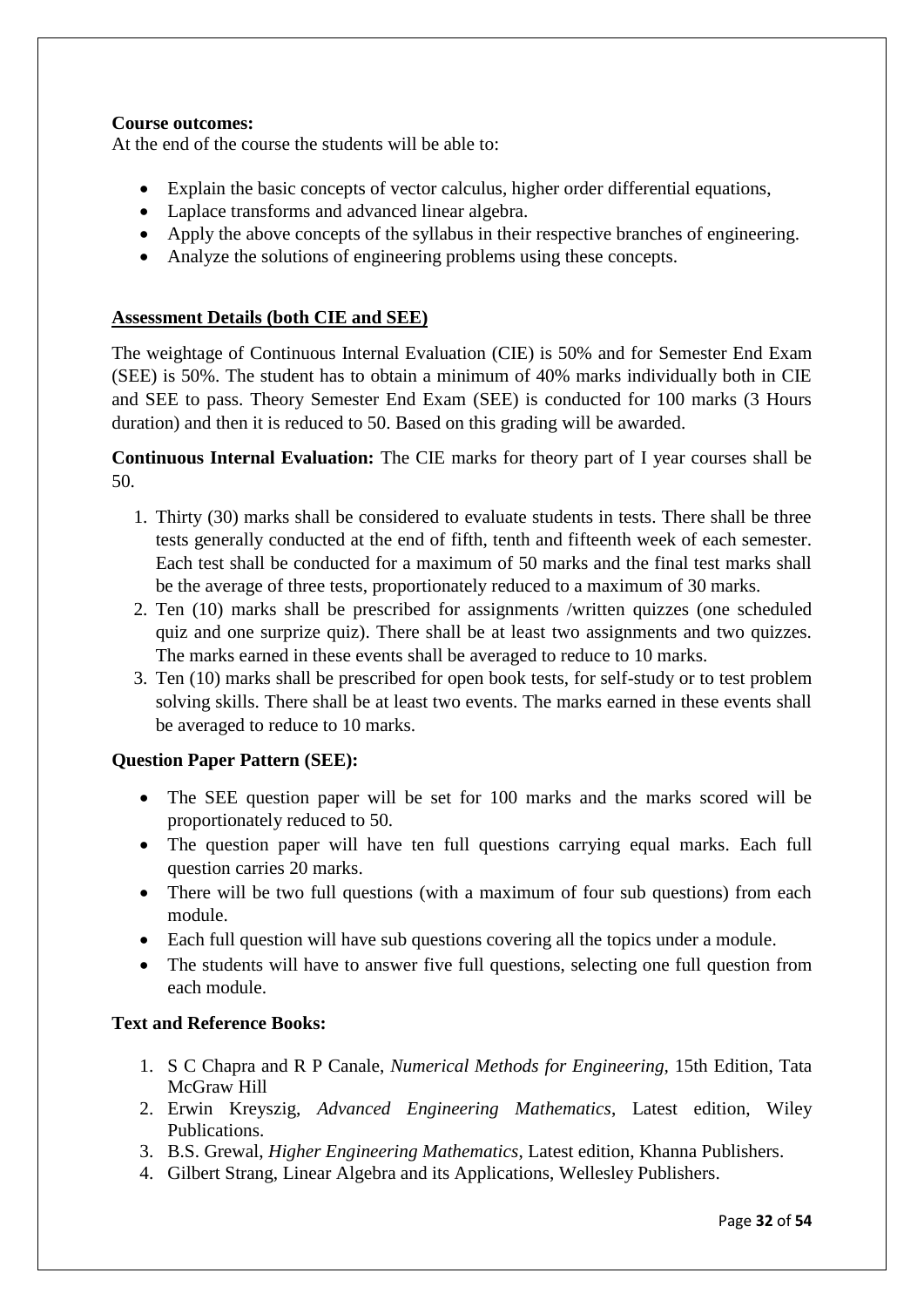**Course outcomes:**

At the end of the course the students will be able to:

- Explain the basic concepts of vector calculus, higher order differential equations,
- Laplace transforms and advanced linear algebra.
- Apply the above concepts of the syllabus in their respective branches of engineering.
- Analyze the solutions of engineering problems using these concepts.

**Assessment Details (both CIE and SEE)**

The weightage of Continuous Internal Evaluation (CIE) is 50% and for Semester End Exam (SEE) is 50%. The student has to obtain a minimum of 40% marks individually both in CIE and SEE to pass. Theory Semester End Exam (SEE) is conducted for 100 marks (3 Hours duration) and then it is reduced to 50. Based on this grading will be awarded.

**Continuous Internal Evaluation:** The CIE marks for theory part of I year courses shall be 50.

1. Thirty (30) marks shall be considered to evaluate students in tests. There shall be three tests generally conducted at the end of fifth, tenth and fifteenth week of each semester. Each test shall be conducted for a maximum of 50 marks and the final test marks shall be the average of three tests, proportionately reduced to a maximum of 30 marks.
2. Ten (10) marks shall be prescribed for assignments /written quizzes (one scheduled quiz and one surprize quiz). There shall be at least two assignments and two quizzes. The marks earned in these events shall be averaged to reduce to 10 marks.
3. Ten (10) marks shall be prescribed for open book tests, for self-study or to test problem solving skills. There shall be at least two events. The marks earned in these events shall be averaged to reduce to 10 marks.

**Question Paper Pattern (SEE):**

- The SEE question paper will be set for 100 marks and the marks scored will be proportionately reduced to 50.
- The question paper will have ten full questions carrying equal marks. Each full question carries 20 marks.
- There will be two full questions (with a maximum of four sub questions) from each module.
- Each full question will have sub questions covering all the topics under a module.
- The students will have to answer five full questions, selecting one full question from each module.

**Text and Reference Books:**

1. S C Chapra and R P Canale, *Numerical Methods for Engineering*, 15th Edition, Tata McGraw Hill
2. Erwin Kreyszig, *Advanced Engineering Mathematics*, Latest edition, Wiley Publications.
3. B.S. Grewal, *Higher Engineering Mathematics*, Latest edition, Khanna Publishers.
4. Gilbert Strang, Linear Algebra and its Applications, Wellesley Publishers.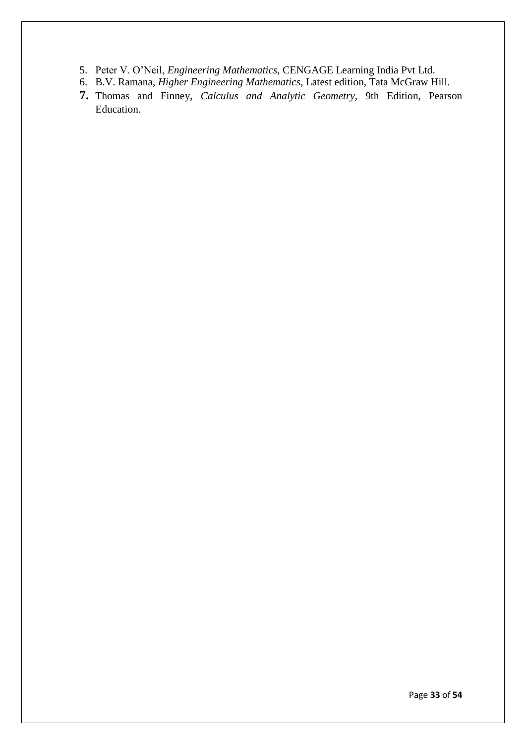5. Peter V. O'Neil, *Engineering Mathematics*, CENGAGE Learning India Pvt Ltd.
6. B.V. Ramana, *Higher Engineering Mathematics*, Latest edition, Tata McGraw Hill.
7. Thomas and Finney, *Calculus and Analytic Geometry*, 9th Edition, Pearson Education.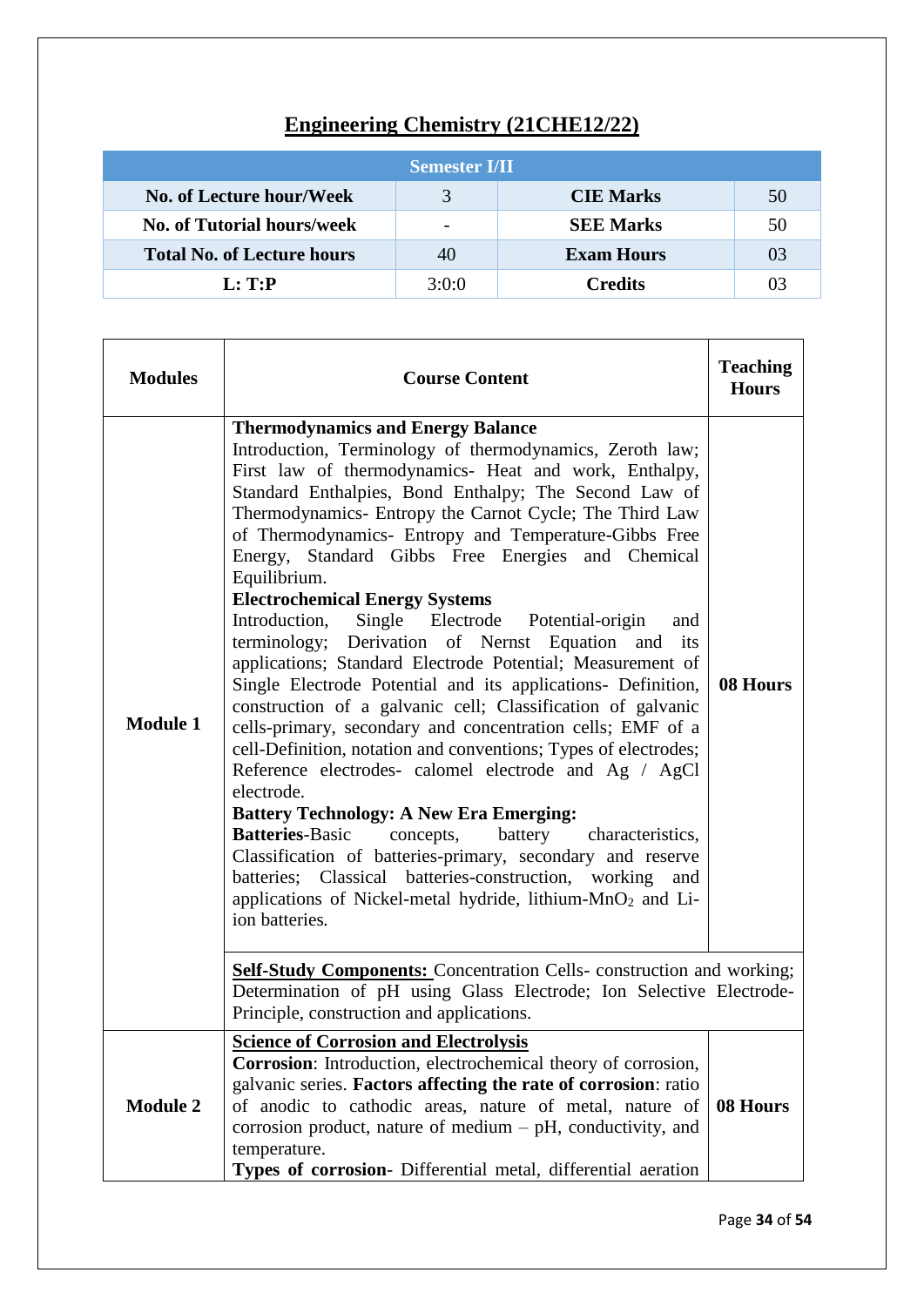# Engineering Chemistry (21CHE12/22)

| Semester I/II | | | |
|---|---|---|---|
| **No. of Lecture hour/Week** | 3 | **CIE Marks** | 50 |
| **No. of Tutorial hours/week** | - | **SEE Marks** | 50 |
| **Total No. of Lecture hours** | 40 | **Exam Hours** | 03 |
| **L: T:P** | 3:0:0 | **Credits** | 03 |

| **Modules** | **Course Content** | **Teaching Hours** |
|---|---|---|
| **Module 1** | **Thermodynamics and Energy Balance** Introduction, Terminology of thermodynamics, Zeroth law; First law of thermodynamics- Heat and work, Enthalpy, Standard Enthalpies, Bond Enthalpy; The Second Law of Thermodynamics- Entropy the Carnot Cycle; The Third Law of Thermodynamics- Entropy and Temperature-Gibbs Free Energy, Standard Gibbs Free Energies and Chemical Equilibrium. **Electrochemical Energy Systems** Introduction, Single Electrode Potential-origin and terminology; Derivation of Nernst Equation and its applications; Standard Electrode Potential; Measurement of Single Electrode Potential and its applications- Definition, construction of a galvanic cell; Classification of galvanic cells-primary, secondary and concentration cells; EMF of a cell-Definition, notation and conventions; Types of electrodes; Reference electrodes- calomel electrode and Ag / AgCl electrode. **Battery Technology: A New Era Emerging:** **Batteries**-Basic concepts, battery characteristics, Classification of batteries-primary, secondary and reserve batteries; Classical batteries-construction, working and applications of Nickel-metal hydride, lithium-$MnO_2$ and Li-ion batteries. | **08 Hours** |
| | **Self-Study Components:** Concentration Cells- construction and working; Determination of pH using Glass Electrode; Ion Selective Electrode-Principle, construction and applications. | |
| **Module 2** | **Science of Corrosion and Electrolysis** **Corrosion**: Introduction, electrochemical theory of corrosion, galvanic series. **Factors affecting the rate of corrosion**: ratio of anodic to cathodic areas, nature of metal, nature of corrosion product, nature of medium – pH, conductivity, and temperature. **Types of corrosion**- Differential metal, differential aeration | **08 Hours** |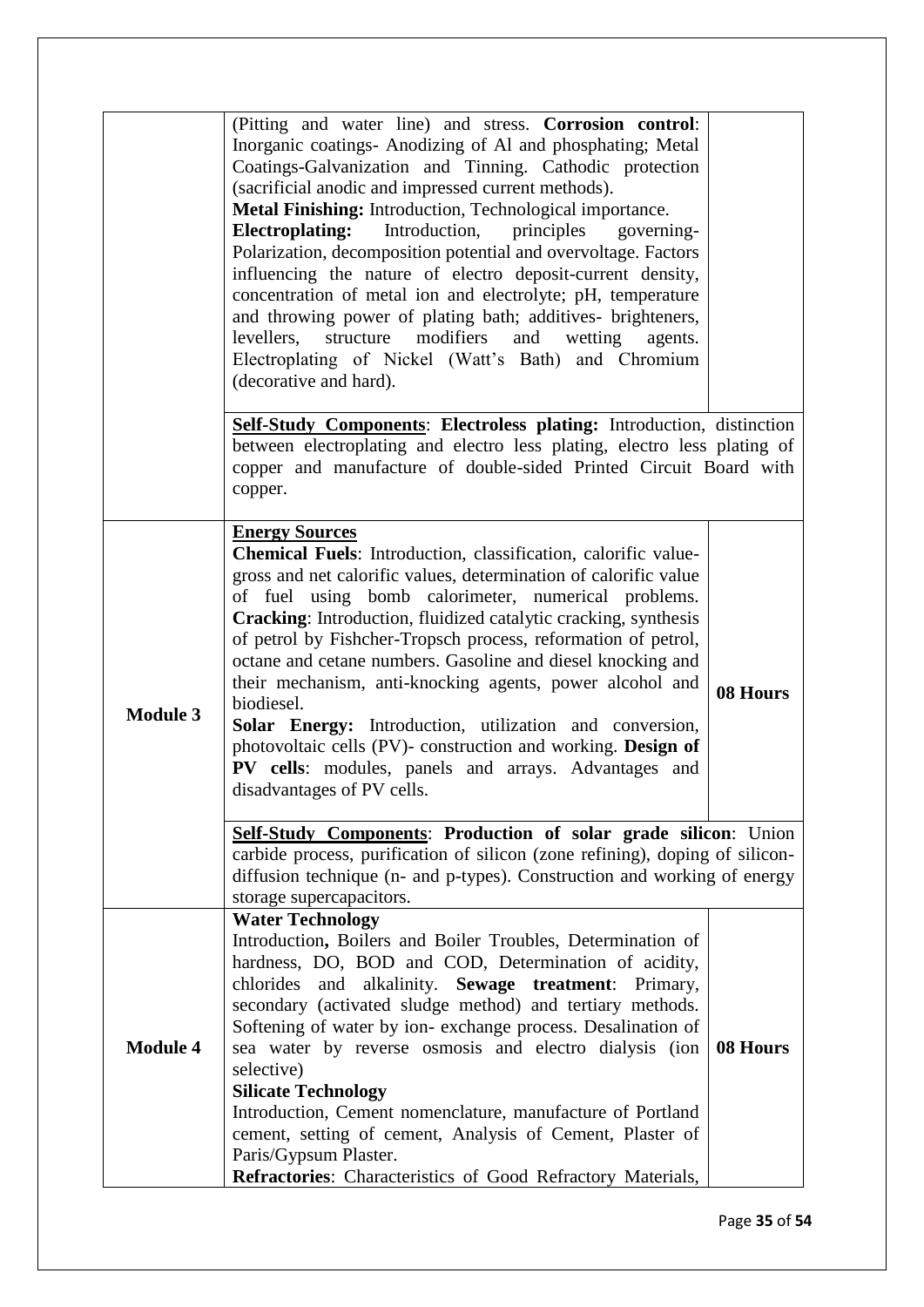| | | |
|---|---|---|
| | (Pitting and water line) and stress. **Corrosion control**: Inorganic coatings- Anodizing of Al and phosphating; Metal Coatings-Galvanization and Tinning. Cathodic protection (sacrificial anodic and impressed current methods).<br>**Metal Finishing:** Introduction, Technological importance.<br>**Electroplating:** Introduction, principles governing- Polarization, decomposition potential and overvoltage. Factors influencing the nature of electro deposit-current density, concentration of metal ion and electrolyte; pH, temperature and throwing power of plating bath; additives- brighteners, levellers, structure modifiers and wetting agents. Electroplating of Nickel (Watt's Bath) and Chromium (decorative and hard). | |
| | **Self-Study Components**: **Electroless plating:** Introduction, distinction between electroplating and electro less plating, electro less plating of copper and manufacture of double-sided Printed Circuit Board with copper. | |
| **Module 3** | **Energy Sources**<br>**Chemical Fuels**: Introduction, classification, calorific value- gross and net calorific values, determination of calorific value of fuel using bomb calorimeter, numerical problems. **Cracking**: Introduction, fluidized catalytic cracking, synthesis of petrol by Fishcher-Tropsch process, reformation of petrol, octane and cetane numbers. Gasoline and diesel knocking and their mechanism, anti-knocking agents, power alcohol and biodiesel.<br>**Solar Energy:** Introduction, utilization and conversion, photovoltaic cells (PV)- construction and working. **Design of PV cells**: modules, panels and arrays. Advantages and disadvantages of PV cells. | **08 Hours** |
| | **Self-Study Components**: **Production of solar grade silicon**: Union carbide process, purification of silicon (zone refining), doping of silicon- diffusion technique (n- and p-types). Construction and working of energy storage supercapacitors. | |
| **Module 4** | **Water Technology**<br>Introduction**,** Boilers and Boiler Troubles, Determination of hardness, DO, BOD and COD, Determination of acidity, chlorides and alkalinity. **Sewage treatment**: Primary, secondary (activated sludge method) and tertiary methods. Softening of water by ion- exchange process. Desalination of sea water by reverse osmosis and electro dialysis (ion selective)<br>**Silicate Technology**<br>Introduction, Cement nomenclature, manufacture of Portland cement, setting of cement, Analysis of Cement, Plaster of Paris/Gypsum Plaster.<br>**Refractories**: Characteristics of Good Refractory Materials, | **08 Hours** |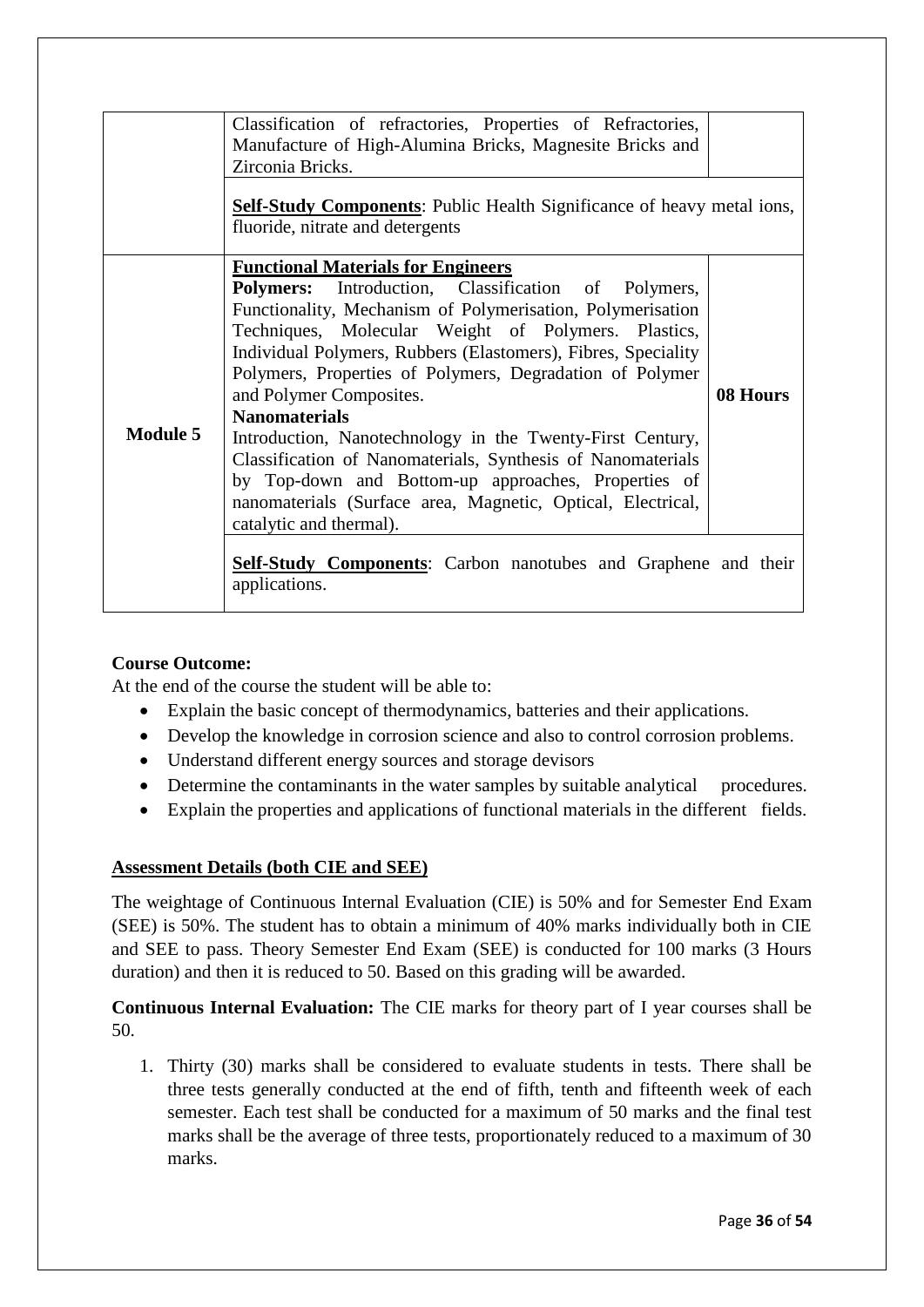|  |  |  |
|---|---|---|
|  | Classification of refractories, Properties of Refractories, Manufacture of High-Alumina Bricks, Magnesite Bricks and Zirconia Bricks. |  |
|  | **Self-Study Components**: Public Health Significance of heavy metal ions, fluoride, nitrate and detergents | |
| **Module 5** | **Functional Materials for Engineers**<br>**Polymers:** Introduction, Classification of Polymers, Functionality, Mechanism of Polymerisation, Polymerisation Techniques, Molecular Weight of Polymers. Plastics, Individual Polymers, Rubbers (Elastomers), Fibres, Speciality Polymers, Properties of Polymers, Degradation of Polymer and Polymer Composites.<br>**Nanomaterials**<br>Introduction, Nanotechnology in the Twenty-First Century, Classification of Nanomaterials, Synthesis of Nanomaterials by Top-down and Bottom-up approaches, Properties of nanomaterials (Surface area, Magnetic, Optical, Electrical, catalytic and thermal). | **08 Hours** |
|  | **Self-Study Components**: Carbon nanotubes and Graphene and their applications. | |

**Course Outcome:**

At the end of the course the student will be able to:

- Explain the basic concept of thermodynamics, batteries and their applications.
- Develop the knowledge in corrosion science and also to control corrosion problems.
- Understand different energy sources and storage devisors
- Determine the contaminants in the water samples by suitable analytical procedures.
- Explain the properties and applications of functional materials in the different fields.

**Assessment Details (both CIE and SEE)**

The weightage of Continuous Internal Evaluation (CIE) is 50% and for Semester End Exam (SEE) is 50%. The student has to obtain a minimum of 40% marks individually both in CIE and SEE to pass. Theory Semester End Exam (SEE) is conducted for 100 marks (3 Hours duration) and then it is reduced to 50. Based on this grading will be awarded.

**Continuous Internal Evaluation:** The CIE marks for theory part of I year courses shall be 50.

1. Thirty (30) marks shall be considered to evaluate students in tests. There shall be three tests generally conducted at the end of fifth, tenth and fifteenth week of each semester. Each test shall be conducted for a maximum of 50 marks and the final test marks shall be the average of three tests, proportionately reduced to a maximum of 30 marks.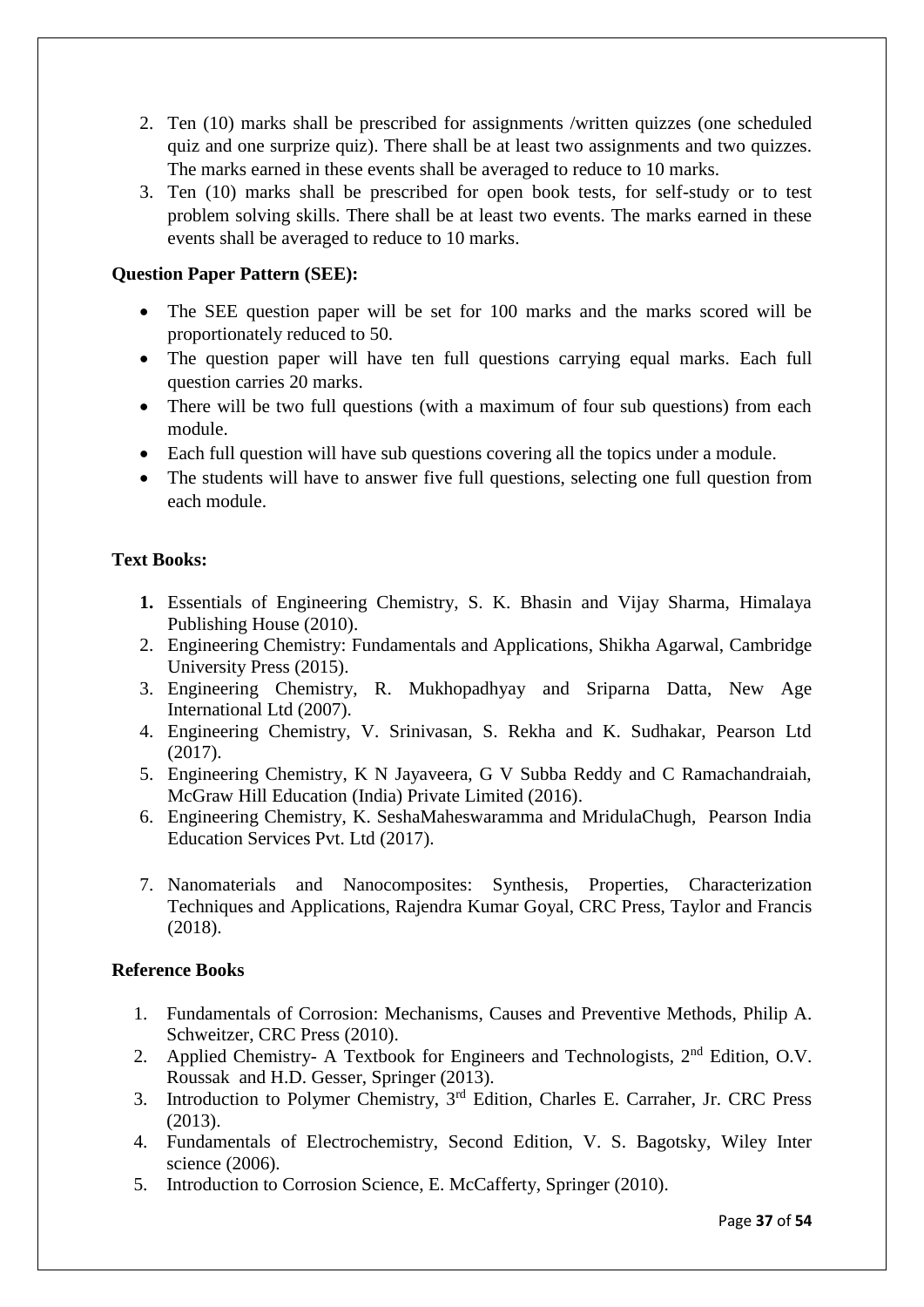2. Ten (10) marks shall be prescribed for assignments /written quizzes (one scheduled quiz and one surprize quiz). There shall be at least two assignments and two quizzes. The marks earned in these events shall be averaged to reduce to 10 marks.
3. Ten (10) marks shall be prescribed for open book tests, for self-study or to test problem solving skills. There shall be at least two events. The marks earned in these events shall be averaged to reduce to 10 marks.

**Question Paper Pattern (SEE):**

- The SEE question paper will be set for 100 marks and the marks scored will be proportionately reduced to 50.
- The question paper will have ten full questions carrying equal marks. Each full question carries 20 marks.
- There will be two full questions (with a maximum of four sub questions) from each module.
- Each full question will have sub questions covering all the topics under a module.
- The students will have to answer five full questions, selecting one full question from each module.

**Text Books:**

1. Essentials of Engineering Chemistry, S. K. Bhasin and Vijay Sharma, Himalaya Publishing House (2010).
2. Engineering Chemistry: Fundamentals and Applications, Shikha Agarwal, Cambridge University Press (2015).
3. Engineering Chemistry, R. Mukhopadhyay and Sriparna Datta, New Age International Ltd (2007).
4. Engineering Chemistry, V. Srinivasan, S. Rekha and K. Sudhakar, Pearson Ltd (2017).
5. Engineering Chemistry, K N Jayaveera, G V Subba Reddy and C Ramachandraiah, McGraw Hill Education (India) Private Limited (2016).
6. Engineering Chemistry, K. SeshaMaheswaramma and MridulaChugh, Pearson India Education Services Pvt. Ltd (2017).
7. Nanomaterials and Nanocomposites: Synthesis, Properties, Characterization Techniques and Applications, Rajendra Kumar Goyal, CRC Press, Taylor and Francis (2018).

**Reference Books**

1. Fundamentals of Corrosion: Mechanisms, Causes and Preventive Methods, Philip A. Schweitzer, CRC Press (2010).
2. Applied Chemistry- A Textbook for Engineers and Technologists, 2nd Edition, O.V. Roussak and H.D. Gesser, Springer (2013).
3. Introduction to Polymer Chemistry, 3rd Edition, Charles E. Carraher, Jr. CRC Press (2013).
4. Fundamentals of Electrochemistry, Second Edition, V. S. Bagotsky, Wiley Inter science (2006).
5. Introduction to Corrosion Science, E. McCafferty, Springer (2010).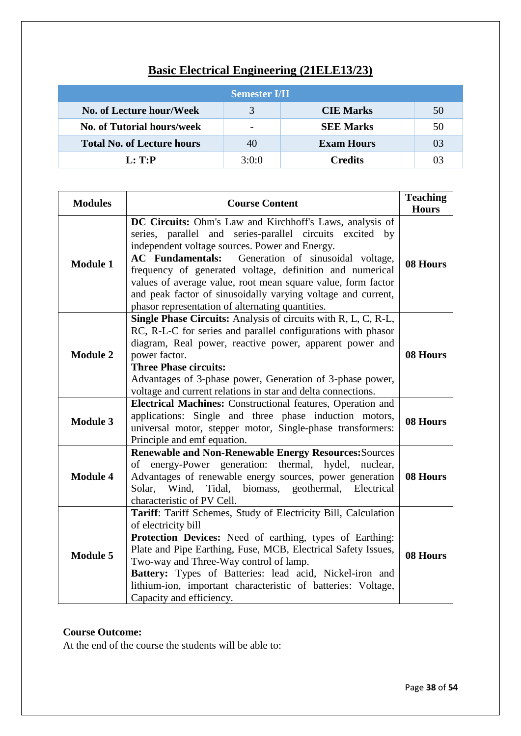# Basic Electrical Engineering (21ELE13/23)

| Semester I/II | | | |
|---|---|---|---|
| **No. of Lecture hour/Week** | 3 | **CIE Marks** | 50 |
| **No. of Tutorial hours/week** | - | **SEE Marks** | 50 |
| **Total No. of Lecture hours** | 40 | **Exam Hours** | 03 |
| **L: T:P** | 3:0:0 | **Credits** | 03 |

| Modules | Course Content | Teaching Hours |
|---|---|---|
| **Module 1** | **DC Circuits:** Ohm's Law and Kirchhoff's Laws, analysis of series, parallel and series-parallel circuits excited by independent voltage sources. Power and Energy.<br>**AC Fundamentals:** Generation of sinusoidal voltage, frequency of generated voltage, definition and numerical values of average value, root mean square value, form factor and peak factor of sinusoidally varying voltage and current, phasor representation of alternating quantities. | **08 Hours** |
| **Module 2** | **Single Phase Circuits:** Analysis of circuits with R, L, C, R-L, RC, R-L-C for series and parallel configurations with phasor diagram, Real power, reactive power, apparent power and power factor.<br>**Three Phase circuits:**<br>Advantages of 3-phase power, Generation of 3-phase power, voltage and current relations in star and delta connections. | **08 Hours** |
| **Module 3** | **Electrical Machines:** Constructional features, Operation and applications: Single and three phase induction motors, universal motor, stepper motor, Single-phase transformers: Principle and emf equation. | **08 Hours** |
| **Module 4** | **Renewable and Non-Renewable Energy Resources:**Sources of energy-Power generation: thermal, hydel, nuclear, Advantages of renewable energy sources, power generation Solar, Wind, Tidal, biomass, geothermal, Electrical characteristic of PV Cell. | **08 Hours** |
| **Module 5** | **Tariff**: Tariff Schemes, Study of Electricity Bill, Calculation of electricity bill<br>**Protection Devices:** Need of earthing, types of Earthing: Plate and Pipe Earthing, Fuse, MCB, Electrical Safety Issues, Two-way and Three-Way control of lamp.<br>**Battery:** Types of Batteries: lead acid, Nickel-iron and lithium-ion, important characteristic of batteries: Voltage, Capacity and efficiency. | **08 Hours** |

**Course Outcome:**

At the end of the course the students will be able to: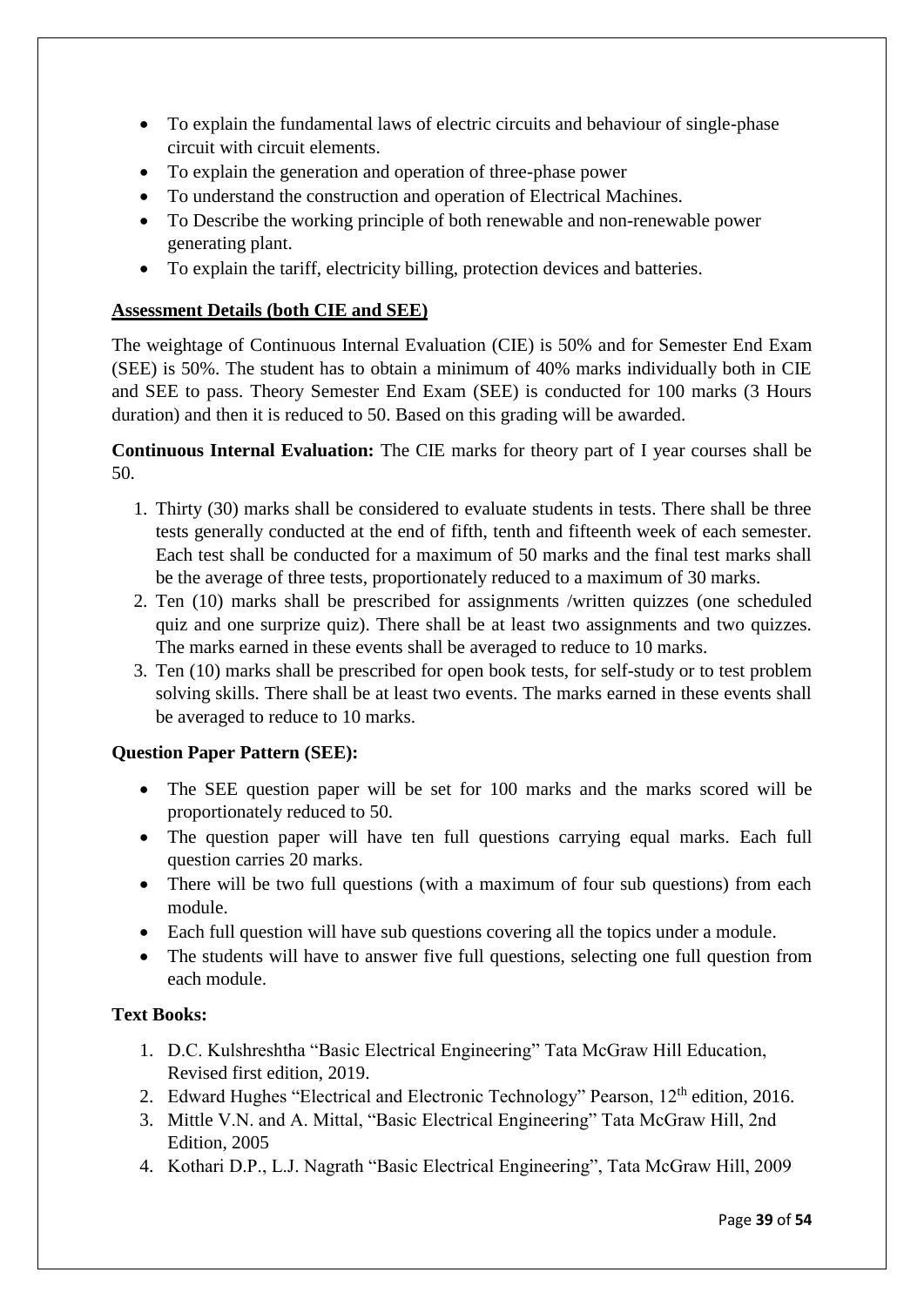- To explain the fundamental laws of electric circuits and behaviour of single-phase circuit with circuit elements.
- To explain the generation and operation of three-phase power
- To understand the construction and operation of Electrical Machines.
- To Describe the working principle of both renewable and non-renewable power generating plant.
- To explain the tariff, electricity billing, protection devices and batteries.

**Assessment Details (both CIE and SEE)**

The weightage of Continuous Internal Evaluation (CIE) is 50% and for Semester End Exam (SEE) is 50%. The student has to obtain a minimum of 40% marks individually both in CIE and SEE to pass. Theory Semester End Exam (SEE) is conducted for 100 marks (3 Hours duration) and then it is reduced to 50. Based on this grading will be awarded.

**Continuous Internal Evaluation:** The CIE marks for theory part of I year courses shall be 50.

1. Thirty (30) marks shall be considered to evaluate students in tests. There shall be three tests generally conducted at the end of fifth, tenth and fifteenth week of each semester. Each test shall be conducted for a maximum of 50 marks and the final test marks shall be the average of three tests, proportionately reduced to a maximum of 30 marks.
2. Ten (10) marks shall be prescribed for assignments /written quizzes (one scheduled quiz and one surprize quiz). There shall be at least two assignments and two quizzes. The marks earned in these events shall be averaged to reduce to 10 marks.
3. Ten (10) marks shall be prescribed for open book tests, for self-study or to test problem solving skills. There shall be at least two events. The marks earned in these events shall be averaged to reduce to 10 marks.

**Question Paper Pattern (SEE):**

- The SEE question paper will be set for 100 marks and the marks scored will be proportionately reduced to 50.
- The question paper will have ten full questions carrying equal marks. Each full question carries 20 marks.
- There will be two full questions (with a maximum of four sub questions) from each module.
- Each full question will have sub questions covering all the topics under a module.
- The students will have to answer five full questions, selecting one full question from each module.

**Text Books:**

1. D.C. Kulshreshtha "Basic Electrical Engineering" Tata McGraw Hill Education, Revised first edition, 2019.
2. Edward Hughes "Electrical and Electronic Technology" Pearson, 12th edition, 2016.
3. Mittle V.N. and A. Mittal, "Basic Electrical Engineering" Tata McGraw Hill, 2nd Edition, 2005
4. Kothari D.P., L.J. Nagrath "Basic Electrical Engineering", Tata McGraw Hill, 2009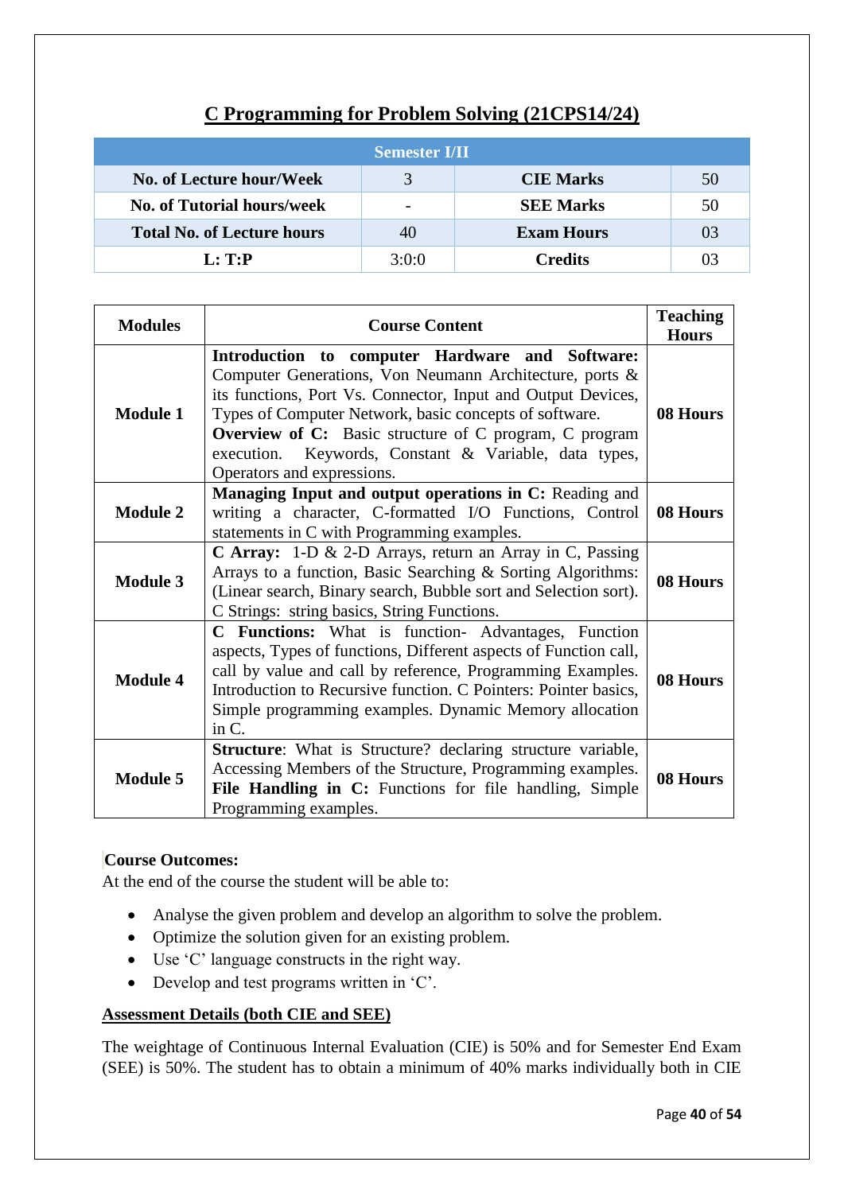# C Programming for Problem Solving (21CPS14/24)

| Semester I/II | | | |
|---|---|---|---|
| **No. of Lecture hour/Week** | 3 | **CIE Marks** | 50 |
| **No. of Tutorial hours/week** | - | **SEE Marks** | 50 |
| **Total No. of Lecture hours** | 40 | **Exam Hours** | 03 |
| **L: T:P** | 3:0:0 | **Credits** | 03 |

| Modules | Course Content | Teaching Hours |
|---|---|---|
| **Module 1** | **Introduction to computer Hardware and Software:** Computer Generations, Von Neumann Architecture, ports & its functions, Port Vs. Connector, Input and Output Devices, Types of Computer Network, basic concepts of software. **Overview of C:** Basic structure of C program, C program execution. Keywords, Constant & Variable, data types, Operators and expressions. | **08 Hours** |
| **Module 2** | **Managing Input and output operations in C:** Reading and writing a character, C-formatted I/O Functions, Control statements in C with Programming examples. | **08 Hours** |
| **Module 3** | **C Array:** 1-D & 2-D Arrays, return an Array in C, Passing Arrays to a function, Basic Searching & Sorting Algorithms: (Linear search, Binary search, Bubble sort and Selection sort). C Strings: string basics, String Functions. | **08 Hours** |
| **Module 4** | **C Functions:** What is function- Advantages, Function aspects, Types of functions, Different aspects of Function call, call by value and call by reference, Programming Examples. Introduction to Recursive function. C Pointers: Pointer basics, Simple programming examples. Dynamic Memory allocation in C. | **08 Hours** |
| **Module 5** | **Structure**: What is Structure? declaring structure variable, Accessing Members of the Structure, Programming examples. **File Handling in C:** Functions for file handling, Simple Programming examples. | **08 Hours** |

**Course Outcomes:**

At the end of the course the student will be able to:

- Analyse the given problem and develop an algorithm to solve the problem.
- Optimize the solution given for an existing problem.
- Use 'C' language constructs in the right way.
- Develop and test programs written in 'C'.

**Assessment Details (both CIE and SEE)**

The weightage of Continuous Internal Evaluation (CIE) is 50% and for Semester End Exam (SEE) is 50%. The student has to obtain a minimum of 40% marks individually both in CIE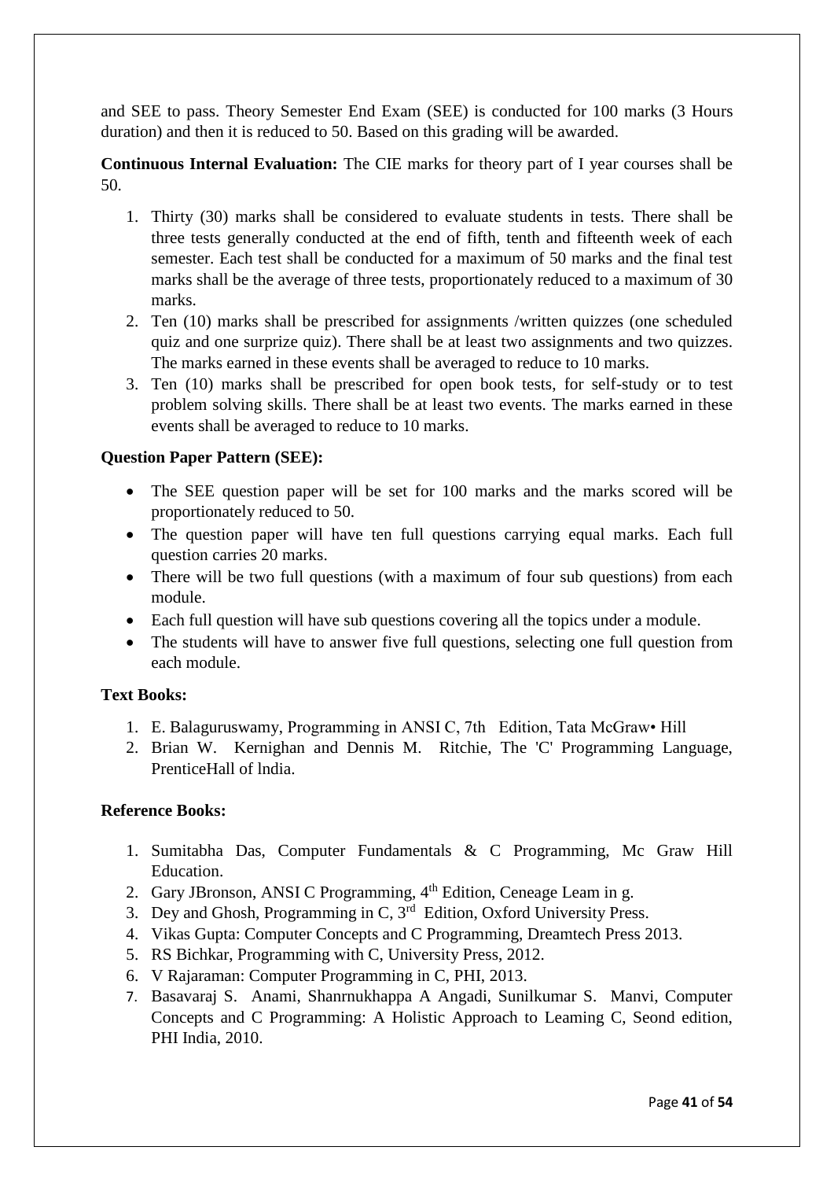and SEE to pass. Theory Semester End Exam (SEE) is conducted for 100 marks (3 Hours duration) and then it is reduced to 50. Based on this grading will be awarded.

**Continuous Internal Evaluation:** The CIE marks for theory part of I year courses shall be 50.

1. Thirty (30) marks shall be considered to evaluate students in tests. There shall be three tests generally conducted at the end of fifth, tenth and fifteenth week of each semester. Each test shall be conducted for a maximum of 50 marks and the final test marks shall be the average of three tests, proportionately reduced to a maximum of 30 marks.
2. Ten (10) marks shall be prescribed for assignments /written quizzes (one scheduled quiz and one surprize quiz). There shall be at least two assignments and two quizzes. The marks earned in these events shall be averaged to reduce to 10 marks.
3. Ten (10) marks shall be prescribed for open book tests, for self-study or to test problem solving skills. There shall be at least two events. The marks earned in these events shall be averaged to reduce to 10 marks.

**Question Paper Pattern (SEE):**

- The SEE question paper will be set for 100 marks and the marks scored will be proportionately reduced to 50.
- The question paper will have ten full questions carrying equal marks. Each full question carries 20 marks.
- There will be two full questions (with a maximum of four sub questions) from each module.
- Each full question will have sub questions covering all the topics under a module.
- The students will have to answer five full questions, selecting one full question from each module.

**Text Books:**

1. E. Balaguruswamy, Programming in ANSI C, 7th Edition, Tata McGraw• Hill
2. Brian W. Kernighan and Dennis M. Ritchie, The 'C' Programming Language, PrenticeHall of lndia.

**Reference Books:**

1. Sumitabha Das, Computer Fundamentals & C Programming, Mc Graw Hill Education.
2. Gary JBronson, ANSI C Programming, 4th Edition, Ceneage Leam in g.
3. Dey and Ghosh, Programming in C, 3rd Edition, Oxford University Press.
4. Vikas Gupta: Computer Concepts and C Programming, Dreamtech Press 2013.
5. RS Bichkar, Programming with C, University Press, 2012.
6. V Rajaraman: Computer Programming in C, PHI, 2013.
7. Basavaraj S. Anami, Shanrnukhappa A Angadi, Sunilkumar S. Manvi, Computer Concepts and C Programming: A Holistic Approach to Leaming C, Seond edition, PHI India, 2010.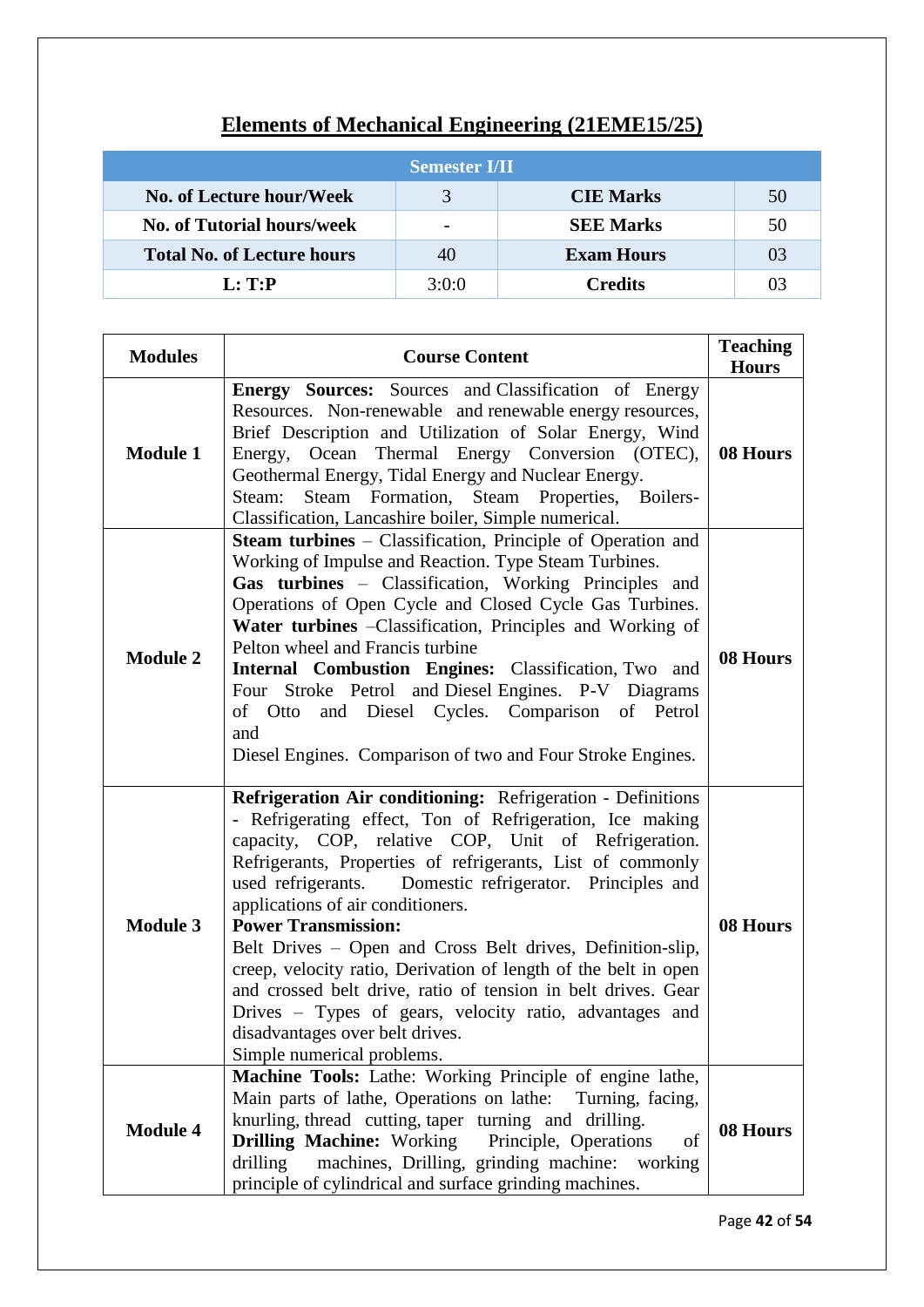# Elements of Mechanical Engineering (21EME15/25)

| Semester I/II | | | |
|---|---|---|---|
| **No. of Lecture hour/Week** | 3 | **CIE Marks** | 50 |
| **No. of Tutorial hours/week** | - | **SEE Marks** | 50 |
| **Total No. of Lecture hours** | 40 | **Exam Hours** | 03 |
| **L: T:P** | 3:0:0 | **Credits** | 03 |

| Modules | Course Content | Teaching Hours |
|---|---|---|
| **Module 1** | **Energy Sources:** Sources and Classification of Energy Resources. Non-renewable and renewable energy resources, Brief Description and Utilization of Solar Energy, Wind Energy, Ocean Thermal Energy Conversion (OTEC), Geothermal Energy, Tidal Energy and Nuclear Energy. Steam: Steam Formation, Steam Properties, Boilers-Classification, Lancashire boiler, Simple numerical. | **08 Hours** |
| **Module 2** | **Steam turbines** – Classification, Principle of Operation and Working of Impulse and Reaction. Type Steam Turbines. **Gas turbines** – Classification, Working Principles and Operations of Open Cycle and Closed Cycle Gas Turbines. **Water turbines** –Classification, Principles and Working of Pelton wheel and Francis turbine **Internal Combustion Engines:** Classification, Two and Four Stroke Petrol and Diesel Engines. P-V Diagrams of Otto and Diesel Cycles. Comparison of Petrol and Diesel Engines. Comparison of two and Four Stroke Engines. | **08 Hours** |
| **Module 3** | **Refrigeration Air conditioning:** Refrigeration - Definitions - Refrigerating effect, Ton of Refrigeration, Ice making capacity, COP, relative COP, Unit of Refrigeration. Refrigerants, Properties of refrigerants, List of commonly used refrigerants. Domestic refrigerator. Principles and applications of air conditioners. **Power Transmission:** Belt Drives – Open and Cross Belt drives, Definition-slip, creep, velocity ratio, Derivation of length of the belt in open and crossed belt drive, ratio of tension in belt drives. Gear Drives – Types of gears, velocity ratio, advantages and disadvantages over belt drives. Simple numerical problems. | **08 Hours** |
| **Module 4** | **Machine Tools:** Lathe: Working Principle of engine lathe, Main parts of lathe, Operations on lathe: Turning, facing, knurling, thread cutting, taper turning and drilling. **Drilling Machine:** Working Principle, Operations of drilling machines, Drilling, grinding machine: working principle of cylindrical and surface grinding machines. | **08 Hours** |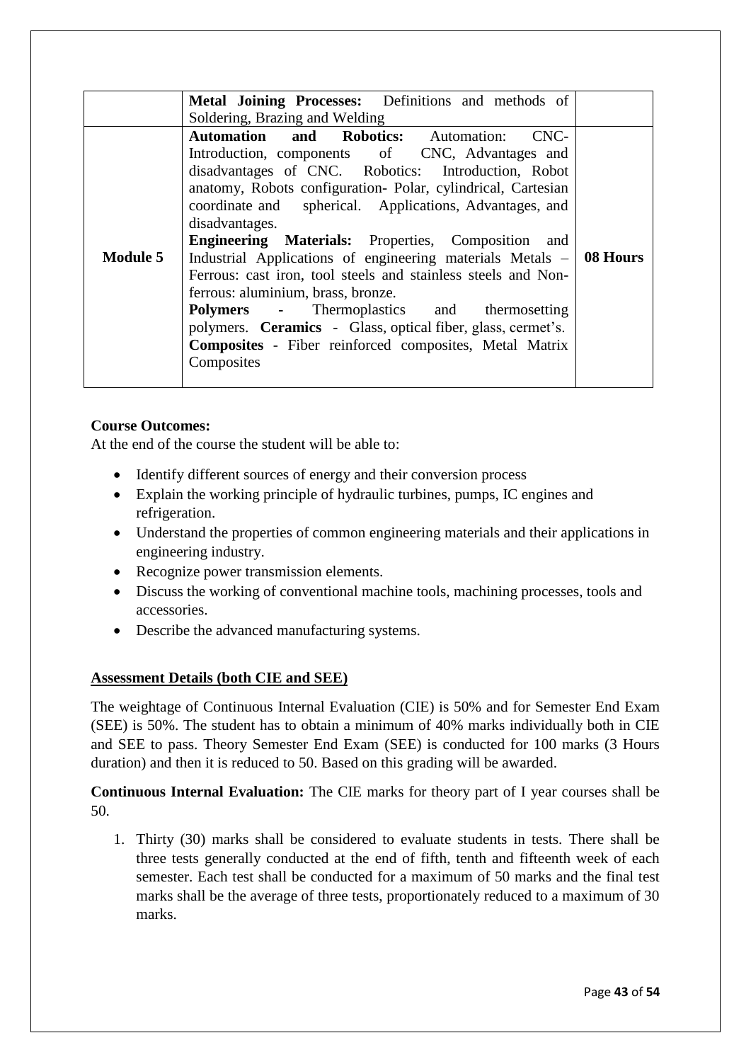|  |  |  |
|---|---|---|
|  | **Metal Joining Processes:** Definitions and methods of Soldering, Brazing and Welding |  |
| **Module 5** | **Automation and Robotics:** Automation: CNC- Introduction, components of CNC, Advantages and disadvantages of CNC. Robotics: Introduction, Robot anatomy, Robots configuration- Polar, cylindrical, Cartesian coordinate and spherical. Applications, Advantages, and disadvantages.<br>**Engineering Materials:** Properties, Composition and Industrial Applications of engineering materials Metals – Ferrous: cast iron, tool steels and stainless steels and Non-ferrous: aluminium, brass, bronze.<br>**Polymers** - Thermoplastics and thermosetting polymers. **Ceramics** - Glass, optical fiber, glass, cermet's.<br>**Composites** - Fiber reinforced composites, Metal Matrix Composites | **08 Hours** |

**Course Outcomes:**

At the end of the course the student will be able to:

- Identify different sources of energy and their conversion process
- Explain the working principle of hydraulic turbines, pumps, IC engines and refrigeration.
- Understand the properties of common engineering materials and their applications in engineering industry.
- Recognize power transmission elements.
- Discuss the working of conventional machine tools, machining processes, tools and accessories.
- Describe the advanced manufacturing systems.

**Assessment Details (both CIE and SEE)**

The weightage of Continuous Internal Evaluation (CIE) is 50% and for Semester End Exam (SEE) is 50%. The student has to obtain a minimum of 40% marks individually both in CIE and SEE to pass. Theory Semester End Exam (SEE) is conducted for 100 marks (3 Hours duration) and then it is reduced to 50. Based on this grading will be awarded.

**Continuous Internal Evaluation:** The CIE marks for theory part of I year courses shall be 50.

1. Thirty (30) marks shall be considered to evaluate students in tests. There shall be three tests generally conducted at the end of fifth, tenth and fifteenth week of each semester. Each test shall be conducted for a maximum of 50 marks and the final test marks shall be the average of three tests, proportionately reduced to a maximum of 30 marks.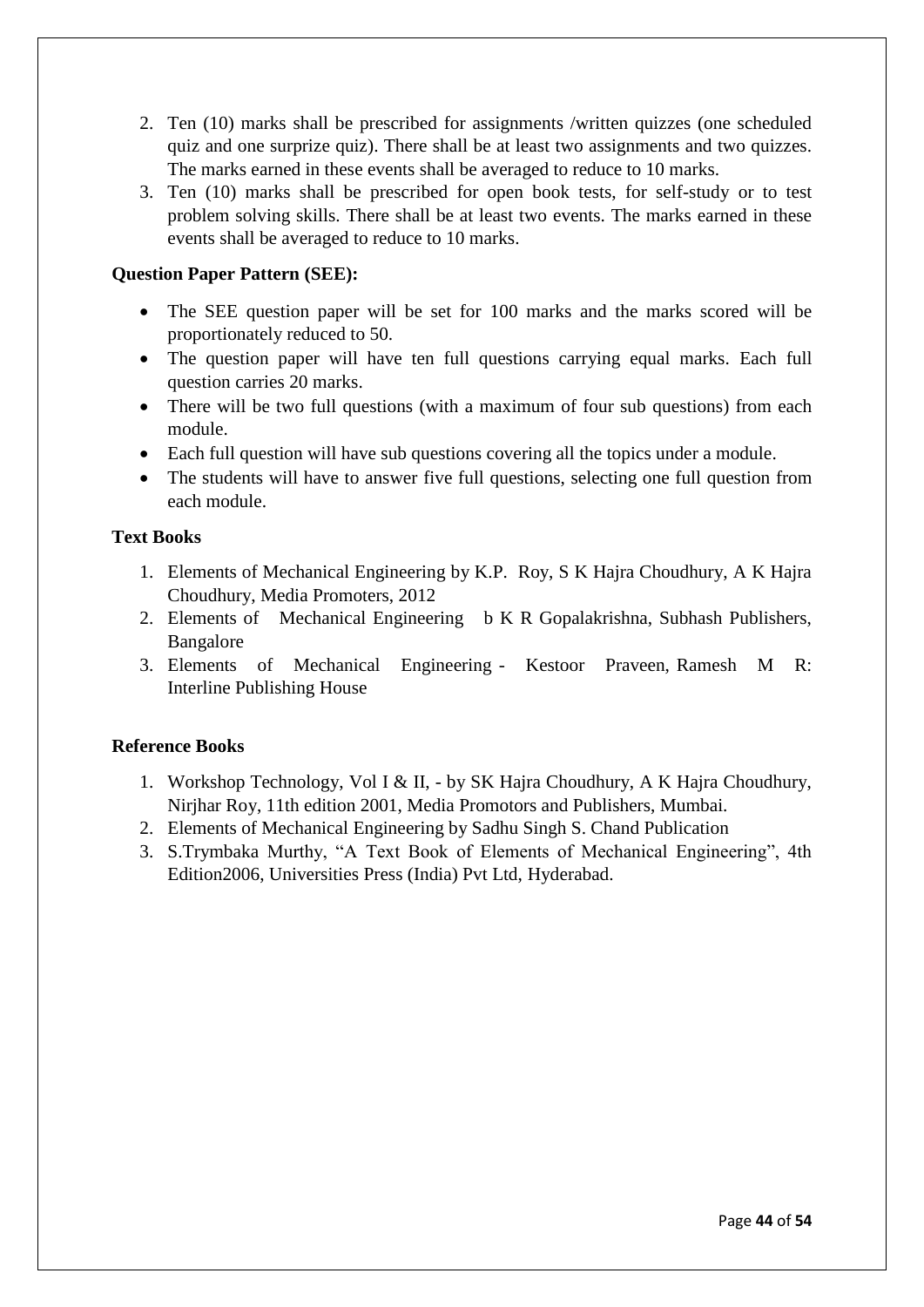2. Ten (10) marks shall be prescribed for assignments /written quizzes (one scheduled quiz and one surprize quiz). There shall be at least two assignments and two quizzes. The marks earned in these events shall be averaged to reduce to 10 marks.
3. Ten (10) marks shall be prescribed for open book tests, for self-study or to test problem solving skills. There shall be at least two events. The marks earned in these events shall be averaged to reduce to 10 marks.

**Question Paper Pattern (SEE):**

- The SEE question paper will be set for 100 marks and the marks scored will be proportionately reduced to 50.
- The question paper will have ten full questions carrying equal marks. Each full question carries 20 marks.
- There will be two full questions (with a maximum of four sub questions) from each module.
- Each full question will have sub questions covering all the topics under a module.
- The students will have to answer five full questions, selecting one full question from each module.

**Text Books**

1. Elements of Mechanical Engineering by K.P. Roy, S K Hajra Choudhury, A K Hajra Choudhury, Media Promoters, 2012
2. Elements of Mechanical Engineering b K R Gopalakrishna, Subhash Publishers, Bangalore
3. Elements of Mechanical Engineering - Kestoor Praveen, Ramesh M R: Interline Publishing House

**Reference Books**

1. Workshop Technology, Vol I & II, - by SK Hajra Choudhury, A K Hajra Choudhury, Nirjhar Roy, 11th edition 2001, Media Promotors and Publishers, Mumbai.
2. Elements of Mechanical Engineering by Sadhu Singh S. Chand Publication
3. S.Trymbaka Murthy, "A Text Book of Elements of Mechanical Engineering", 4th Edition2006, Universities Press (India) Pvt Ltd, Hyderabad.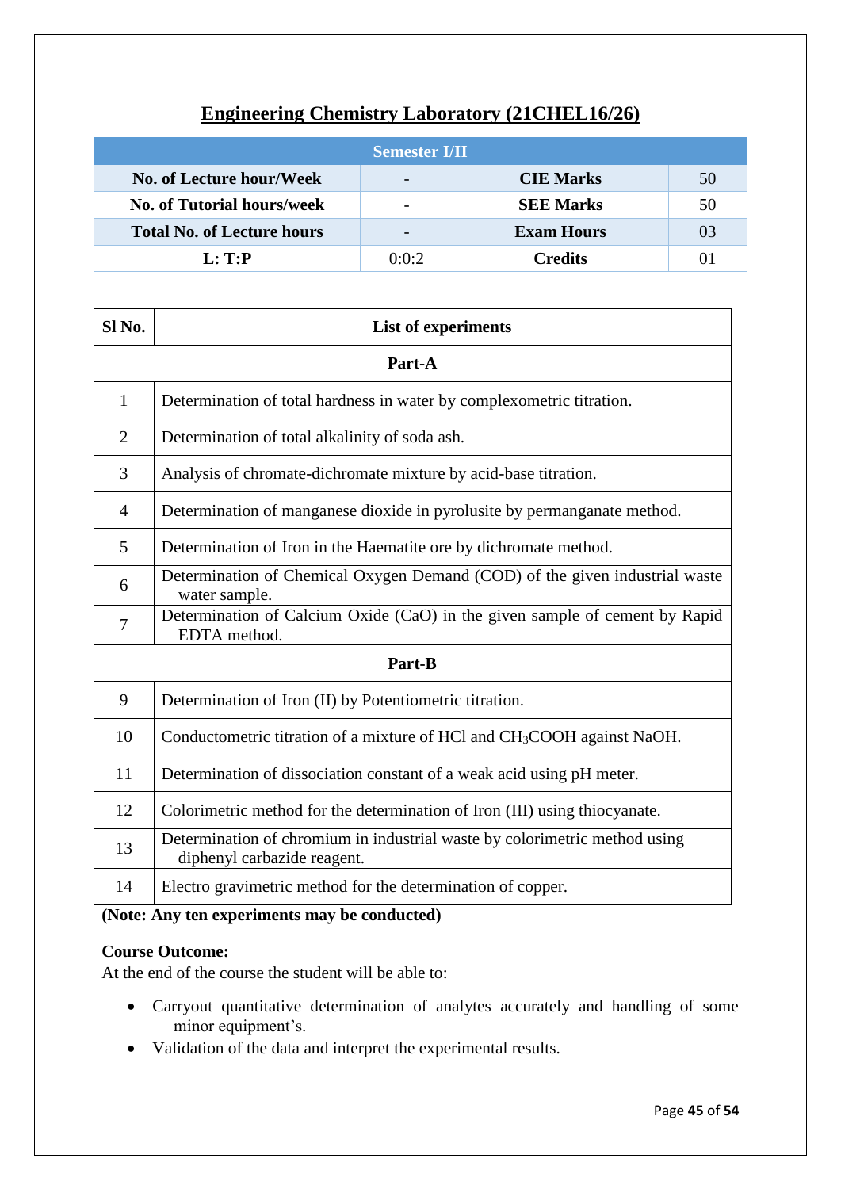# Engineering Chemistry Laboratory (21CHEL16/26)

| Semester I/II | | | |
|---|---|---|---|
| **No. of Lecture hour/Week** | - | **CIE Marks** | 50 |
| **No. of Tutorial hours/week** | - | **SEE Marks** | 50 |
| **Total No. of Lecture hours** | - | **Exam Hours** | 03 |
| **L: T:P** | 0:0:2 | **Credits** | 01 |

| Sl No. | List of experiments |
|---|---|
| | **Part-A** |
| 1 | Determination of total hardness in water by complexometric titration. |
| 2 | Determination of total alkalinity of soda ash. |
| 3 | Analysis of chromate-dichromate mixture by acid-base titration. |
| 4 | Determination of manganese dioxide in pyrolusite by permanganate method. |
| 5 | Determination of Iron in the Haematite ore by dichromate method. |
| 6 | Determination of Chemical Oxygen Demand (COD) of the given industrial waste water sample. |
| 7 | Determination of Calcium Oxide (CaO) in the given sample of cement by Rapid EDTA method. |
| | **Part-B** |
| 9 | Determination of Iron (II) by Potentiometric titration. |
| 10 | Conductometric titration of a mixture of HCl and $CH_3COOH$ against NaOH. |
| 11 | Determination of dissociation constant of a weak acid using pH meter. |
| 12 | Colorimetric method for the determination of Iron (III) using thiocyanate. |
| 13 | Determination of chromium in industrial waste by colorimetric method using diphenyl carbazide reagent. |
| 14 | Electro gravimetric method for the determination of copper. |

**(Note: Any ten experiments may be conducted)**

**Course Outcome:**

At the end of the course the student will be able to:

- Carryout quantitative determination of analytes accurately and handling of some minor equipment's.
- Validation of the data and interpret the experimental results.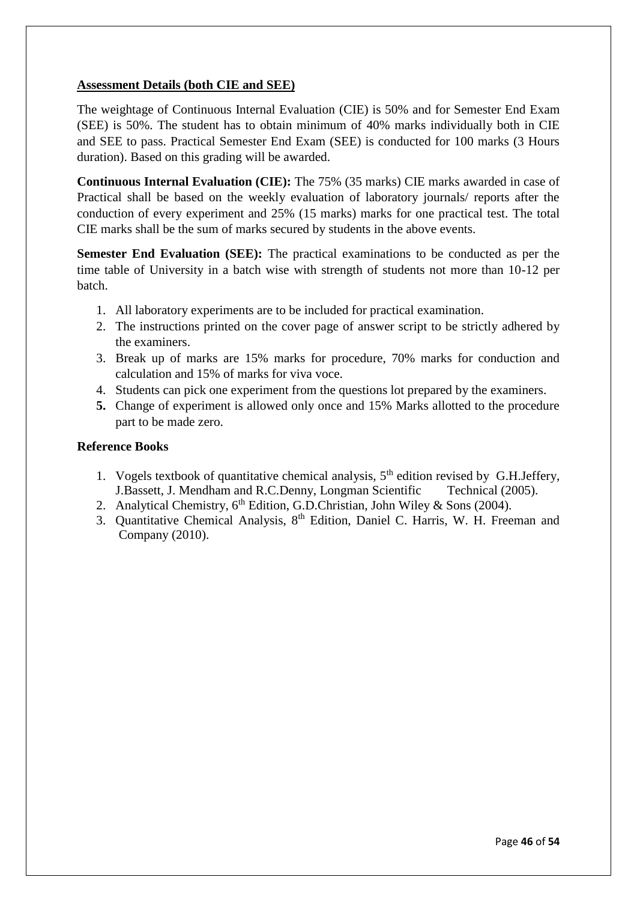**Assessment Details (both CIE and SEE)**

The weightage of Continuous Internal Evaluation (CIE) is 50% and for Semester End Exam (SEE) is 50%. The student has to obtain minimum of 40% marks individually both in CIE and SEE to pass. Practical Semester End Exam (SEE) is conducted for 100 marks (3 Hours duration). Based on this grading will be awarded.

**Continuous Internal Evaluation (CIE):** The 75% (35 marks) CIE marks awarded in case of Practical shall be based on the weekly evaluation of laboratory journals/ reports after the conduction of every experiment and 25% (15 marks) marks for one practical test. The total CIE marks shall be the sum of marks secured by students in the above events.

**Semester End Evaluation (SEE):** The practical examinations to be conducted as per the time table of University in a batch wise with strength of students not more than 10-12 per batch.

1. All laboratory experiments are to be included for practical examination.
2. The instructions printed on the cover page of answer script to be strictly adhered by the examiners.
3. Break up of marks are 15% marks for procedure, 70% marks for conduction and calculation and 15% of marks for viva voce.
4. Students can pick one experiment from the questions lot prepared by the examiners.
5. Change of experiment is allowed only once and 15% Marks allotted to the procedure part to be made zero.

**Reference Books**

1. Vogels textbook of quantitative chemical analysis, 5th edition revised by G.H.Jeffery, J.Bassett, J. Mendham and R.C.Denny, Longman Scientific Technical (2005).
2. Analytical Chemistry, 6th Edition, G.D.Christian, John Wiley & Sons (2004).
3. Quantitative Chemical Analysis, 8th Edition, Daniel C. Harris, W. H. Freeman and Company (2010).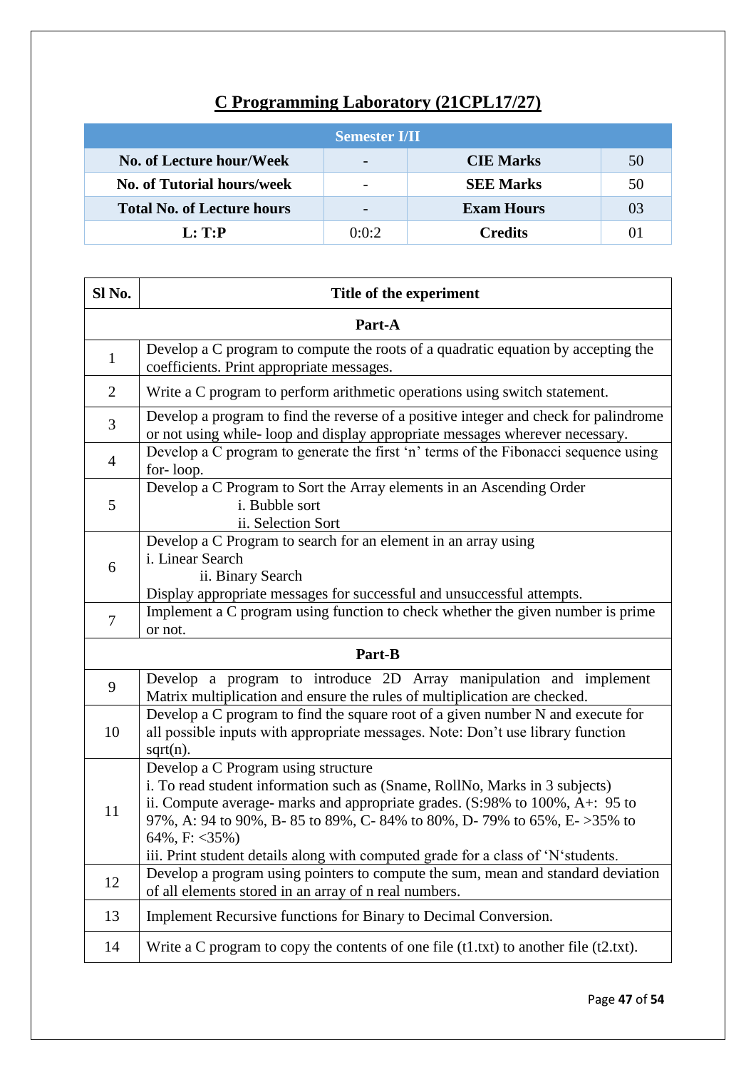# C Programming Laboratory (21CPL17/27)

| Semester I/II | | | |
|---|---|---|---|
| **No. of Lecture hour/Week** | - | **CIE Marks** | 50 |
| **No. of Tutorial hours/week** | - | **SEE Marks** | 50 |
| **Total No. of Lecture hours** | - | **Exam Hours** | 03 |
| **L: T:P** | 0:0:2 | **Credits** | 01 |

| Sl No. | Title of the experiment |
|---|---|
| | **Part-A** |
| 1 | Develop a C program to compute the roots of a quadratic equation by accepting the coefficients. Print appropriate messages. |
| 2 | Write a C program to perform arithmetic operations using switch statement. |
| 3 | Develop a program to find the reverse of a positive integer and check for palindrome or not using while- loop and display appropriate messages wherever necessary. |
| 4 | Develop a C program to generate the first 'n' terms of the Fibonacci sequence using for- loop. |
| 5 | Develop a C Program to Sort the Array elements in an Ascending Order<br>i. Bubble sort<br>ii. Selection Sort |
| 6 | Develop a C Program to search for an element in an array using<br>i. Linear Search<br>ii. Binary Search<br>Display appropriate messages for successful and unsuccessful attempts. |
| 7 | Implement a C program using function to check whether the given number is prime or not. |
| | **Part-B** |
| 9 | Develop a program to introduce 2D Array manipulation and implement Matrix multiplication and ensure the rules of multiplication are checked. |
| 10 | Develop a C program to find the square root of a given number N and execute for all possible inputs with appropriate messages. Note: Don't use library function sqrt(n). |
| 11 | Develop a C Program using structure<br>i. To read student information such as (Sname, RollNo, Marks in 3 subjects)<br>ii. Compute average- marks and appropriate grades. (S:98% to 100%, A+: 95 to 97%, A: 94 to 90%, B- 85 to 89%, C- 84% to 80%, D- 79% to 65%, E- >35% to 64%, F: <35%)<br>iii. Print student details along with computed grade for a class of 'N'students. |
| 12 | Develop a program using pointers to compute the sum, mean and standard deviation of all elements stored in an array of n real numbers. |
| 13 | Implement Recursive functions for Binary to Decimal Conversion. |
| 14 | Write a C program to copy the contents of one file (t1.txt) to another file (t2.txt). |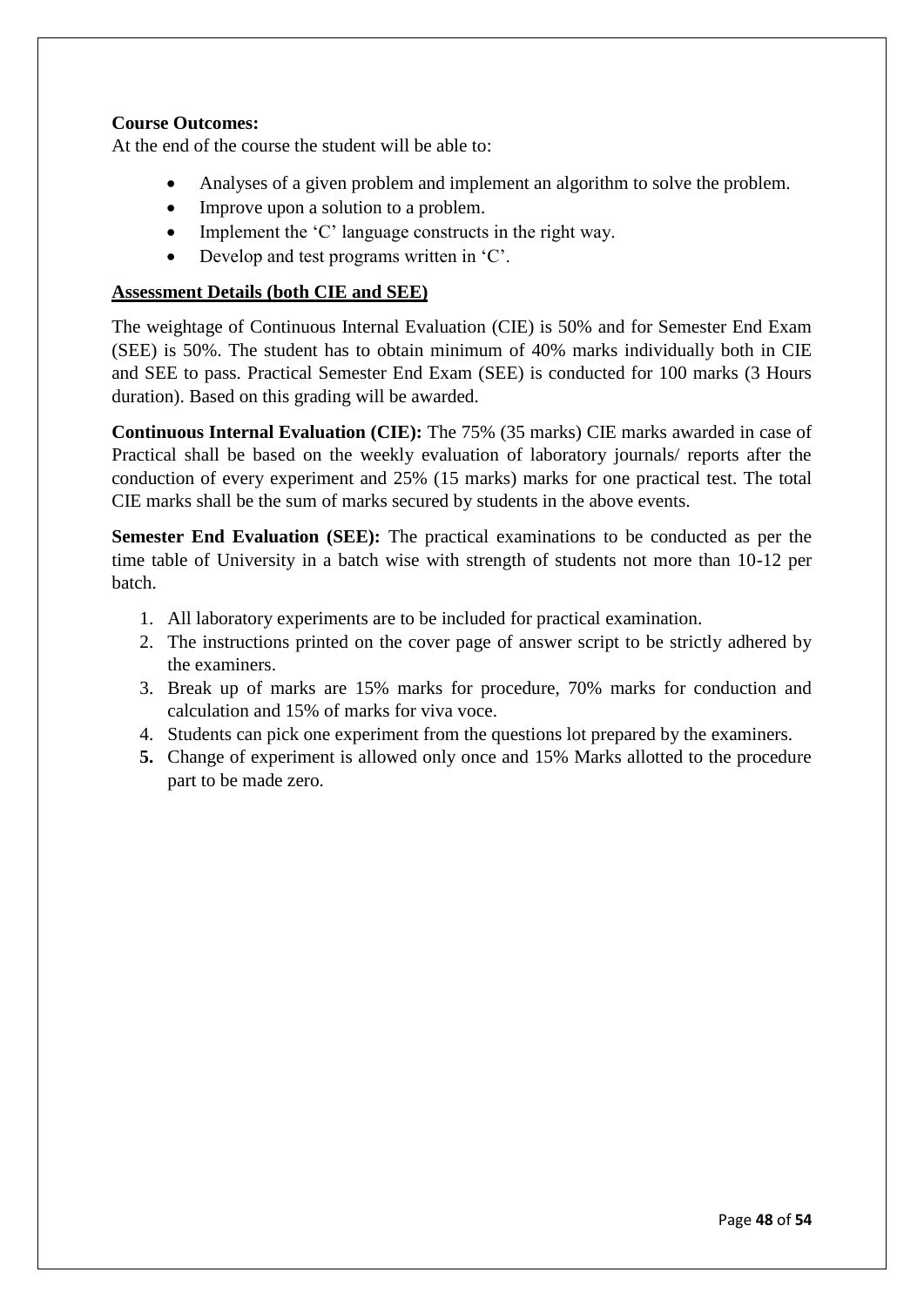**Course Outcomes:**

At the end of the course the student will be able to:

- Analyses of a given problem and implement an algorithm to solve the problem.
- Improve upon a solution to a problem.
- Implement the 'C' language constructs in the right way.
- Develop and test programs written in 'C'.

**Assessment Details (both CIE and SEE)**

The weightage of Continuous Internal Evaluation (CIE) is 50% and for Semester End Exam (SEE) is 50%. The student has to obtain minimum of 40% marks individually both in CIE and SEE to pass. Practical Semester End Exam (SEE) is conducted for 100 marks (3 Hours duration). Based on this grading will be awarded.

**Continuous Internal Evaluation (CIE):** The 75% (35 marks) CIE marks awarded in case of Practical shall be based on the weekly evaluation of laboratory journals/ reports after the conduction of every experiment and 25% (15 marks) marks for one practical test. The total CIE marks shall be the sum of marks secured by students in the above events.

**Semester End Evaluation (SEE):** The practical examinations to be conducted as per the time table of University in a batch wise with strength of students not more than 10-12 per batch.

1. All laboratory experiments are to be included for practical examination.
2. The instructions printed on the cover page of answer script to be strictly adhered by the examiners.
3. Break up of marks are 15% marks for procedure, 70% marks for conduction and calculation and 15% of marks for viva voce.
4. Students can pick one experiment from the questions lot prepared by the examiners.
5. Change of experiment is allowed only once and 15% Marks allotted to the procedure part to be made zero.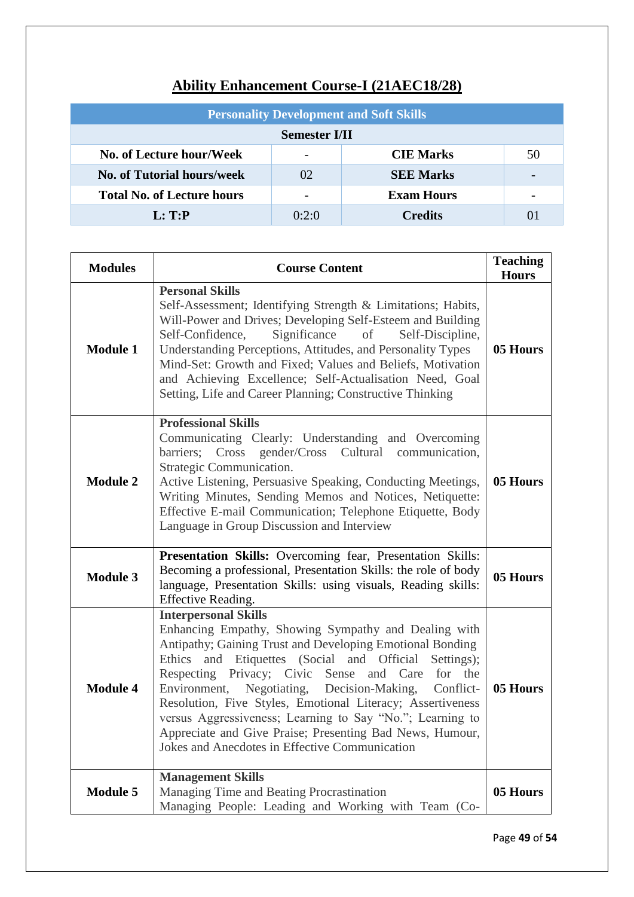# Ability Enhancement Course-I (21AEC18/28)

| Personality Development and Soft Skills | | | |
|---|---|---|---|
| Semester I/II | | | |
| No. of Lecture hour/Week | - | CIE Marks | 50 |
| No. of Tutorial hours/week | 02 | SEE Marks | - |
| Total No. of Lecture hours | - | Exam Hours | - |
| L: T:P | 0:2:0 | Credits | 01 |

| Modules | Course Content | Teaching Hours |
|---|---|---|
| Module 1 | **Personal Skills**<br>Self-Assessment; Identifying Strength & Limitations; Habits, Will-Power and Drives; Developing Self-Esteem and Building Self-Confidence, Significance of Self-Discipline, Understanding Perceptions, Attitudes, and Personality Types Mind-Set: Growth and Fixed; Values and Beliefs, Motivation and Achieving Excellence; Self-Actualisation Need, Goal Setting, Life and Career Planning; Constructive Thinking | 05 Hours |
| Module 2 | **Professional Skills**<br>Communicating Clearly: Understanding and Overcoming barriers; Cross gender/Cross Cultural communication, Strategic Communication.<br>Active Listening, Persuasive Speaking, Conducting Meetings, Writing Minutes, Sending Memos and Notices, Netiquette: Effective E-mail Communication; Telephone Etiquette, Body Language in Group Discussion and Interview | 05 Hours |
| Module 3 | **Presentation Skills:** Overcoming fear, Presentation Skills: Becoming a professional, Presentation Skills: the role of body language, Presentation Skills: using visuals, Reading skills: Effective Reading. | 05 Hours |
| Module 4 | **Interpersonal Skills**<br>Enhancing Empathy, Showing Sympathy and Dealing with Antipathy; Gaining Trust and Developing Emotional Bonding Ethics and Etiquettes (Social and Official Settings); Respecting Privacy; Civic Sense and Care for the Environment, Negotiating, Decision-Making, Conflict-Resolution, Five Styles, Emotional Literacy; Assertiveness versus Aggressiveness; Learning to Say "No."; Learning to Appreciate and Give Praise; Presenting Bad News, Humour, Jokes and Anecdotes in Effective Communication | 05 Hours |
| Module 5 | **Management Skills**<br>Managing Time and Beating Procrastination<br>Managing People: Leading and Working with Team (Co- | 05 Hours |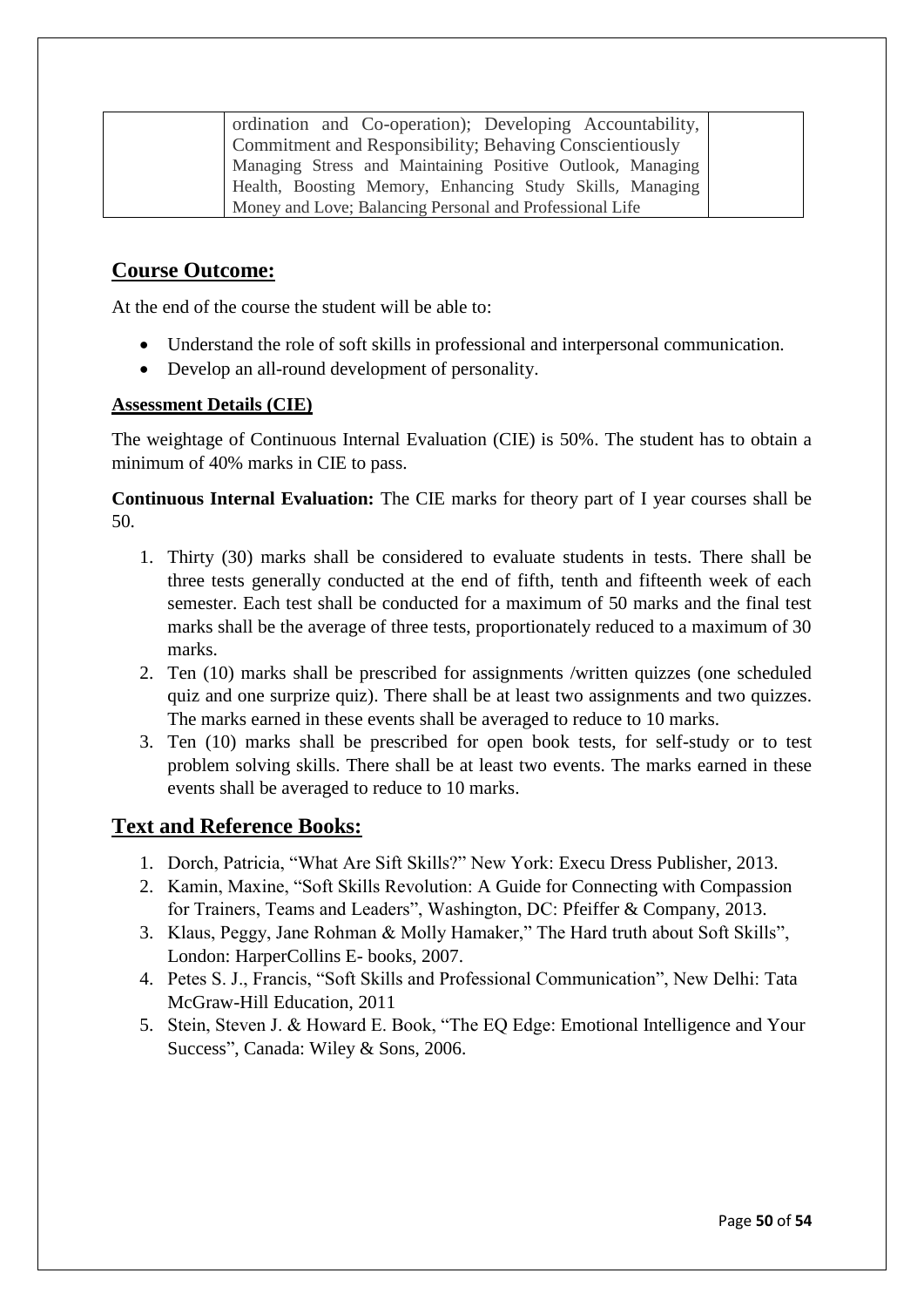| | ordination and Co-operation); Developing Accountability, Commitment and Responsibility; Behaving Conscientiously Managing Stress and Maintaining Positive Outlook, Managing Health, Boosting Memory, Enhancing Study Skills, Managing Money and Love; Balancing Personal and Professional Life | |
|---|---|---|

## Course Outcome:

At the end of the course the student will be able to:

- Understand the role of soft skills in professional and interpersonal communication.
- Develop an all-round development of personality.

**Assessment Details (CIE)**

The weightage of Continuous Internal Evaluation (CIE) is 50%. The student has to obtain a minimum of 40% marks in CIE to pass.

**Continuous Internal Evaluation:** The CIE marks for theory part of I year courses shall be 50.

1. Thirty (30) marks shall be considered to evaluate students in tests. There shall be three tests generally conducted at the end of fifth, tenth and fifteenth week of each semester. Each test shall be conducted for a maximum of 50 marks and the final test marks shall be the average of three tests, proportionately reduced to a maximum of 30 marks.
2. Ten (10) marks shall be prescribed for assignments /written quizzes (one scheduled quiz and one surprize quiz). There shall be at least two assignments and two quizzes. The marks earned in these events shall be averaged to reduce to 10 marks.
3. Ten (10) marks shall be prescribed for open book tests, for self-study or to test problem solving skills. There shall be at least two events. The marks earned in these events shall be averaged to reduce to 10 marks.

## Text and Reference Books:

1. Dorch, Patricia, "What Are Sift Skills?" New York: Execu Dress Publisher, 2013.
2. Kamin, Maxine, "Soft Skills Revolution: A Guide for Connecting with Compassion for Trainers, Teams and Leaders", Washington, DC: Pfeiffer & Company, 2013.
3. Klaus, Peggy, Jane Rohman & Molly Hamaker," The Hard truth about Soft Skills", London: HarperCollins E- books, 2007.
4. Petes S. J., Francis, "Soft Skills and Professional Communication", New Delhi: Tata McGraw-Hill Education, 2011
5. Stein, Steven J. & Howard E. Book, "The EQ Edge: Emotional Intelligence and Your Success", Canada: Wiley & Sons, 2006.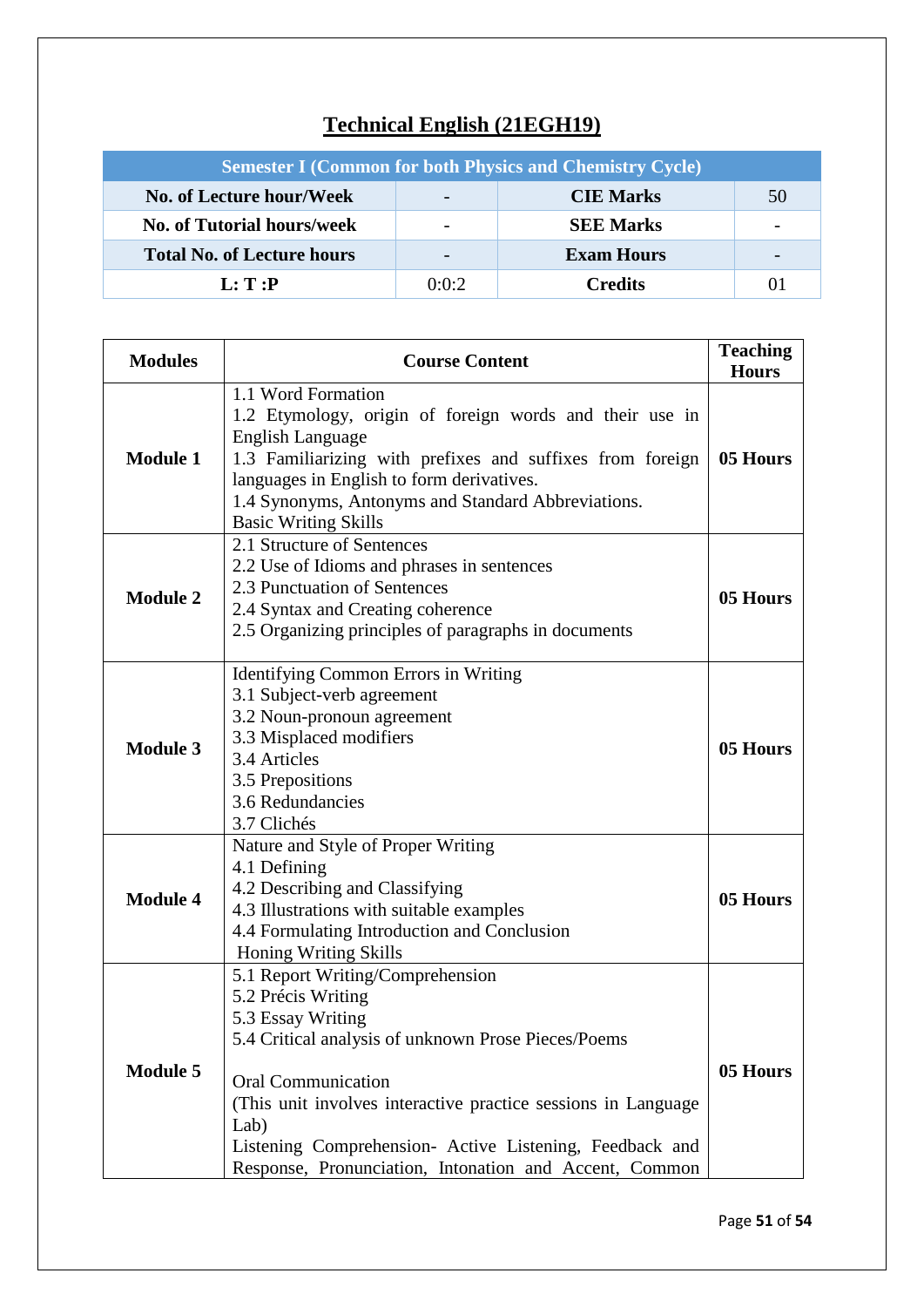# Technical English (21EGH19)

| Semester I (Common for both Physics and Chemistry Cycle) | | | |
|---|---|---|---|
| **No. of Lecture hour/Week** | - | **CIE Marks** | 50 |
| **No. of Tutorial hours/week** | - | **SEE Marks** | - |
| **Total No. of Lecture hours** | - | **Exam Hours** | - |
| **L: T :P** | 0:0:2 | **Credits** | 01 |

| Modules | Course Content | Teaching Hours |
|---|---|---|
| **Module 1** | 1.1 Word Formation<br>1.2 Etymology, origin of foreign words and their use in English Language<br>1.3 Familiarizing with prefixes and suffixes from foreign languages in English to form derivatives.<br>1.4 Synonyms, Antonyms and Standard Abbreviations.<br>Basic Writing Skills | **05 Hours** |
| **Module 2** | 2.1 Structure of Sentences<br>2.2 Use of Idioms and phrases in sentences<br>2.3 Punctuation of Sentences<br>2.4 Syntax and Creating coherence<br>2.5 Organizing principles of paragraphs in documents | **05 Hours** |
| **Module 3** | Identifying Common Errors in Writing<br>3.1 Subject-verb agreement<br>3.2 Noun-pronoun agreement<br>3.3 Misplaced modifiers<br>3.4 Articles<br>3.5 Prepositions<br>3.6 Redundancies<br>3.7 Clichés | **05 Hours** |
| **Module 4** | Nature and Style of Proper Writing<br>4.1 Defining<br>4.2 Describing and Classifying<br>4.3 Illustrations with suitable examples<br>4.4 Formulating Introduction and Conclusion<br>Honing Writing Skills | **05 Hours** |
| **Module 5** | 5.1 Report Writing/Comprehension<br>5.2 Précis Writing<br>5.3 Essay Writing<br>5.4 Critical analysis of unknown Prose Pieces/Poems<br><br>Oral Communication<br>(This unit involves interactive practice sessions in Language Lab)<br>Listening Comprehension- Active Listening, Feedback and Response, Pronunciation, Intonation and Accent, Common | **05 Hours** |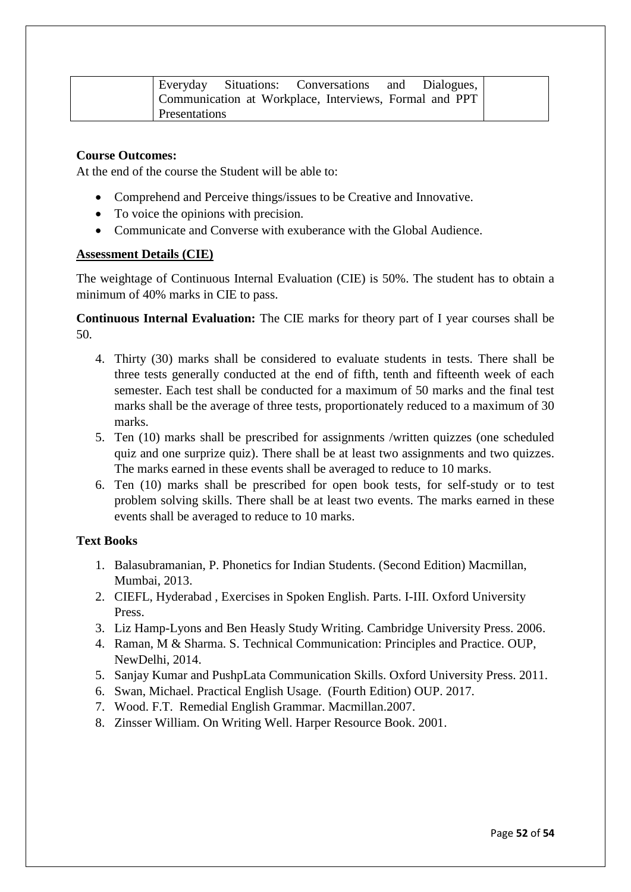| | Everyday Situations: Conversations and Dialogues, Communication at Workplace, Interviews, Formal and PPT Presentations | |
|---|---|---|

**Course Outcomes:**

At the end of the course the Student will be able to:

- Comprehend and Perceive things/issues to be Creative and Innovative.
- To voice the opinions with precision.
- Communicate and Converse with exuberance with the Global Audience.

**Assessment Details (CIE)**

The weightage of Continuous Internal Evaluation (CIE) is 50%. The student has to obtain a minimum of 40% marks in CIE to pass.

**Continuous Internal Evaluation:** The CIE marks for theory part of I year courses shall be 50.

4. Thirty (30) marks shall be considered to evaluate students in tests. There shall be three tests generally conducted at the end of fifth, tenth and fifteenth week of each semester. Each test shall be conducted for a maximum of 50 marks and the final test marks shall be the average of three tests, proportionately reduced to a maximum of 30 marks.
5. Ten (10) marks shall be prescribed for assignments /written quizzes (one scheduled quiz and one surprize quiz). There shall be at least two assignments and two quizzes. The marks earned in these events shall be averaged to reduce to 10 marks.
6. Ten (10) marks shall be prescribed for open book tests, for self-study or to test problem solving skills. There shall be at least two events. The marks earned in these events shall be averaged to reduce to 10 marks.

**Text Books**

1. Balasubramanian, P. Phonetics for Indian Students. (Second Edition) Macmillan, Mumbai, 2013.
2. CIEFL, Hyderabad , Exercises in Spoken English. Parts. I-III. Oxford University Press.
3. Liz Hamp-Lyons and Ben Heasly Study Writing. Cambridge University Press. 2006.
4. Raman, M & Sharma. S. Technical Communication: Principles and Practice. OUP, NewDelhi, 2014.
5. Sanjay Kumar and PushpLata Communication Skills. Oxford University Press. 2011.
6. Swan, Michael. Practical English Usage. (Fourth Edition) OUP. 2017.
7. Wood. F.T. Remedial English Grammar. Macmillan.2007.
8. Zinsser William. On Writing Well. Harper Resource Book. 2001.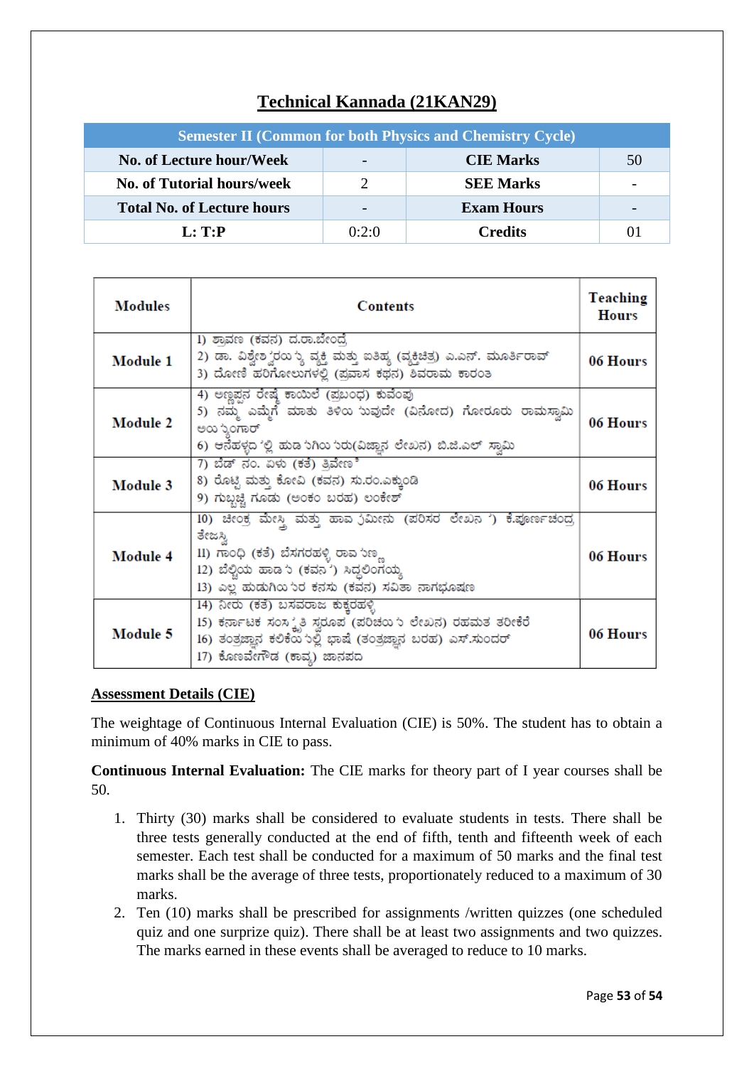# Technical Kannada (21KAN29)

| Semester II (Common for both Physics and Chemistry Cycle) | | | |
|---|---|---|---|
| No. of Lecture hour/Week | - | CIE Marks | 50 |
| No. of Tutorial hours/week | 2 | SEE Marks | - |
| Total No. of Lecture hours | - | Exam Hours | - |
| L: T:P | 0:2:0 | Credits | 01 |

| Modules | Contents | Teaching Hours |
|---|---|---|
| Module 1 | 1) ಶ್ರಾವಣ (ಕವನ) ದ.ರಾ.ಬೇಂದ್ರೆ<br>2) ಡಾ. ವಿಶ್ವೇಶ್ವರಯ್ಯ ವ್ಯಕ್ತಿ ಮತ್ತು ಐತಿಹ್ಯ (ವ್ಯಕ್ತಿಚಿತ್ರ) ಎ.ಎನ್. ಮೂರ್ತಿರಾವ್<br>3) ದೋಣಿ ಹರಿಗೋಲುಗಳಲ್ಲಿ (ಪ್ರವಾಸ ಕಥನ) ಶಿವರಾಮ ಕಾರಂತ | 06 Hours |
| Module 2 | 4) ಅಣ್ಣಪ್ಪನ ರೇಷ್ಮೆ ಕಾಯಿಲೆ (ಪ್ರಬಂಧ) ಕುವೆಂಪು<br>5) ನಮ್ಮ ಎಮ್ಮೆಗೆ ಮಾತು ತಿಳಿಯ ುವುದೇ (ವಿನೋದ) ಗೊರೂರು ರಾಮಸ್ವಾಮಿ ಅಯ್ಯಂಗಾರ್<br>6) ಆನೆಹಳ್ಳದ 'ಲ್ಲಿ ಹುಡ ುಗಿಯ ುರು(ವಿಜ್ಞಾನ ಲೇಖನ) ಬಿ.ಜಿ.ಎಲ್ ಸ್ವಾಮಿ | 06 Hours |
| Module 3 | 7) ಬೆಡ್ ನಂ. ಏಳು (ಕತೆ) ತ್ರಿವೇಣಿ<br>8) ರೊಟ್ಟಿ ಮತ್ತು ಕೋವಿ (ಕವನ) ಸು.ರಂ.ಎಕ್ಕುಂಡಿ<br>9) ಗುಬ್ಬಚ್ಚಿ ಗೂಡು (ಅಂಕಣ ಬರಹ) ಲಂಕೇಶ್ | 06 Hours |
| Module 4 | 10) ಚೀಂಕ ಮೇಸ್ತ್ರಿ ಮತ್ತು ಹಾವ ುಮೀನು (ಪರಿಸರ ಲೇಖನ ') ಕೆ.ಪೂರ್ಣಚಂದ್ರ ತೇಜಸ್ವಿ<br>11) ಗಾಂಧಿ (ಕತೆ) ಬೆಸಗರಹಳ್ಳಿ ರಾಮ ುಣ್ಣ<br>12) ಬೆಳ್ಳಿಯ ಹಾಡ ು (ಕವನ ') ಸಿದ್ಧಲಿಂಗಯ್ಯ<br>13) ಎಲ್ಲ ಹುಡುಗಿಯ ುರ ಕನಸು (ಕವನ) ಸವಿತಾ ನಾಗಭೂಷಣ | 06 Hours |
| Module 5 | 14) ನೀರು (ಕತೆ) ಬಸವರಾಜ ಕುಕ್ಕರಹಳ್ಳಿ<br>15) ಕರ್ನಾಟಕ ಸಂಸ್ಕೃತಿ ಸ್ವರೂಪ (ಪರಿಚಯ ು ಲೇಖನ) ರಹಮತ ತರೀಕೆರೆ<br>16) ತಂತ್ರಜ್ಞಾನ ಕಲಿಕೆಯ ುಲ್ಲಿ ಭಾಷೆ (ತಂತ್ರಜ್ಞಾನ ಬರಹ) ಎಸ್.ಸುಂದರ್<br>17) ಕೋಣವೇಗೌಡ (ಕಾವ್ಯ) ಜಾನಪದ | 06 Hours |

## Assessment Details (CIE)

The weightage of Continuous Internal Evaluation (CIE) is 50%. The student has to obtain a minimum of 40% marks in CIE to pass.

**Continuous Internal Evaluation:** The CIE marks for theory part of I year courses shall be 50.

1. Thirty (30) marks shall be considered to evaluate students in tests. There shall be three tests generally conducted at the end of fifth, tenth and fifteenth week of each semester. Each test shall be conducted for a maximum of 50 marks and the final test marks shall be the average of three tests, proportionately reduced to a maximum of 30 marks.
2. Ten (10) marks shall be prescribed for assignments /written quizzes (one scheduled quiz and one surprize quiz). There shall be at least two assignments and two quizzes. The marks earned in these events shall be averaged to reduce to 10 marks.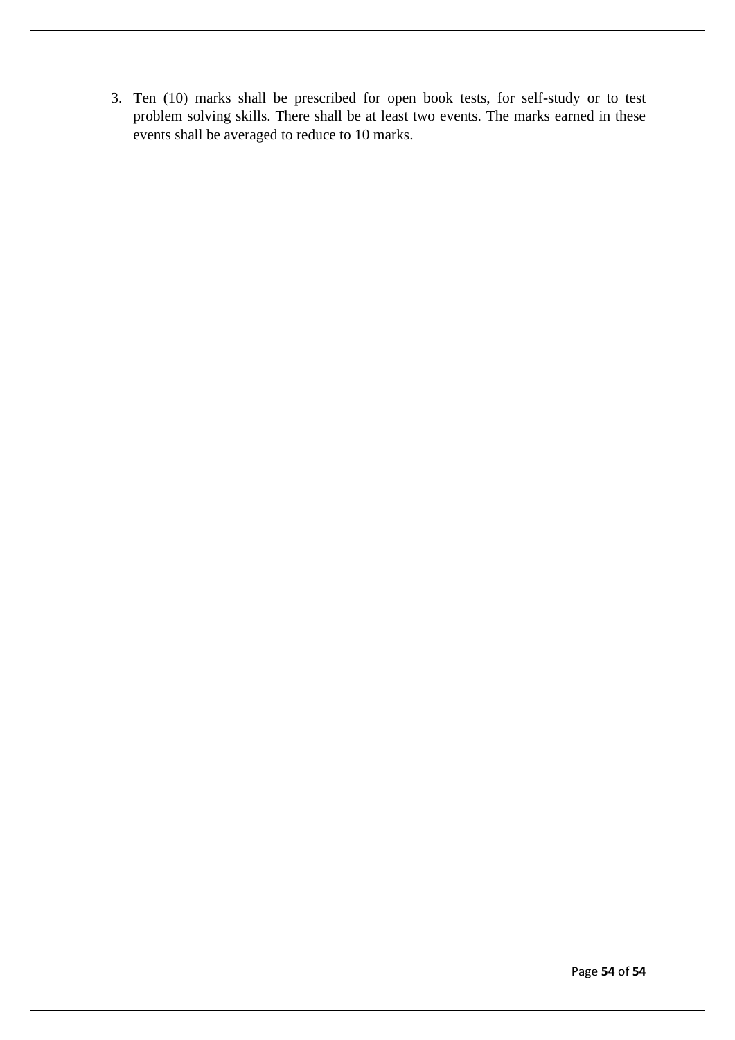3. Ten (10) marks shall be prescribed for open book tests, for self-study or to test problem solving skills. There shall be at least two events. The marks earned in these events shall be averaged to reduce to 10 marks.